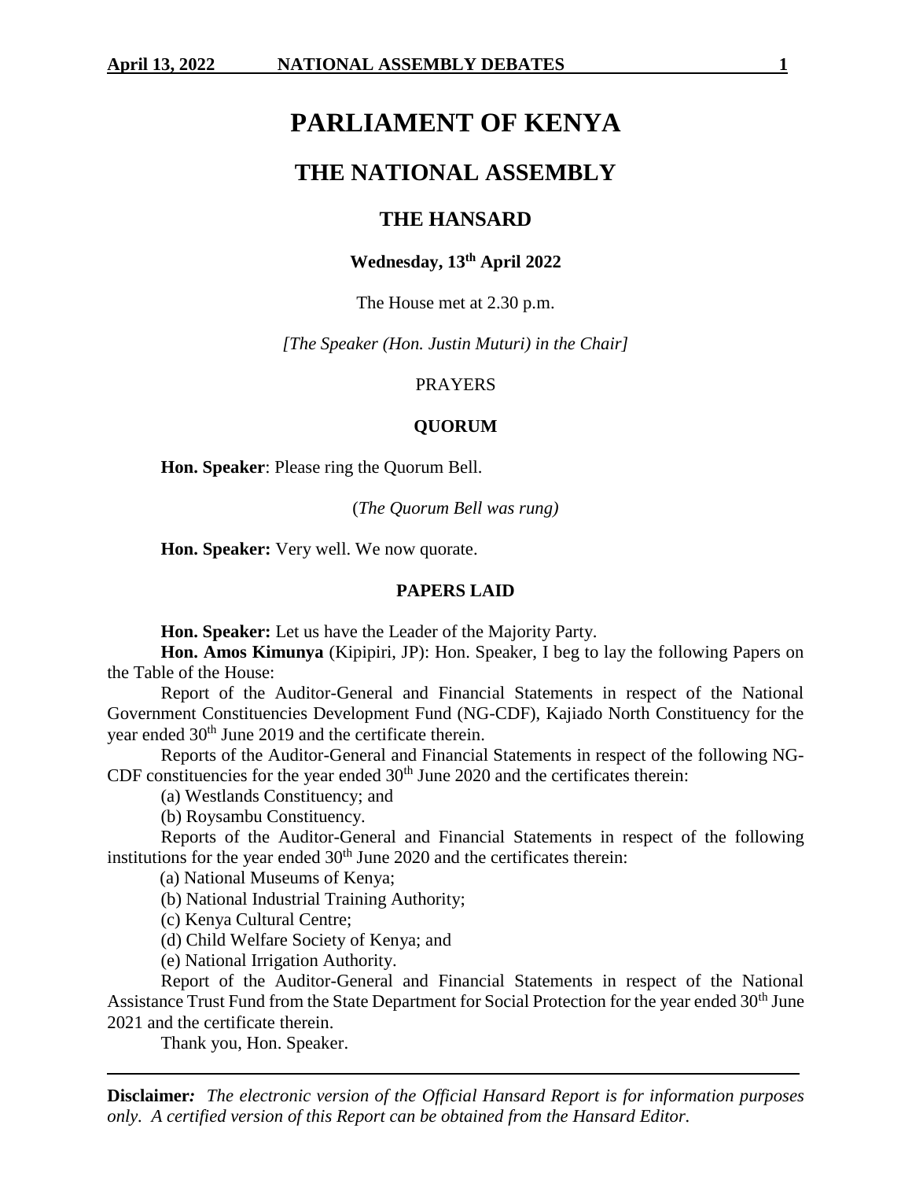# PARLIAMENT OF KENYA

## THE NATIONAL ASSEMBLY

### THE HANSARD

**Wednesday, 13th April 2022**

The House met at 2.30 p.m.

*[The Speaker (Hon. Justin Muturi) in the Chair]*

PRAYERS

**QUORUM**

**Hon. Speaker**: Please ring the Quorum Bell.

(*The Quorum Bell was rung)*

**Hon. Speaker:** Very well. We now quorate.

**PAPERS LAID**

**Hon. Speaker:** Let us have the Leader of the Majority Party.

**Hon. Amos Kimunya** (Kipipiri, JP): Hon. Speaker, I beg to lay the following Papers on the Table of the House:

Report of the Auditor-General and Financial Statements in respect of the National Government Constituencies Development Fund (NG-CDF), Kajiado North Constituency for the year ended 30th June 2019 and the certificate therein.

Reports of the Auditor-General and Financial Statements in respect of the following NG-CDF constituencies for the year ended 30th June 2020 and the certificates therein:

(a) Westlands Constituency; and

(b) Roysambu Constituency.

Reports of the Auditor-General and Financial Statements in respect of the following institutions for the year ended 30th June 2020 and the certificates therein:

(a) National Museums of Kenya;

(b) National Industrial Training Authority;

(c) Kenya Cultural Centre;

(d) Child Welfare Society of Kenya; and

(e) National Irrigation Authority.

Report of the Auditor-General and Financial Statements in respect of the National Assistance Trust Fund from the State Department for Social Protection for the year ended 30th June 2021 and the certificate therein.

Thank you, Hon. Speaker.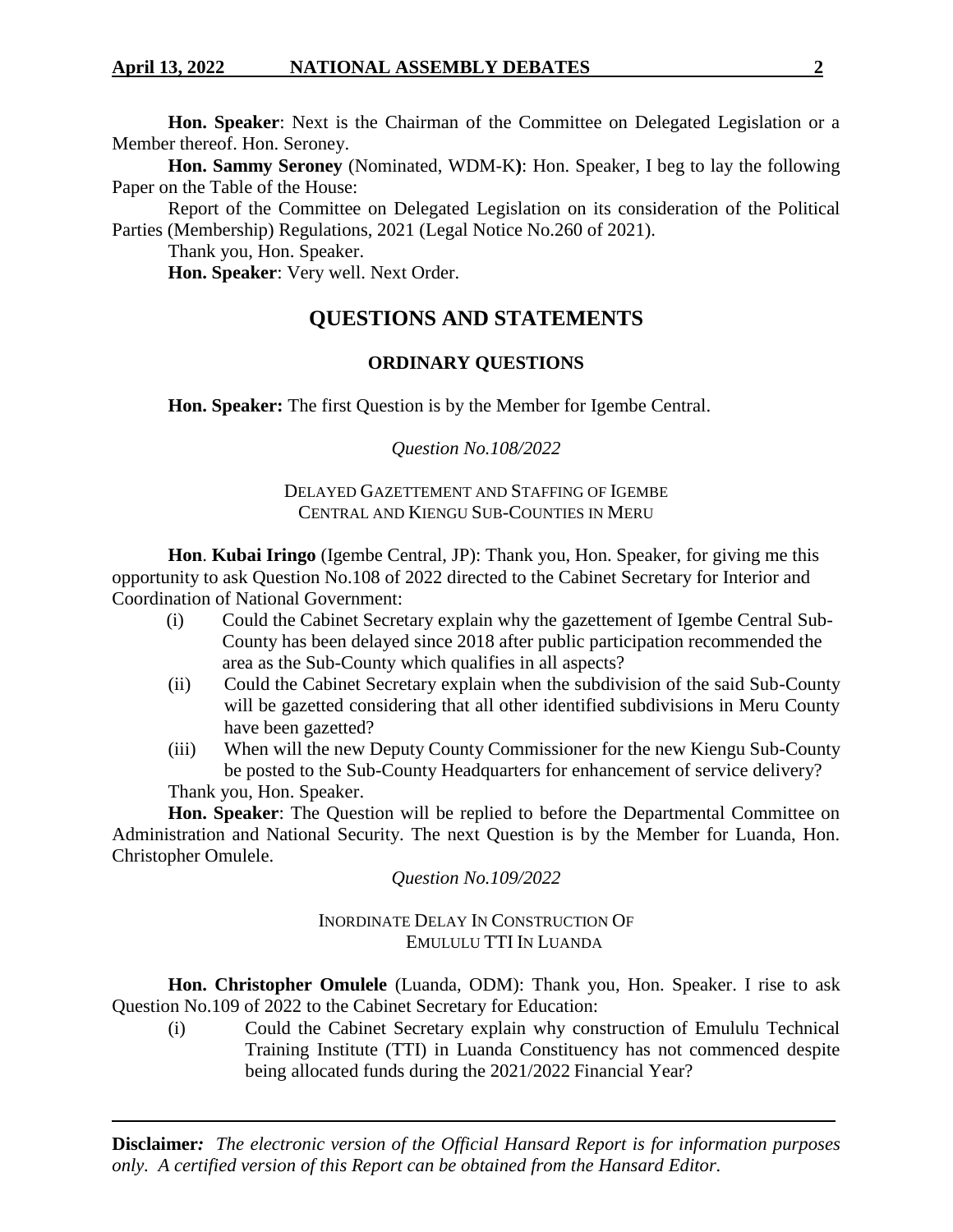**Hon. Speaker**: Next is the Chairman of the Committee on Delegated Legislation or a Member thereof. Hon. Seroney.

**Hon. Sammy Seroney** (Nominated, WDM-K**)**: Hon. Speaker, I beg to lay the following Paper on the Table of the House:

Report of the Committee on Delegated Legislation on its consideration of the Political Parties (Membership) Regulations, 2021 (Legal Notice No.260 of 2021).

Thank you, Hon. Speaker.

**Hon. Speaker**: Very well. Next Order.

## QUESTIONS AND STATEMENTS

### ORDINARY QUESTIONS

**Hon. Speaker:** The first Question is by the Member for Igembe Central.

*Question No.108/2022*

DELAYED GAZETTEMENT AND STAFFING OF IGEMBE CENTRAL AND KIENGU SUB-COUNTIES IN MERU

**Hon**. **Kubai Iringo** (Igembe Central, JP): Thank you, Hon. Speaker, for giving me this opportunity to ask Question No.108 of 2022 directed to the Cabinet Secretary for Interior and Coordination of National Government:

(i) Could the Cabinet Secretary explain why the gazettement of Igembe Central Sub-County has been delayed since 2018 after public participation recommended the area as the Sub-County which qualifies in all aspects?

(ii) Could the Cabinet Secretary explain when the subdivision of the said Sub-County will be gazetted considering that all other identified subdivisions in Meru County have been gazetted?

(iii) When will the new Deputy County Commissioner for the new Kiengu Sub-County be posted to the Sub-County Headquarters for enhancement of service delivery?

Thank you, Hon. Speaker.

**Hon. Speaker**: The Question will be replied to before the Departmental Committee on Administration and National Security. The next Question is by the Member for Luanda, Hon. Christopher Omulele.

*Question No.109/2022*

INORDINATE DELAY IN CONSTRUCTION OF EMULULU TTI IN LUANDA

**Hon. Christopher Omulele** (Luanda, ODM): Thank you, Hon. Speaker. I rise to ask Question No.109 of 2022 to the Cabinet Secretary for Education:

(i) Could the Cabinet Secretary explain why construction of Emululu Technical Training Institute (TTI) in Luanda Constituency has not commenced despite being allocated funds during the 2021/2022 Financial Year?

---

**Disclaimer***:* *The electronic version of the Official Hansard Report is for information purposes only. A certified version of this Report can be obtained from the Hansard Editor.*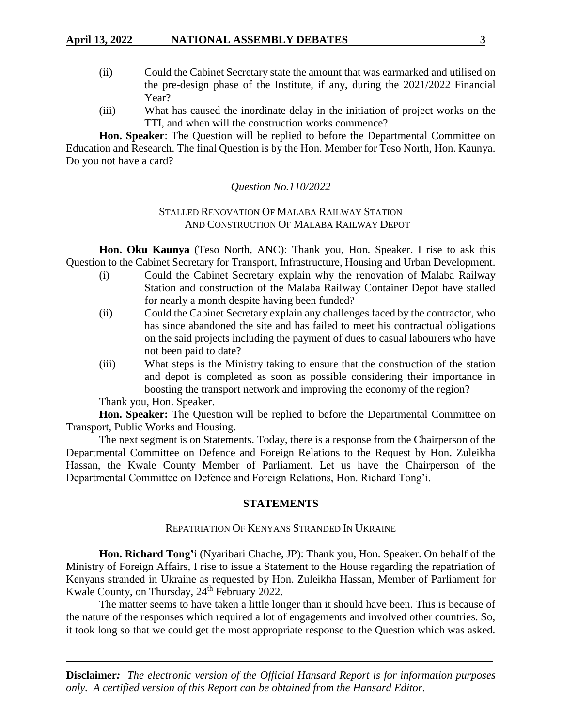(ii) Could the Cabinet Secretary state the amount that was earmarked and utilised on the pre-design phase of the Institute, if any, during the 2021/2022 Financial Year?

(iii) What has caused the inordinate delay in the initiation of project works on the TTI, and when will the construction works commence?

**Hon. Speaker**: The Question will be replied to before the Departmental Committee on Education and Research. The final Question is by the Hon. Member for Teso North, Hon. Kaunya. Do you not have a card?

*Question No.110/2022*

STALLED RENOVATION OF MALABA RAILWAY STATION AND CONSTRUCTION OF MALABA RAILWAY DEPOT

**Hon. Oku Kaunya** (Teso North, ANC): Thank you, Hon. Speaker. I rise to ask this Question to the Cabinet Secretary for Transport, Infrastructure, Housing and Urban Development.

(i) Could the Cabinet Secretary explain why the renovation of Malaba Railway Station and construction of the Malaba Railway Container Depot have stalled for nearly a month despite having been funded?

(ii) Could the Cabinet Secretary explain any challenges faced by the contractor, who has since abandoned the site and has failed to meet his contractual obligations on the said projects including the payment of dues to casual labourers who have not been paid to date?

(iii) What steps is the Ministry taking to ensure that the construction of the station and depot is completed as soon as possible considering their importance in boosting the transport network and improving the economy of the region?

Thank you, Hon. Speaker.

**Hon. Speaker:** The Question will be replied to before the Departmental Committee on Transport, Public Works and Housing.

The next segment is on Statements. Today, there is a response from the Chairperson of the Departmental Committee on Defence and Foreign Relations to the Request by Hon. Zuleikha Hassan, the Kwale County Member of Parliament. Let us have the Chairperson of the Departmental Committee on Defence and Foreign Relations, Hon. Richard Tong'i.

## STATEMENTS

REPATRIATION OF KENYANS STRANDED IN UKRAINE

**Hon. Richard Tong'**i (Nyaribari Chache, JP): Thank you, Hon. Speaker. On behalf of the Ministry of Foreign Affairs, I rise to issue a Statement to the House regarding the repatriation of Kenyans stranded in Ukraine as requested by Hon. Zuleikha Hassan, Member of Parliament for Kwale County, on Thursday, 24th February 2022.

The matter seems to have taken a little longer than it should have been. This is because of the nature of the responses which required a lot of engagements and involved other countries. So, it took long so that we could get the most appropriate response to the Question which was asked.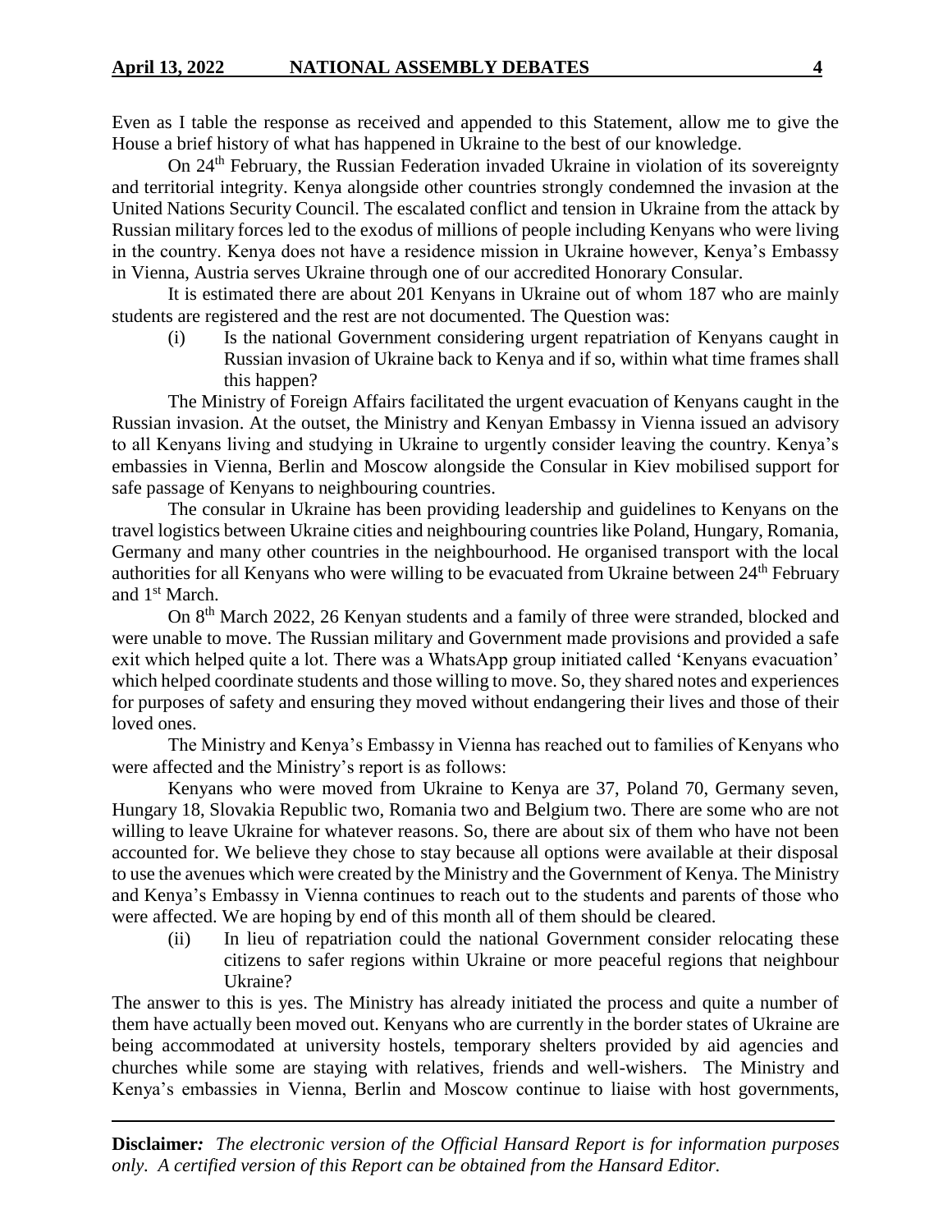Even as I table the response as received and appended to this Statement, allow me to give the House a brief history of what has happened in Ukraine to the best of our knowledge.

On 24th February, the Russian Federation invaded Ukraine in violation of its sovereignty and territorial integrity. Kenya alongside other countries strongly condemned the invasion at the United Nations Security Council. The escalated conflict and tension in Ukraine from the attack by Russian military forces led to the exodus of millions of people including Kenyans who were living in the country. Kenya does not have a residence mission in Ukraine however, Kenya's Embassy in Vienna, Austria serves Ukraine through one of our accredited Honorary Consular.

It is estimated there are about 201 Kenyans in Ukraine out of whom 187 who are mainly students are registered and the rest are not documented. The Question was:

(i) Is the national Government considering urgent repatriation of Kenyans caught in Russian invasion of Ukraine back to Kenya and if so, within what time frames shall this happen?

The Ministry of Foreign Affairs facilitated the urgent evacuation of Kenyans caught in the Russian invasion. At the outset, the Ministry and Kenyan Embassy in Vienna issued an advisory to all Kenyans living and studying in Ukraine to urgently consider leaving the country. Kenya's embassies in Vienna, Berlin and Moscow alongside the Consular in Kiev mobilised support for safe passage of Kenyans to neighbouring countries.

The consular in Ukraine has been providing leadership and guidelines to Kenyans on the travel logistics between Ukraine cities and neighbouring countries like Poland, Hungary, Romania, Germany and many other countries in the neighbourhood. He organised transport with the local authorities for all Kenyans who were willing to be evacuated from Ukraine between 24th February and 1st March.

On 8th March 2022, 26 Kenyan students and a family of three were stranded, blocked and were unable to move. The Russian military and Government made provisions and provided a safe exit which helped quite a lot. There was a WhatsApp group initiated called 'Kenyans evacuation' which helped coordinate students and those willing to move. So, they shared notes and experiences for purposes of safety and ensuring they moved without endangering their lives and those of their loved ones.

The Ministry and Kenya's Embassy in Vienna has reached out to families of Kenyans who were affected and the Ministry's report is as follows:

Kenyans who were moved from Ukraine to Kenya are 37, Poland 70, Germany seven, Hungary 18, Slovakia Republic two, Romania two and Belgium two. There are some who are not willing to leave Ukraine for whatever reasons. So, there are about six of them who have not been accounted for. We believe they chose to stay because all options were available at their disposal to use the avenues which were created by the Ministry and the Government of Kenya. The Ministry and Kenya's Embassy in Vienna continues to reach out to the students and parents of those who were affected. We are hoping by end of this month all of them should be cleared.

(ii) In lieu of repatriation could the national Government consider relocating these citizens to safer regions within Ukraine or more peaceful regions that neighbour Ukraine?

The answer to this is yes. The Ministry has already initiated the process and quite a number of them have actually been moved out. Kenyans who are currently in the border states of Ukraine are being accommodated at university hostels, temporary shelters provided by aid agencies and churches while some are staying with relatives, friends and well-wishers. The Ministry and Kenya's embassies in Vienna, Berlin and Moscow continue to liaise with host governments,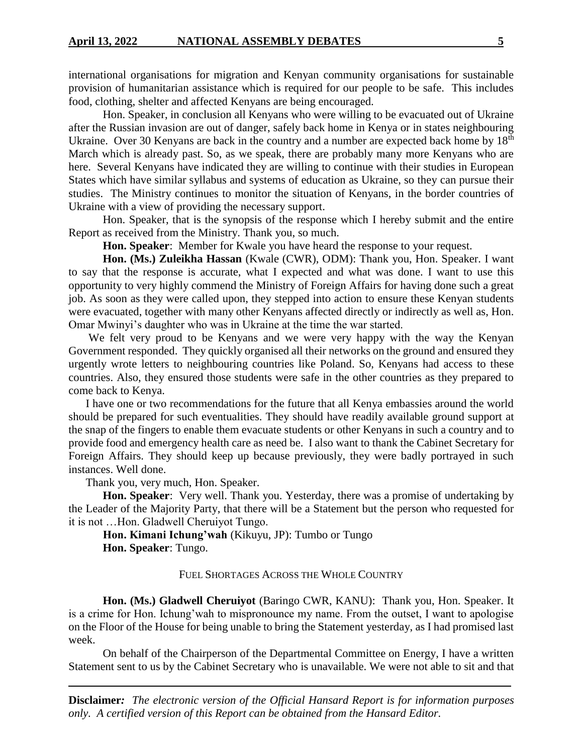international organisations for migration and Kenyan community organisations for sustainable provision of humanitarian assistance which is required for our people to be safe. This includes food, clothing, shelter and affected Kenyans are being encouraged.

Hon. Speaker, in conclusion all Kenyans who were willing to be evacuated out of Ukraine after the Russian invasion are out of danger, safely back home in Kenya or in states neighbouring Ukraine. Over 30 Kenyans are back in the country and a number are expected back home by 18th March which is already past. So, as we speak, there are probably many more Kenyans who are here. Several Kenyans have indicated they are willing to continue with their studies in European States which have similar syllabus and systems of education as Ukraine, so they can pursue their studies. The Ministry continues to monitor the situation of Kenyans, in the border countries of Ukraine with a view of providing the necessary support.

Hon. Speaker, that is the synopsis of the response which I hereby submit and the entire Report as received from the Ministry. Thank you, so much.

**Hon. Speaker**: Member for Kwale you have heard the response to your request.

**Hon. (Ms.) Zuleikha Hassan** (Kwale (CWR), ODM): Thank you, Hon. Speaker. I want to say that the response is accurate, what I expected and what was done. I want to use this opportunity to very highly commend the Ministry of Foreign Affairs for having done such a great job. As soon as they were called upon, they stepped into action to ensure these Kenyan students were evacuated, together with many other Kenyans affected directly or indirectly as well as, Hon. Omar Mwinyi's daughter who was in Ukraine at the time the war started.

We felt very proud to be Kenyans and we were very happy with the way the Kenyan Government responded. They quickly organised all their networks on the ground and ensured they urgently wrote letters to neighbouring countries like Poland. So, Kenyans had access to these countries. Also, they ensured those students were safe in the other countries as they prepared to come back to Kenya.

I have one or two recommendations for the future that all Kenya embassies around the world should be prepared for such eventualities. They should have readily available ground support at the snap of the fingers to enable them evacuate students or other Kenyans in such a country and to provide food and emergency health care as need be. I also want to thank the Cabinet Secretary for Foreign Affairs. They should keep up because previously, they were badly portrayed in such instances. Well done.

Thank you, very much, Hon. Speaker.

**Hon. Speaker**: Very well. Thank you. Yesterday, there was a promise of undertaking by the Leader of the Majority Party, that there will be a Statement but the person who requested for it is not …Hon. Gladwell Cheruiyot Tungo.

**Hon. Kimani Ichung'wah** (Kikuyu, JP): Tumbo or Tungo

**Hon. Speaker**: Tungo.

## FUEL SHORTAGES ACROSS THE WHOLE COUNTRY

**Hon. (Ms.) Gladwell Cheruiyot** (Baringo CWR, KANU): Thank you, Hon. Speaker. It is a crime for Hon. Ichung'wah to mispronounce my name. From the outset, I want to apologise on the Floor of the House for being unable to bring the Statement yesterday, as I had promised last week.

On behalf of the Chairperson of the Departmental Committee on Energy, I have a written Statement sent to us by the Cabinet Secretary who is unavailable. We were not able to sit and that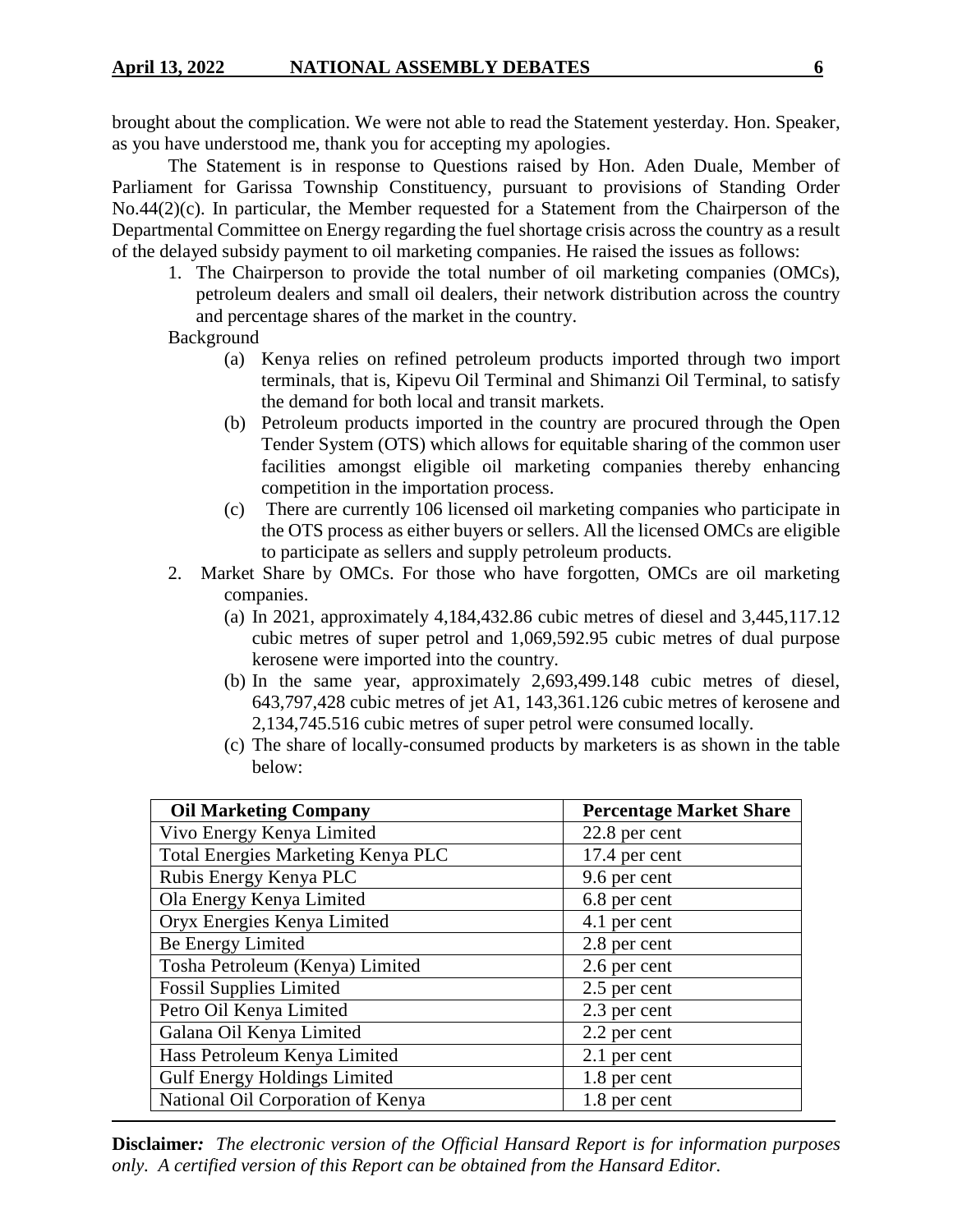brought about the complication. We were not able to read the Statement yesterday. Hon. Speaker, as you have understood me, thank you for accepting my apologies.

The Statement is in response to Questions raised by Hon. Aden Duale, Member of Parliament for Garissa Township Constituency, pursuant to provisions of Standing Order No.44(2)(c). In particular, the Member requested for a Statement from the Chairperson of the Departmental Committee on Energy regarding the fuel shortage crisis across the country as a result of the delayed subsidy payment to oil marketing companies. He raised the issues as follows:

1. The Chairperson to provide the total number of oil marketing companies (OMCs), petroleum dealers and small oil dealers, their network distribution across the country and percentage shares of the market in the country.

Background

(a) Kenya relies on refined petroleum products imported through two import terminals, that is, Kipevu Oil Terminal and Shimanzi Oil Terminal, to satisfy the demand for both local and transit markets.

(b) Petroleum products imported in the country are procured through the Open Tender System (OTS) which allows for equitable sharing of the common user facilities amongst eligible oil marketing companies thereby enhancing competition in the importation process.

(c) There are currently 106 licensed oil marketing companies who participate in the OTS process as either buyers or sellers. All the licensed OMCs are eligible to participate as sellers and supply petroleum products.

2. Market Share by OMCs. For those who have forgotten, OMCs are oil marketing companies.

(a) In 2021, approximately 4,184,432.86 cubic metres of diesel and 3,445,117.12 cubic metres of super petrol and 1,069,592.95 cubic metres of dual purpose kerosene were imported into the country.

(b) In the same year, approximately 2,693,499.148 cubic metres of diesel, 643,797,428 cubic metres of jet A1, 143,361.126 cubic metres of kerosene and 2,134,745.516 cubic metres of super petrol were consumed locally.

(c) The share of locally-consumed products by marketers is as shown in the table below:

| Oil Marketing Company | Percentage Market Share |
|---|---|
| Vivo Energy Kenya Limited | 22.8 per cent |
| Total Energies Marketing Kenya PLC | 17.4 per cent |
| Rubis Energy Kenya PLC | 9.6 per cent |
| Ola Energy Kenya Limited | 6.8 per cent |
| Oryx Energies Kenya Limited | 4.1 per cent |
| Be Energy Limited | 2.8 per cent |
| Tosha Petroleum (Kenya) Limited | 2.6 per cent |
| Fossil Supplies Limited | 2.5 per cent |
| Petro Oil Kenya Limited | 2.3 per cent |
| Galana Oil Kenya Limited | 2.2 per cent |
| Hass Petroleum Kenya Limited | 2.1 per cent |
| Gulf Energy Holdings Limited | 1.8 per cent |
| National Oil Corporation of Kenya | 1.8 per cent |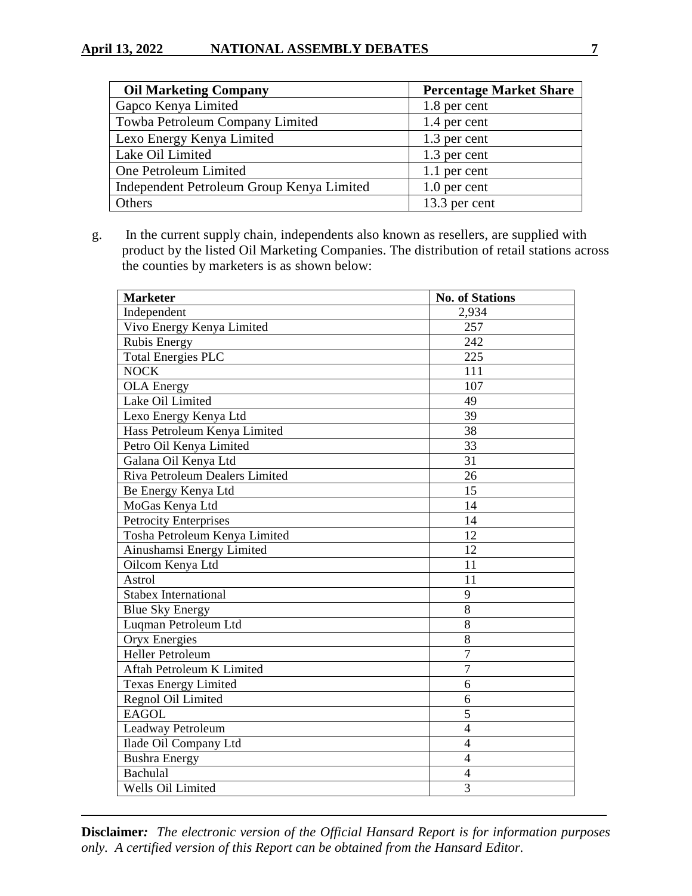| Oil Marketing Company | Percentage Market Share |
|---|---|
| Gapco Kenya Limited | 1.8 per cent |
| Towba Petroleum Company Limited | 1.4 per cent |
| Lexo Energy Kenya Limited | 1.3 per cent |
| Lake Oil Limited | 1.3 per cent |
| One Petroleum Limited | 1.1 per cent |
| Independent Petroleum Group Kenya Limited | 1.0 per cent |
| Others | 13.3 per cent |

g. In the current supply chain, independents also known as resellers, are supplied with product by the listed Oil Marketing Companies. The distribution of retail stations across the counties by marketers is as shown below:

| Marketer | No. of Stations |
|---|---|
| Independent | 2,934 |
| Vivo Energy Kenya Limited | 257 |
| Rubis Energy | 242 |
| Total Energies PLC | 225 |
| NOCK | 111 |
| OLA Energy | 107 |
| Lake Oil Limited | 49 |
| Lexo Energy Kenya Ltd | 39 |
| Hass Petroleum Kenya Limited | 38 |
| Petro Oil Kenya Limited | 33 |
| Galana Oil Kenya Ltd | 31 |
| Riva Petroleum Dealers Limited | 26 |
| Be Energy Kenya Ltd | 15 |
| MoGas Kenya Ltd | 14 |
| Petrocity Enterprises | 14 |
| Tosha Petroleum Kenya Limited | 12 |
| Ainushamsi Energy Limited | 12 |
| Oilcom Kenya Ltd | 11 |
| Astrol | 11 |
| Stabex International | 9 |
| Blue Sky Energy | 8 |
| Luqman Petroleum Ltd | 8 |
| Oryx Energies | 8 |
| Heller Petroleum | 7 |
| Aftah Petroleum K Limited | 7 |
| Texas Energy Limited | 6 |
| Regnol Oil Limited | 6 |
| EAGOL | 5 |
| Leadway Petroleum | 4 |
| Ilade Oil Company Ltd | 4 |
| Bushra Energy | 4 |
| Bachulal | 4 |
| Wells Oil Limited | 3 |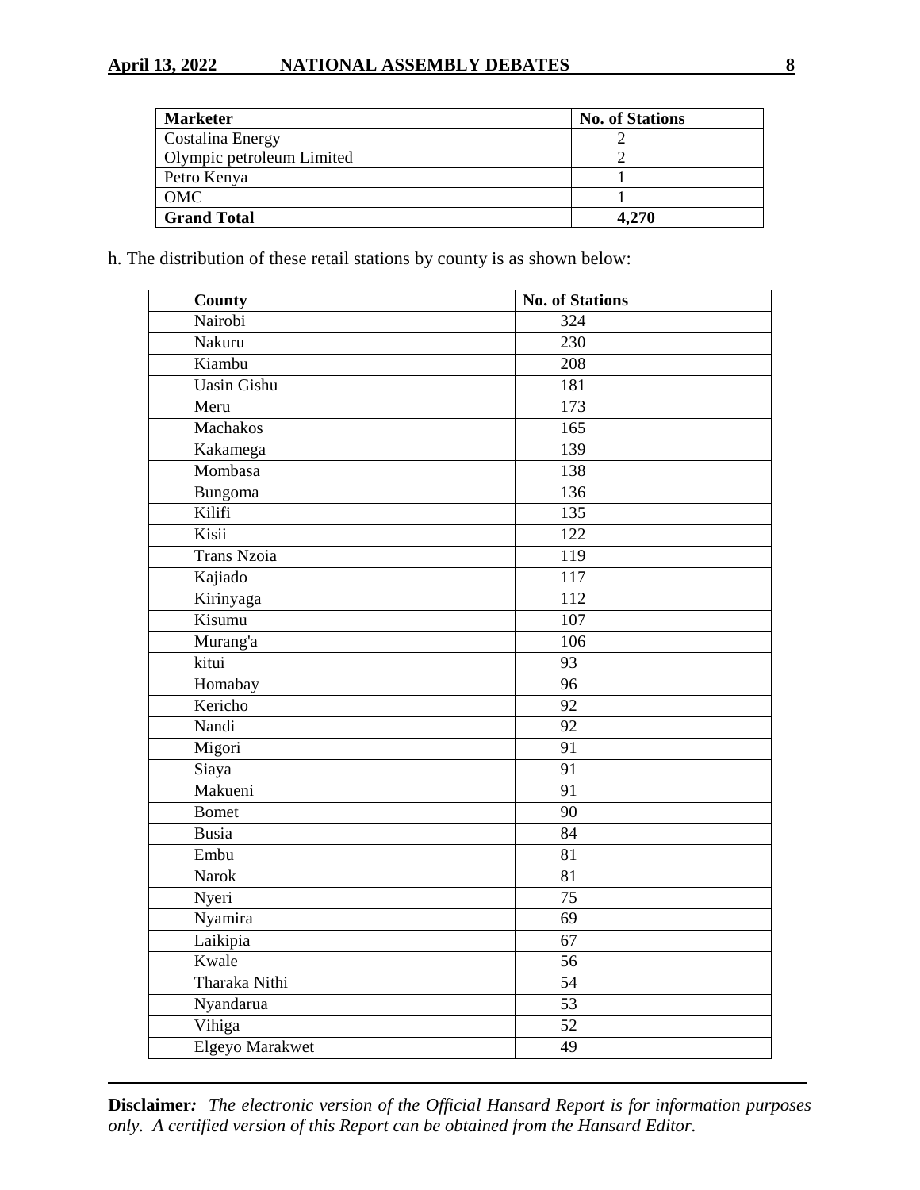| **Marketer** | **No. of Stations** |
| --- | --- |
| Costalina Energy | 2 |
| Olympic petroleum Limited | 2 |
| Petro Kenya | 1 |
| OMC | 1 |
| **Grand Total** | **4,270** |

h. The distribution of these retail stations by county is as shown below:

| **County** | **No. of Stations** |
| --- | --- |
| Nairobi | 324 |
| Nakuru | 230 |
| Kiambu | 208 |
| Uasin Gishu | 181 |
| Meru | 173 |
| Machakos | 165 |
| Kakamega | 139 |
| Mombasa | 138 |
| Bungoma | 136 |
| Kilifi | 135 |
| Kisii | 122 |
| Trans Nzoia | 119 |
| Kajiado | 117 |
| Kirinyaga | 112 |
| Kisumu | 107 |
| Murang'a | 106 |
| kitui | 93 |
| Homabay | 96 |
| Kericho | 92 |
| Nandi | 92 |
| Migori | 91 |
| Siaya | 91 |
| Makueni | 91 |
| Bomet | 90 |
| Busia | 84 |
| Embu | 81 |
| Narok | 81 |
| Nyeri | 75 |
| Nyamira | 69 |
| Laikipia | 67 |
| Kwale | 56 |
| Tharaka Nithi | 54 |
| Nyandarua | 53 |
| Vihiga | 52 |
| Elgeyo Marakwet | 49 |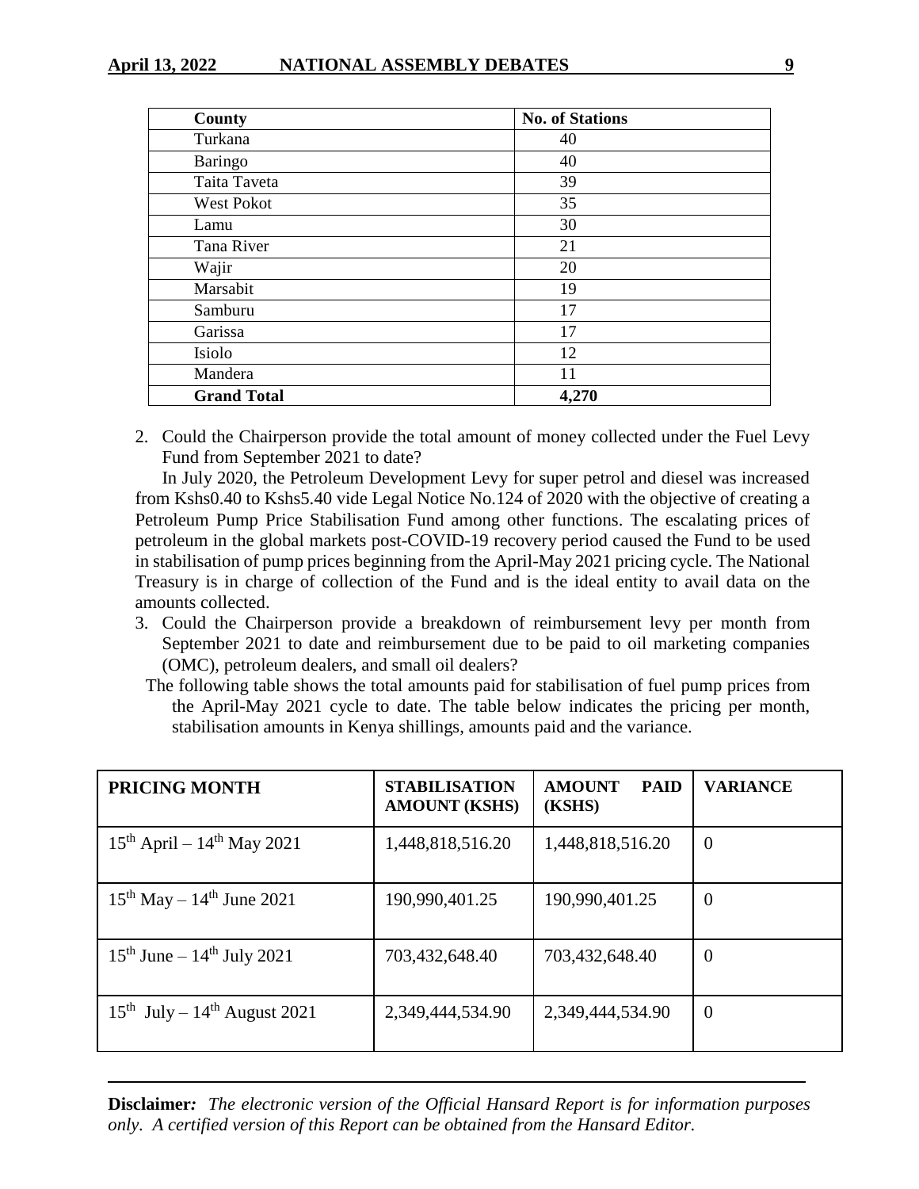| County | No. of Stations |
|---|---|
| Turkana | 40 |
| Baringo | 40 |
| Taita Taveta | 39 |
| West Pokot | 35 |
| Lamu | 30 |
| Tana River | 21 |
| Wajir | 20 |
| Marsabit | 19 |
| Samburu | 17 |
| Garissa | 17 |
| Isiolo | 12 |
| Mandera | 11 |
| **Grand Total** | **4,270** |

2. Could the Chairperson provide the total amount of money collected under the Fuel Levy Fund from September 2021 to date?

In July 2020, the Petroleum Development Levy for super petrol and diesel was increased from Kshs0.40 to Kshs5.40 vide Legal Notice No.124 of 2020 with the objective of creating a Petroleum Pump Price Stabilisation Fund among other functions. The escalating prices of petroleum in the global markets post-COVID-19 recovery period caused the Fund to be used in stabilisation of pump prices beginning from the April-May 2021 pricing cycle. The National Treasury is in charge of collection of the Fund and is the ideal entity to avail data on the amounts collected.

3. Could the Chairperson provide a breakdown of reimbursement levy per month from September 2021 to date and reimbursement due to be paid to oil marketing companies (OMC), petroleum dealers, and small oil dealers?

The following table shows the total amounts paid for stabilisation of fuel pump prices from the April-May 2021 cycle to date. The table below indicates the pricing per month, stabilisation amounts in Kenya shillings, amounts paid and the variance.

| PRICING MONTH | STABILISATION AMOUNT (KSHS) | AMOUNT PAID (KSHS) | VARIANCE |
|---|---|---|---|
| 15th April – 14th May 2021 | 1,448,818,516.20 | 1,448,818,516.20 | 0 |
| 15th May – 14th June 2021 | 190,990,401.25 | 190,990,401.25 | 0 |
| 15th June – 14th July 2021 | 703,432,648.40 | 703,432,648.40 | 0 |
| 15th July – 14th August 2021 | 2,349,444,534.90 | 2,349,444,534.90 | 0 |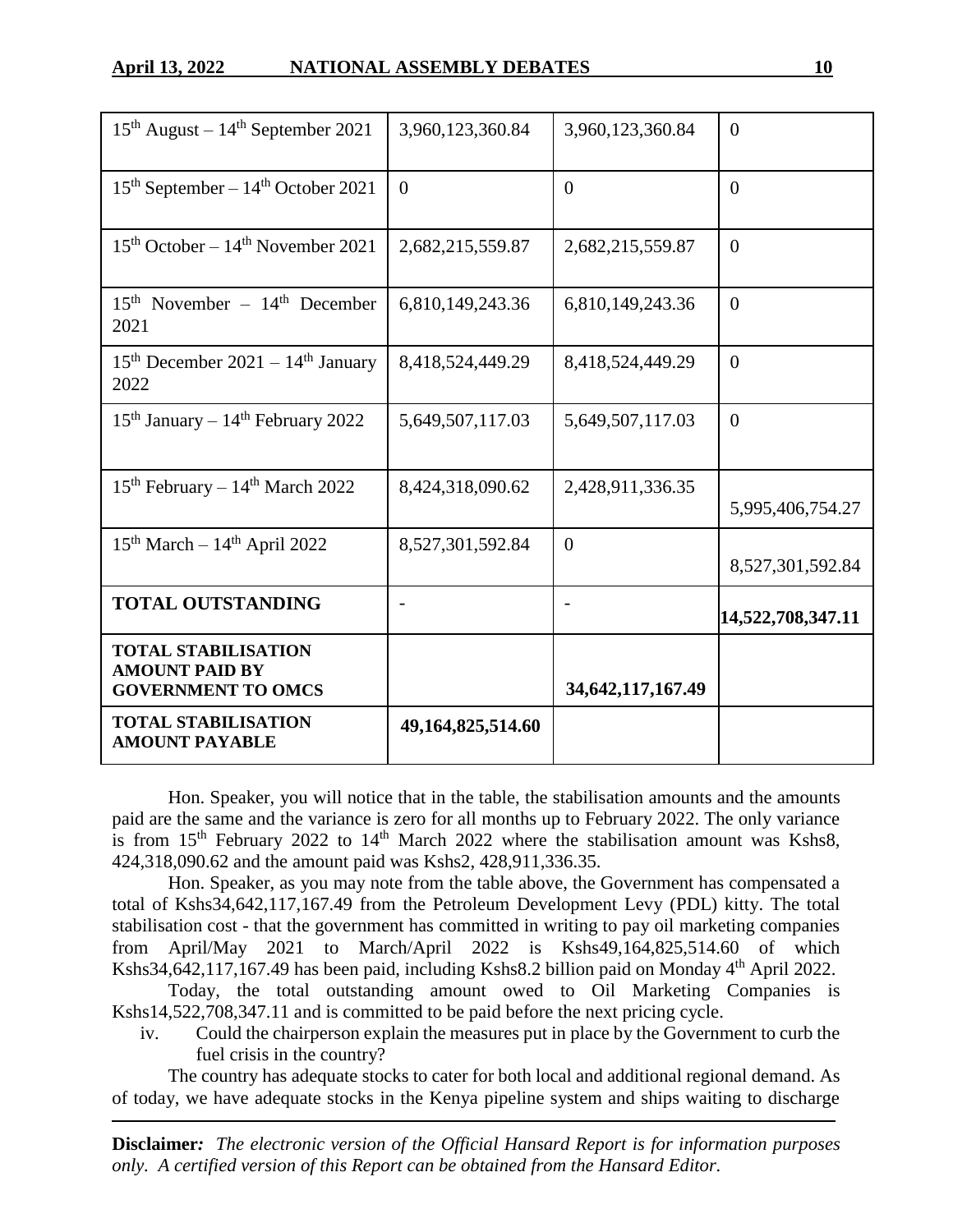| | | | |
|---|---|---|---|
| 15th August – 14th September 2021 | 3,960,123,360.84 | 3,960,123,360.84 | 0 |
| 15th September – 14th October 2021 | 0 | 0 | 0 |
| 15th October – 14th November 2021 | 2,682,215,559.87 | 2,682,215,559.87 | 0 |
| 15th November – 14th December 2021 | 6,810,149,243.36 | 6,810,149,243.36 | 0 |
| 15th December 2021 – 14th January 2022 | 8,418,524,449.29 | 8,418,524,449.29 | 0 |
| 15th January – 14th February 2022 | 5,649,507,117.03 | 5,649,507,117.03 | 0 |
| 15th February – 14th March 2022 | 8,424,318,090.62 | 2,428,911,336.35 | 5,995,406,754.27 |
| 15th March – 14th April 2022 | 8,527,301,592.84 | 0 | 8,527,301,592.84 |
| **TOTAL OUTSTANDING** | - | - | **14,522,708,347.11** |
| **TOTAL STABILISATION AMOUNT PAID BY GOVERNMENT TO OMCS** | | **34,642,117,167.49** | |
| **TOTAL STABILISATION AMOUNT PAYABLE** | **49,164,825,514.60** | | |

Hon. Speaker, you will notice that in the table, the stabilisation amounts and the amounts paid are the same and the variance is zero for all months up to February 2022. The only variance is from 15th February 2022 to 14th March 2022 where the stabilisation amount was Kshs8, 424,318,090.62 and the amount paid was Kshs2, 428,911,336.35.

Hon. Speaker, as you may note from the table above, the Government has compensated a total of Kshs34,642,117,167.49 from the Petroleum Development Levy (PDL) kitty. The total stabilisation cost - that the government has committed in writing to pay oil marketing companies from April/May 2021 to March/April 2022 is Kshs49,164,825,514.60 of which Kshs34,642,117,167.49 has been paid, including Kshs8.2 billion paid on Monday 4th April 2022.

Today, the total outstanding amount owed to Oil Marketing Companies is Kshs14,522,708,347.11 and is committed to be paid before the next pricing cycle.

iv. Could the chairperson explain the measures put in place by the Government to curb the fuel crisis in the country?

The country has adequate stocks to cater for both local and additional regional demand. As of today, we have adequate stocks in the Kenya pipeline system and ships waiting to discharge

**Disclaimer***:* *The electronic version of the Official Hansard Report is for information purposes only. A certified version of this Report can be obtained from the Hansard Editor.*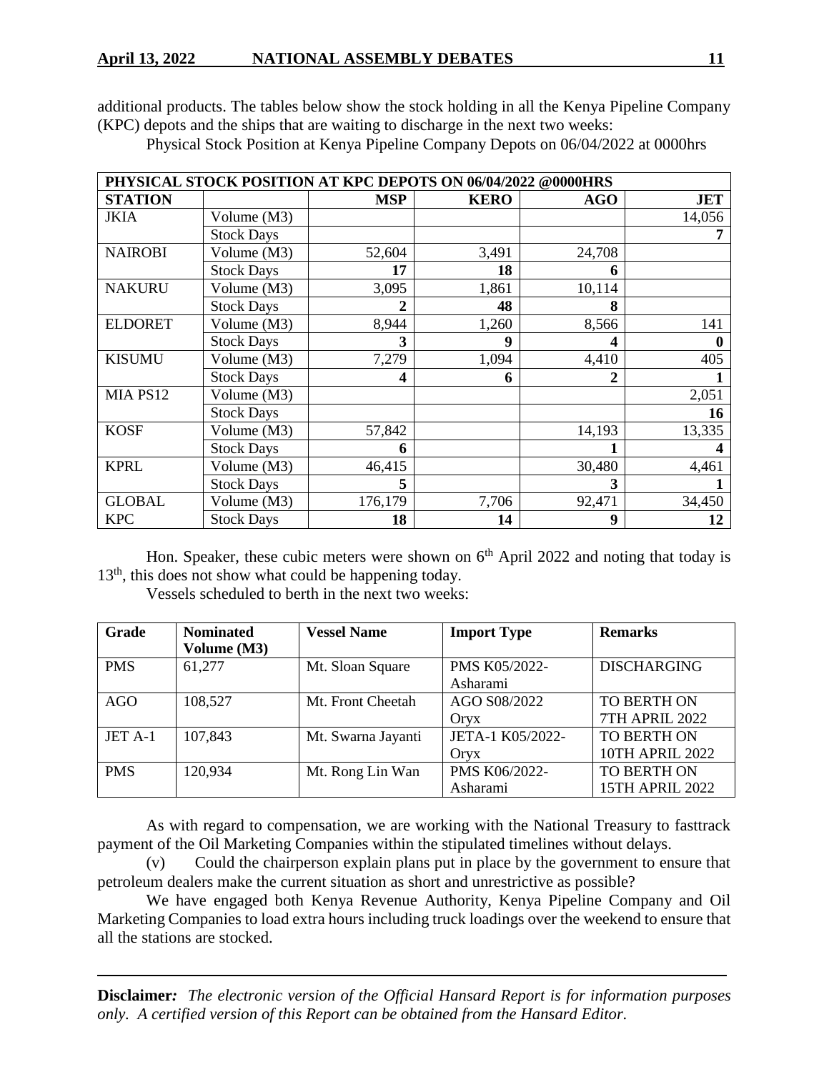additional products. The tables below show the stock holding in all the Kenya Pipeline Company (KPC) depots and the ships that are waiting to discharge in the next two weeks:

Physical Stock Position at Kenya Pipeline Company Depots on 06/04/2022 at 0000hrs

| PHYSICAL STOCK POSITION AT KPC DEPOTS ON 06/04/2022 @0000HRS | | | | | |
|---|---|---|---|---|---|
| **STATION** | | **MSP** | **KERO** | **AGO** | **JET** |
| JKIA | Volume (M3) | | | | 14,056 |
| | Stock Days | | | | **7** |
| NAIROBI | Volume (M3) | 52,604 | 3,491 | 24,708 | |
| | Stock Days | **17** | **18** | **6** | |
| NAKURU | Volume (M3) | 3,095 | 1,861 | 10,114 | |
| | Stock Days | **2** | **48** | **8** | |
| ELDORET | Volume (M3) | 8,944 | 1,260 | 8,566 | 141 |
| | Stock Days | **3** | **9** | **4** | **0** |
| KISUMU | Volume (M3) | 7,279 | 1,094 | 4,410 | 405 |
| | Stock Days | **4** | **6** | **2** | **1** |
| MIA PS12 | Volume (M3) | | | | 2,051 |
| | Stock Days | | | | **16** |
| KOSF | Volume (M3) | 57,842 | | 14,193 | 13,335 |
| | Stock Days | **6** | | **1** | **4** |
| KPRL | Volume (M3) | 46,415 | | 30,480 | 4,461 |
| | Stock Days | **5** | | **3** | **1** |
| GLOBAL | Volume (M3) | 176,179 | 7,706 | 92,471 | 34,450 |
| KPC | Stock Days | **18** | **14** | **9** | **12** |

Hon. Speaker, these cubic meters were shown on 6th April 2022 and noting that today is 13th, this does not show what could be happening today.

Vessels scheduled to berth in the next two weeks:

| **Grade** | **Nominated Volume (M3)** | **Vessel Name** | **Import Type** | **Remarks** |
|---|---|---|---|---|
| PMS | 61,277 | Mt. Sloan Square | PMS K05/2022-Asharami | DISCHARGING |
| AGO | 108,527 | Mt. Front Cheetah | AGO S08/2022 Oryx | TO BERTH ON 7TH APRIL 2022 |
| JET A-1 | 107,843 | Mt. Swarna Jayanti | JETA-1 K05/2022-Oryx | TO BERTH ON 10TH APRIL 2022 |
| PMS | 120,934 | Mt. Rong Lin Wan | PMS K06/2022-Asharami | TO BERTH ON 15TH APRIL 2022 |

As with regard to compensation, we are working with the National Treasury to fasttrack payment of the Oil Marketing Companies within the stipulated timelines without delays.

(v) Could the chairperson explain plans put in place by the government to ensure that petroleum dealers make the current situation as short and unrestrictive as possible?

We have engaged both Kenya Revenue Authority, Kenya Pipeline Company and Oil Marketing Companies to load extra hours including truck loadings over the weekend to ensure that all the stations are stocked.

**Disclaimer***:* *The electronic version of the Official Hansard Report is for information purposes only. A certified version of this Report can be obtained from the Hansard Editor.*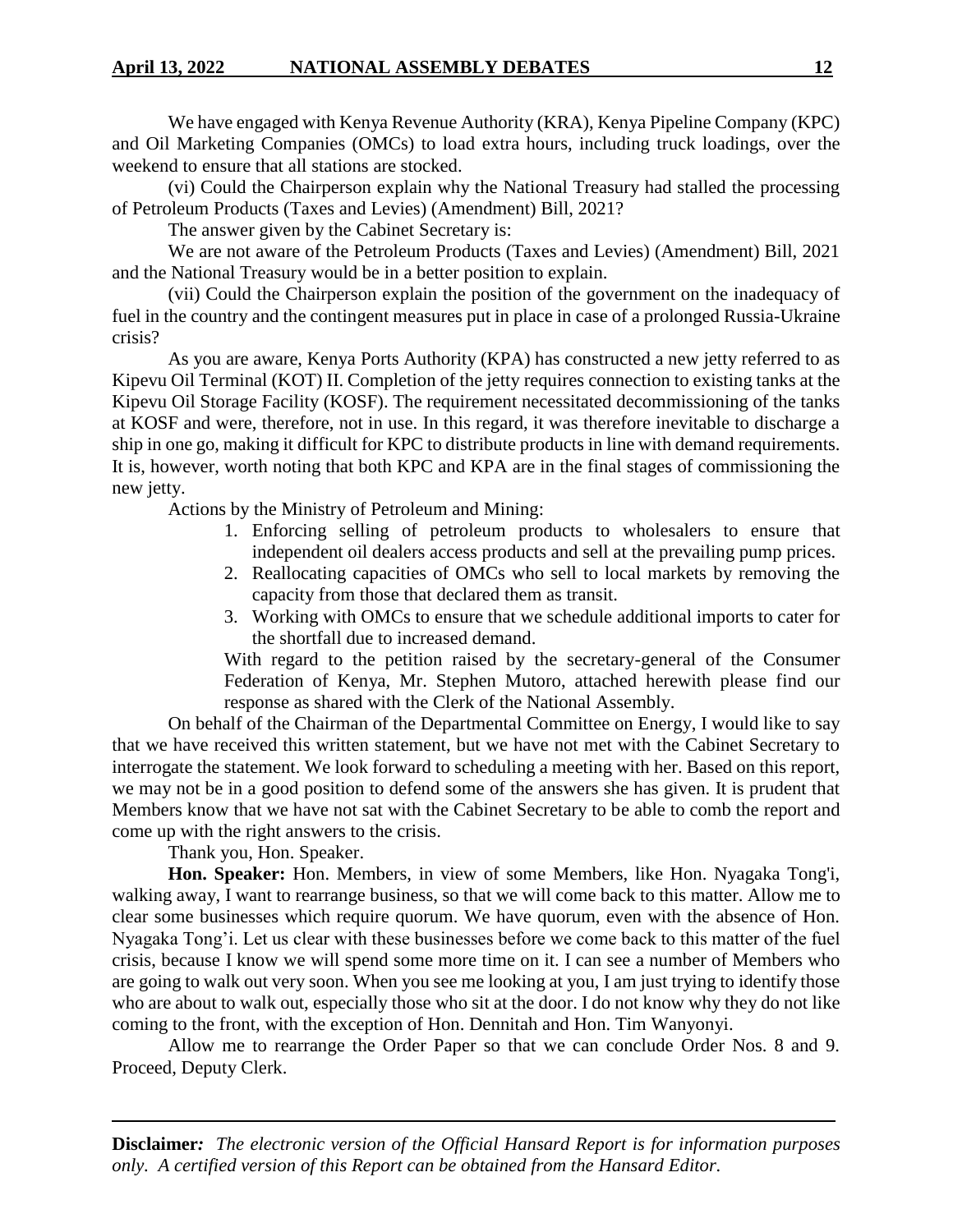We have engaged with Kenya Revenue Authority (KRA), Kenya Pipeline Company (KPC) and Oil Marketing Companies (OMCs) to load extra hours, including truck loadings, over the weekend to ensure that all stations are stocked.

(vi) Could the Chairperson explain why the National Treasury had stalled the processing of Petroleum Products (Taxes and Levies) (Amendment) Bill, 2021?

The answer given by the Cabinet Secretary is:

We are not aware of the Petroleum Products (Taxes and Levies) (Amendment) Bill, 2021 and the National Treasury would be in a better position to explain.

(vii) Could the Chairperson explain the position of the government on the inadequacy of fuel in the country and the contingent measures put in place in case of a prolonged Russia-Ukraine crisis?

As you are aware, Kenya Ports Authority (KPA) has constructed a new jetty referred to as Kipevu Oil Terminal (KOT) II. Completion of the jetty requires connection to existing tanks at the Kipevu Oil Storage Facility (KOSF). The requirement necessitated decommissioning of the tanks at KOSF and were, therefore, not in use. In this regard, it was therefore inevitable to discharge a ship in one go, making it difficult for KPC to distribute products in line with demand requirements. It is, however, worth noting that both KPC and KPA are in the final stages of commissioning the new jetty.

Actions by the Ministry of Petroleum and Mining:

1. Enforcing selling of petroleum products to wholesalers to ensure that independent oil dealers access products and sell at the prevailing pump prices.
2. Reallocating capacities of OMCs who sell to local markets by removing the capacity from those that declared them as transit.
3. Working with OMCs to ensure that we schedule additional imports to cater for the shortfall due to increased demand.

With regard to the petition raised by the secretary-general of the Consumer Federation of Kenya, Mr. Stephen Mutoro, attached herewith please find our response as shared with the Clerk of the National Assembly.

On behalf of the Chairman of the Departmental Committee on Energy, I would like to say that we have received this written statement, but we have not met with the Cabinet Secretary to interrogate the statement. We look forward to scheduling a meeting with her. Based on this report, we may not be in a good position to defend some of the answers she has given. It is prudent that Members know that we have not sat with the Cabinet Secretary to be able to comb the report and come up with the right answers to the crisis.

Thank you, Hon. Speaker.

**Hon. Speaker:** Hon. Members, in view of some Members, like Hon. Nyagaka Tong'i, walking away, I want to rearrange business, so that we will come back to this matter. Allow me to clear some businesses which require quorum. We have quorum, even with the absence of Hon. Nyagaka Tong'i. Let us clear with these businesses before we come back to this matter of the fuel crisis, because I know we will spend some more time on it. I can see a number of Members who are going to walk out very soon. When you see me looking at you, I am just trying to identify those who are about to walk out, especially those who sit at the door. I do not know why they do not like coming to the front, with the exception of Hon. Dennitah and Hon. Tim Wanyonyi.

Allow me to rearrange the Order Paper so that we can conclude Order Nos. 8 and 9. Proceed, Deputy Clerk.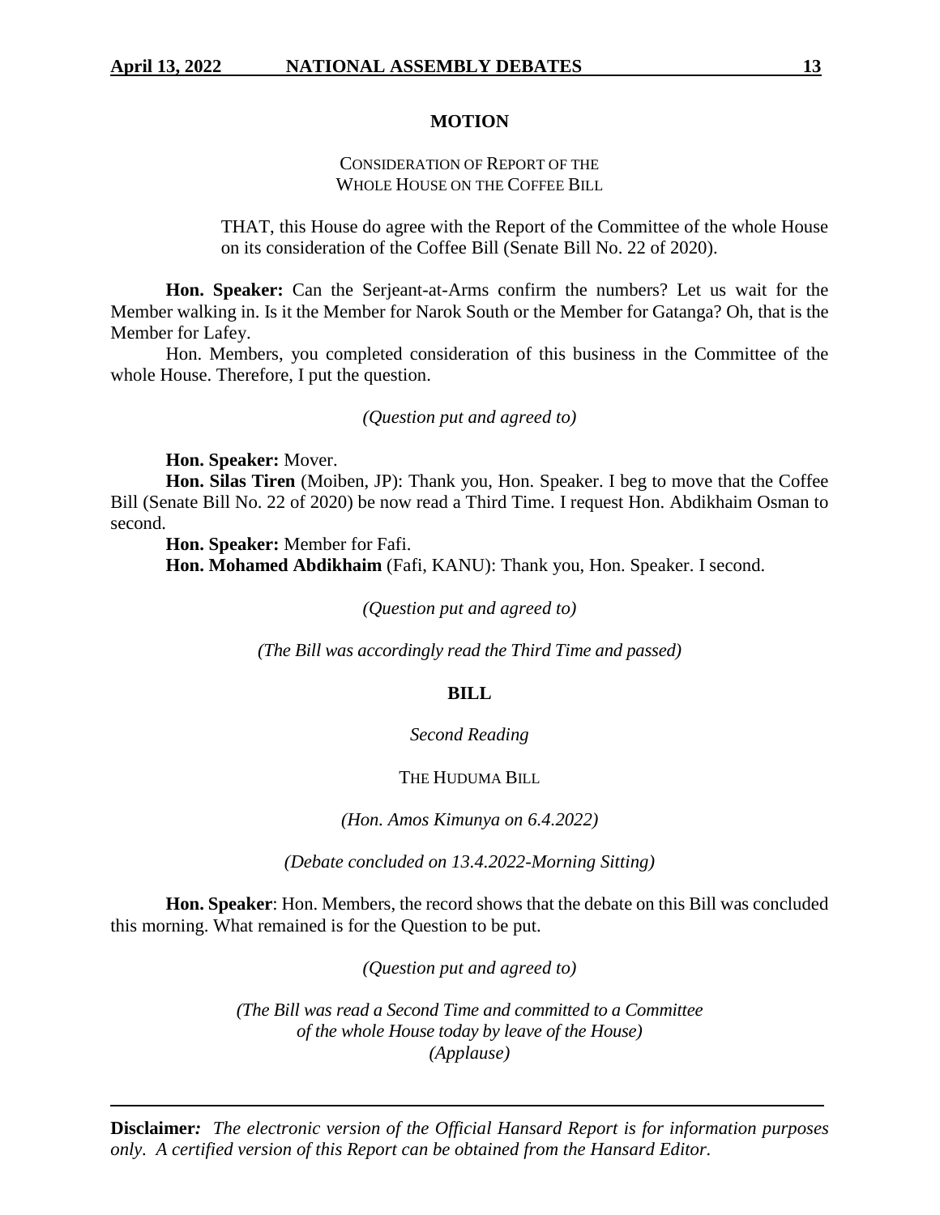## MOTION

CONSIDERATION OF REPORT OF THE
WHOLE HOUSE ON THE COFFEE BILL

> THAT, this House do agree with the Report of the Committee of the whole House on its consideration of the Coffee Bill (Senate Bill No. 22 of 2020).

**Hon. Speaker:** Can the Serjeant-at-Arms confirm the numbers? Let us wait for the Member walking in. Is it the Member for Narok South or the Member for Gatanga? Oh, that is the Member for Lafey.

Hon. Members, you completed consideration of this business in the Committee of the whole House. Therefore, I put the question.

*(Question put and agreed to)*

**Hon. Speaker:** Mover.

**Hon. Silas Tiren** (Moiben, JP): Thank you, Hon. Speaker. I beg to move that the Coffee Bill (Senate Bill No. 22 of 2020) be now read a Third Time. I request Hon. Abdikhaim Osman to second.

**Hon. Speaker:** Member for Fafi.

**Hon. Mohamed Abdikhaim** (Fafi, KANU): Thank you, Hon. Speaker. I second.

*(Question put and agreed to)*

*(The Bill was accordingly read the Third Time and passed)*

## BILL

*Second Reading*

THE HUDUMA BILL

*(Hon. Amos Kimunya on 6.4.2022)*

*(Debate concluded on 13.4.2022-Morning Sitting)*

**Hon. Speaker**: Hon. Members, the record shows that the debate on this Bill was concluded this morning. What remained is for the Question to be put.

*(Question put and agreed to)*

*(The Bill was read a Second Time and committed to a Committee of the whole House today by leave of the House)*
*(Applause)*

**Disclaimer:** *The electronic version of the Official Hansard Report is for information purposes only. A certified version of this Report can be obtained from the Hansard Editor.*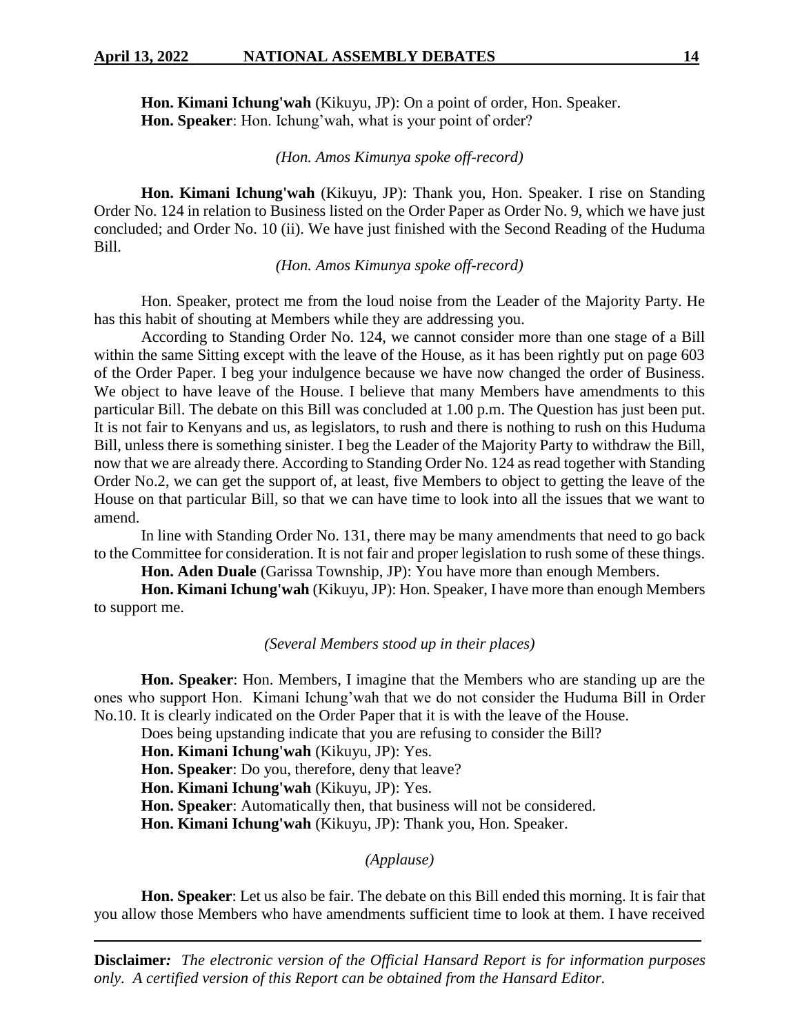**Hon. Kimani Ichung'wah** (Kikuyu, JP): On a point of order, Hon. Speaker.

**Hon. Speaker**: Hon. Ichung'wah, what is your point of order?

*(Hon. Amos Kimunya spoke off-record)*

**Hon. Kimani Ichung'wah** (Kikuyu, JP): Thank you, Hon. Speaker. I rise on Standing Order No. 124 in relation to Business listed on the Order Paper as Order No. 9, which we have just concluded; and Order No. 10 (ii). We have just finished with the Second Reading of the Huduma Bill.

*(Hon. Amos Kimunya spoke off-record)*

Hon. Speaker, protect me from the loud noise from the Leader of the Majority Party. He has this habit of shouting at Members while they are addressing you.

According to Standing Order No. 124, we cannot consider more than one stage of a Bill within the same Sitting except with the leave of the House, as it has been rightly put on page 603 of the Order Paper. I beg your indulgence because we have now changed the order of Business. We object to have leave of the House. I believe that many Members have amendments to this particular Bill. The debate on this Bill was concluded at 1.00 p.m. The Question has just been put. It is not fair to Kenyans and us, as legislators, to rush and there is nothing to rush on this Huduma Bill, unless there is something sinister. I beg the Leader of the Majority Party to withdraw the Bill, now that we are already there. According to Standing Order No. 124 as read together with Standing Order No.2, we can get the support of, at least, five Members to object to getting the leave of the House on that particular Bill, so that we can have time to look into all the issues that we want to amend.

In line with Standing Order No. 131, there may be many amendments that need to go back to the Committee for consideration. It is not fair and proper legislation to rush some of these things.

**Hon. Aden Duale** (Garissa Township, JP): You have more than enough Members.

**Hon. Kimani Ichung'wah** (Kikuyu, JP): Hon. Speaker, I have more than enough Members to support me.

*(Several Members stood up in their places)*

**Hon. Speaker**: Hon. Members, I imagine that the Members who are standing up are the ones who support Hon. Kimani Ichung'wah that we do not consider the Huduma Bill in Order No.10. It is clearly indicated on the Order Paper that it is with the leave of the House.

Does being upstanding indicate that you are refusing to consider the Bill?

**Hon. Kimani Ichung'wah** (Kikuyu, JP): Yes.

**Hon. Speaker**: Do you, therefore, deny that leave?

**Hon. Kimani Ichung'wah** (Kikuyu, JP): Yes.

**Hon. Speaker**: Automatically then, that business will not be considered.

**Hon. Kimani Ichung'wah** (Kikuyu, JP): Thank you, Hon. Speaker.

*(Applause)*

**Hon. Speaker**: Let us also be fair. The debate on this Bill ended this morning. It is fair that you allow those Members who have amendments sufficient time to look at them. I have received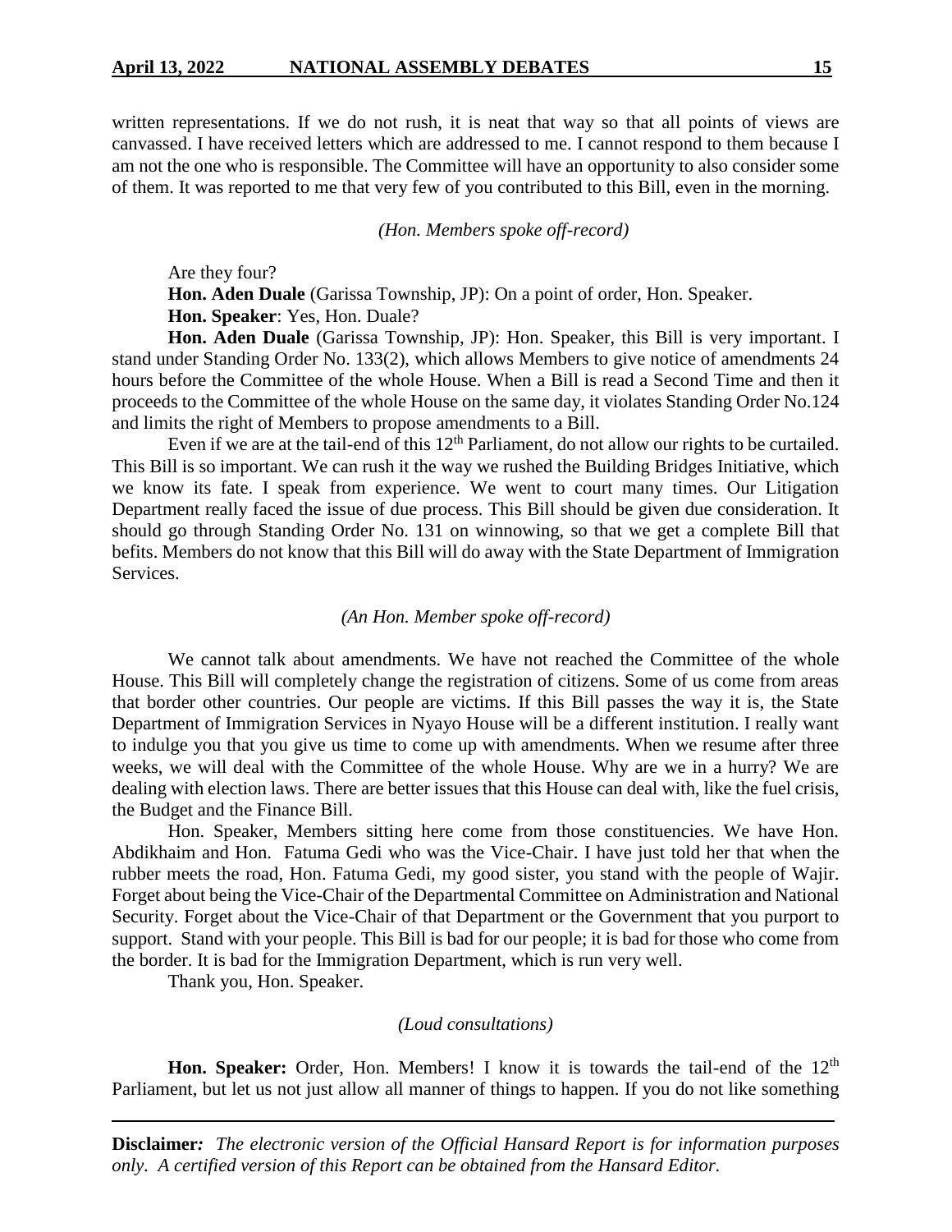written representations. If we do not rush, it is neat that way so that all points of views are canvassed. I have received letters which are addressed to me. I cannot respond to them because I am not the one who is responsible. The Committee will have an opportunity to also consider some of them. It was reported to me that very few of you contributed to this Bill, even in the morning.

*(Hon. Members spoke off-record)*

Are they four?

**Hon. Aden Duale** (Garissa Township, JP): On a point of order, Hon. Speaker.

**Hon. Speaker**: Yes, Hon. Duale?

**Hon. Aden Duale** (Garissa Township, JP): Hon. Speaker, this Bill is very important. I stand under Standing Order No. 133(2), which allows Members to give notice of amendments 24 hours before the Committee of the whole House. When a Bill is read a Second Time and then it proceeds to the Committee of the whole House on the same day, it violates Standing Order No.124 and limits the right of Members to propose amendments to a Bill.

Even if we are at the tail-end of this 12th Parliament, do not allow our rights to be curtailed. This Bill is so important. We can rush it the way we rushed the Building Bridges Initiative, which we know its fate. I speak from experience. We went to court many times. Our Litigation Department really faced the issue of due process. This Bill should be given due consideration. It should go through Standing Order No. 131 on winnowing, so that we get a complete Bill that befits. Members do not know that this Bill will do away with the State Department of Immigration Services.

*(An Hon. Member spoke off-record)*

We cannot talk about amendments. We have not reached the Committee of the whole House. This Bill will completely change the registration of citizens. Some of us come from areas that border other countries. Our people are victims. If this Bill passes the way it is, the State Department of Immigration Services in Nyayo House will be a different institution. I really want to indulge you that you give us time to come up with amendments. When we resume after three weeks, we will deal with the Committee of the whole House. Why are we in a hurry? We are dealing with election laws. There are better issues that this House can deal with, like the fuel crisis, the Budget and the Finance Bill.

Hon. Speaker, Members sitting here come from those constituencies. We have Hon. Abdikhaim and Hon. Fatuma Gedi who was the Vice-Chair. I have just told her that when the rubber meets the road, Hon. Fatuma Gedi, my good sister, you stand with the people of Wajir. Forget about being the Vice-Chair of the Departmental Committee on Administration and National Security. Forget about the Vice-Chair of that Department or the Government that you purport to support. Stand with your people. This Bill is bad for our people; it is bad for those who come from the border. It is bad for the Immigration Department, which is run very well.

Thank you, Hon. Speaker.

*(Loud consultations)*

**Hon. Speaker:** Order, Hon. Members! I know it is towards the tail-end of the 12th Parliament, but let us not just allow all manner of things to happen. If you do not like something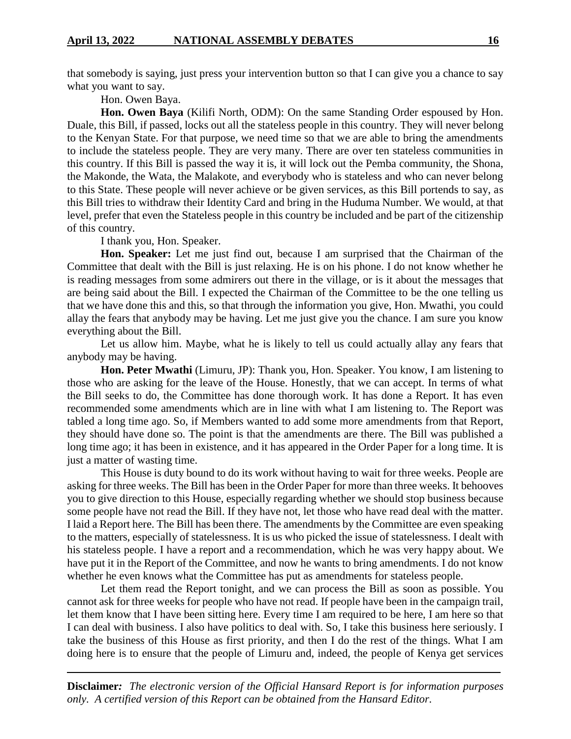that somebody is saying, just press your intervention button so that I can give you a chance to say what you want to say.

Hon. Owen Baya.

**Hon. Owen Baya** (Kilifi North, ODM): On the same Standing Order espoused by Hon. Duale, this Bill, if passed, locks out all the stateless people in this country. They will never belong to the Kenyan State. For that purpose, we need time so that we are able to bring the amendments to include the stateless people. They are very many. There are over ten stateless communities in this country. If this Bill is passed the way it is, it will lock out the Pemba community, the Shona, the Makonde, the Wata, the Malakote, and everybody who is stateless and who can never belong to this State. These people will never achieve or be given services, as this Bill portends to say, as this Bill tries to withdraw their Identity Card and bring in the Huduma Number. We would, at that level, prefer that even the Stateless people in this country be included and be part of the citizenship of this country.

I thank you, Hon. Speaker.

**Hon. Speaker:** Let me just find out, because I am surprised that the Chairman of the Committee that dealt with the Bill is just relaxing. He is on his phone. I do not know whether he is reading messages from some admirers out there in the village, or is it about the messages that are being said about the Bill. I expected the Chairman of the Committee to be the one telling us that we have done this and this, so that through the information you give, Hon. Mwathi, you could allay the fears that anybody may be having. Let me just give you the chance. I am sure you know everything about the Bill.

Let us allow him. Maybe, what he is likely to tell us could actually allay any fears that anybody may be having.

**Hon. Peter Mwathi** (Limuru, JP): Thank you, Hon. Speaker. You know, I am listening to those who are asking for the leave of the House. Honestly, that we can accept. In terms of what the Bill seeks to do, the Committee has done thorough work. It has done a Report. It has even recommended some amendments which are in line with what I am listening to. The Report was tabled a long time ago. So, if Members wanted to add some more amendments from that Report, they should have done so. The point is that the amendments are there. The Bill was published a long time ago; it has been in existence, and it has appeared in the Order Paper for a long time. It is just a matter of wasting time.

This House is duty bound to do its work without having to wait for three weeks. People are asking for three weeks. The Bill has been in the Order Paper for more than three weeks. It behooves you to give direction to this House, especially regarding whether we should stop business because some people have not read the Bill. If they have not, let those who have read deal with the matter. I laid a Report here. The Bill has been there. The amendments by the Committee are even speaking to the matters, especially of statelessness. It is us who picked the issue of statelessness. I dealt with his stateless people. I have a report and a recommendation, which he was very happy about. We have put it in the Report of the Committee, and now he wants to bring amendments. I do not know whether he even knows what the Committee has put as amendments for stateless people.

Let them read the Report tonight, and we can process the Bill as soon as possible. You cannot ask for three weeks for people who have not read. If people have been in the campaign trail, let them know that I have been sitting here. Every time I am required to be here, I am here so that I can deal with business. I also have politics to deal with. So, I take this business here seriously. I take the business of this House as first priority, and then I do the rest of the things. What I am doing here is to ensure that the people of Limuru and, indeed, the people of Kenya get services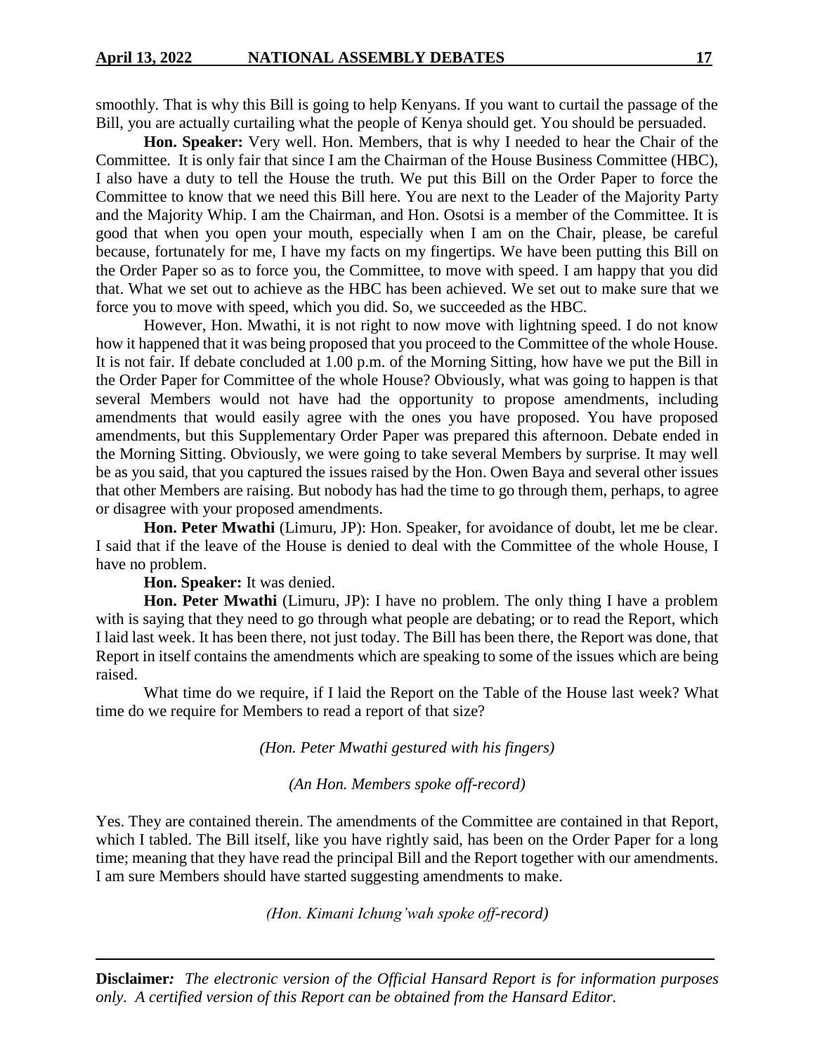smoothly. That is why this Bill is going to help Kenyans. If you want to curtail the passage of the Bill, you are actually curtailing what the people of Kenya should get. You should be persuaded.

**Hon. Speaker:** Very well. Hon. Members, that is why I needed to hear the Chair of the Committee. It is only fair that since I am the Chairman of the House Business Committee (HBC), I also have a duty to tell the House the truth. We put this Bill on the Order Paper to force the Committee to know that we need this Bill here. You are next to the Leader of the Majority Party and the Majority Whip. I am the Chairman, and Hon. Osotsi is a member of the Committee. It is good that when you open your mouth, especially when I am on the Chair, please, be careful because, fortunately for me, I have my facts on my fingertips. We have been putting this Bill on the Order Paper so as to force you, the Committee, to move with speed. I am happy that you did that. What we set out to achieve as the HBC has been achieved. We set out to make sure that we force you to move with speed, which you did. So, we succeeded as the HBC.

However, Hon. Mwathi, it is not right to now move with lightning speed. I do not know how it happened that it was being proposed that you proceed to the Committee of the whole House. It is not fair. If debate concluded at 1.00 p.m. of the Morning Sitting, how have we put the Bill in the Order Paper for Committee of the whole House? Obviously, what was going to happen is that several Members would not have had the opportunity to propose amendments, including amendments that would easily agree with the ones you have proposed. You have proposed amendments, but this Supplementary Order Paper was prepared this afternoon. Debate ended in the Morning Sitting. Obviously, we were going to take several Members by surprise. It may well be as you said, that you captured the issues raised by the Hon. Owen Baya and several other issues that other Members are raising. But nobody has had the time to go through them, perhaps, to agree or disagree with your proposed amendments.

**Hon. Peter Mwathi** (Limuru, JP): Hon. Speaker, for avoidance of doubt, let me be clear. I said that if the leave of the House is denied to deal with the Committee of the whole House, I have no problem.

**Hon. Speaker:** It was denied.

**Hon. Peter Mwathi** (Limuru, JP): I have no problem. The only thing I have a problem with is saying that they need to go through what people are debating; or to read the Report, which I laid last week. It has been there, not just today. The Bill has been there, the Report was done, that Report in itself contains the amendments which are speaking to some of the issues which are being raised.

What time do we require, if I laid the Report on the Table of the House last week? What time do we require for Members to read a report of that size?

*(Hon. Peter Mwathi gestured with his fingers)*

*(An Hon. Members spoke off-record)*

Yes. They are contained therein. The amendments of the Committee are contained in that Report, which I tabled. The Bill itself, like you have rightly said, has been on the Order Paper for a long time; meaning that they have read the principal Bill and the Report together with our amendments. I am sure Members should have started suggesting amendments to make.

*(Hon. Kimani Ichung'wah spoke off-record)*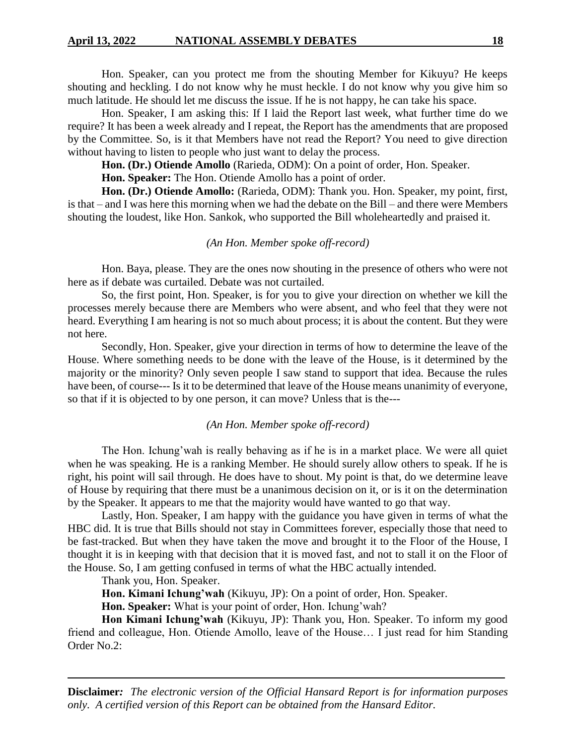Hon. Speaker, can you protect me from the shouting Member for Kikuyu? He keeps shouting and heckling. I do not know why he must heckle. I do not know why you give him so much latitude. He should let me discuss the issue. If he is not happy, he can take his space.

Hon. Speaker, I am asking this: If I laid the Report last week, what further time do we require? It has been a week already and I repeat, the Report has the amendments that are proposed by the Committee. So, is it that Members have not read the Report? You need to give direction without having to listen to people who just want to delay the process.

**Hon. (Dr.) Otiende Amollo** (Rarieda, ODM): On a point of order, Hon. Speaker.

**Hon. Speaker:** The Hon. Otiende Amollo has a point of order.

**Hon. (Dr.) Otiende Amollo:** (Rarieda, ODM): Thank you. Hon. Speaker, my point, first, is that – and I was here this morning when we had the debate on the Bill – and there were Members shouting the loudest, like Hon. Sankok, who supported the Bill wholeheartedly and praised it.

*(An Hon. Member spoke off-record)*

Hon. Baya, please. They are the ones now shouting in the presence of others who were not here as if debate was curtailed. Debate was not curtailed.

So, the first point, Hon. Speaker, is for you to give your direction on whether we kill the processes merely because there are Members who were absent, and who feel that they were not heard. Everything I am hearing is not so much about process; it is about the content. But they were not here.

Secondly, Hon. Speaker, give your direction in terms of how to determine the leave of the House. Where something needs to be done with the leave of the House, is it determined by the majority or the minority? Only seven people I saw stand to support that idea. Because the rules have been, of course--- Is it to be determined that leave of the House means unanimity of everyone, so that if it is objected to by one person, it can move? Unless that is the---

*(An Hon. Member spoke off-record)*

The Hon. Ichung'wah is really behaving as if he is in a market place. We were all quiet when he was speaking. He is a ranking Member. He should surely allow others to speak. If he is right, his point will sail through. He does have to shout. My point is that, do we determine leave of House by requiring that there must be a unanimous decision on it, or is it on the determination by the Speaker. It appears to me that the majority would have wanted to go that way.

Lastly, Hon. Speaker, I am happy with the guidance you have given in terms of what the HBC did. It is true that Bills should not stay in Committees forever, especially those that need to be fast-tracked. But when they have taken the move and brought it to the Floor of the House, I thought it is in keeping with that decision that it is moved fast, and not to stall it on the Floor of the House. So, I am getting confused in terms of what the HBC actually intended.

Thank you, Hon. Speaker.

**Hon. Kimani Ichung'wah** (Kikuyu, JP): On a point of order, Hon. Speaker.

**Hon. Speaker:** What is your point of order, Hon. Ichung'wah?

**Hon Kimani Ichung'wah** (Kikuyu, JP): Thank you, Hon. Speaker. To inform my good friend and colleague, Hon. Otiende Amollo, leave of the House… I just read for him Standing Order No.2: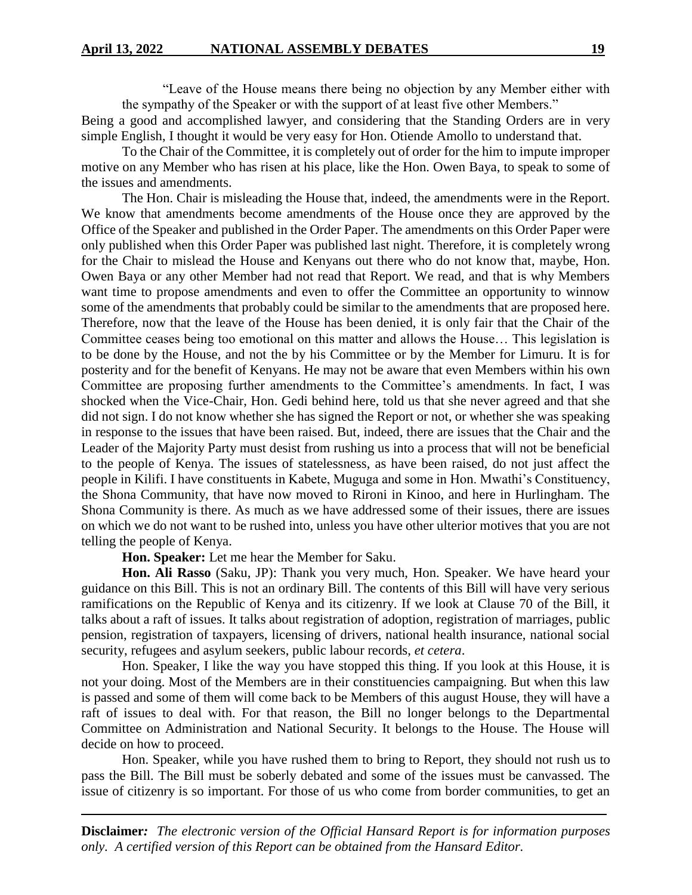"Leave of the House means there being no objection by any Member either with the sympathy of the Speaker or with the support of at least five other Members."

Being a good and accomplished lawyer, and considering that the Standing Orders are in very simple English, I thought it would be very easy for Hon. Otiende Amollo to understand that.

To the Chair of the Committee, it is completely out of order for the him to impute improper motive on any Member who has risen at his place, like the Hon. Owen Baya, to speak to some of the issues and amendments.

The Hon. Chair is misleading the House that, indeed, the amendments were in the Report. We know that amendments become amendments of the House once they are approved by the Office of the Speaker and published in the Order Paper. The amendments on this Order Paper were only published when this Order Paper was published last night. Therefore, it is completely wrong for the Chair to mislead the House and Kenyans out there who do not know that, maybe, Hon. Owen Baya or any other Member had not read that Report. We read, and that is why Members want time to propose amendments and even to offer the Committee an opportunity to winnow some of the amendments that probably could be similar to the amendments that are proposed here. Therefore, now that the leave of the House has been denied, it is only fair that the Chair of the Committee ceases being too emotional on this matter and allows the House… This legislation is to be done by the House, and not the by his Committee or by the Member for Limuru. It is for posterity and for the benefit of Kenyans. He may not be aware that even Members within his own Committee are proposing further amendments to the Committee's amendments. In fact, I was shocked when the Vice-Chair, Hon. Gedi behind here, told us that she never agreed and that she did not sign. I do not know whether she has signed the Report or not, or whether she was speaking in response to the issues that have been raised. But, indeed, there are issues that the Chair and the Leader of the Majority Party must desist from rushing us into a process that will not be beneficial to the people of Kenya. The issues of statelessness, as have been raised, do not just affect the people in Kilifi. I have constituents in Kabete, Muguga and some in Hon. Mwathi's Constituency, the Shona Community, that have now moved to Rironi in Kinoo, and here in Hurlingham. The Shona Community is there. As much as we have addressed some of their issues, there are issues on which we do not want to be rushed into, unless you have other ulterior motives that you are not telling the people of Kenya.

**Hon. Speaker:** Let me hear the Member for Saku.

**Hon. Ali Rasso** (Saku, JP): Thank you very much, Hon. Speaker. We have heard your guidance on this Bill. This is not an ordinary Bill. The contents of this Bill will have very serious ramifications on the Republic of Kenya and its citizenry. If we look at Clause 70 of the Bill, it talks about a raft of issues. It talks about registration of adoption, registration of marriages, public pension, registration of taxpayers, licensing of drivers, national health insurance, national social security, refugees and asylum seekers, public labour records, *et cetera*.

Hon. Speaker, I like the way you have stopped this thing. If you look at this House, it is not your doing. Most of the Members are in their constituencies campaigning. But when this law is passed and some of them will come back to be Members of this august House, they will have a raft of issues to deal with. For that reason, the Bill no longer belongs to the Departmental Committee on Administration and National Security. It belongs to the House. The House will decide on how to proceed.

Hon. Speaker, while you have rushed them to bring to Report, they should not rush us to pass the Bill. The Bill must be soberly debated and some of the issues must be canvassed. The issue of citizenry is so important. For those of us who come from border communities, to get an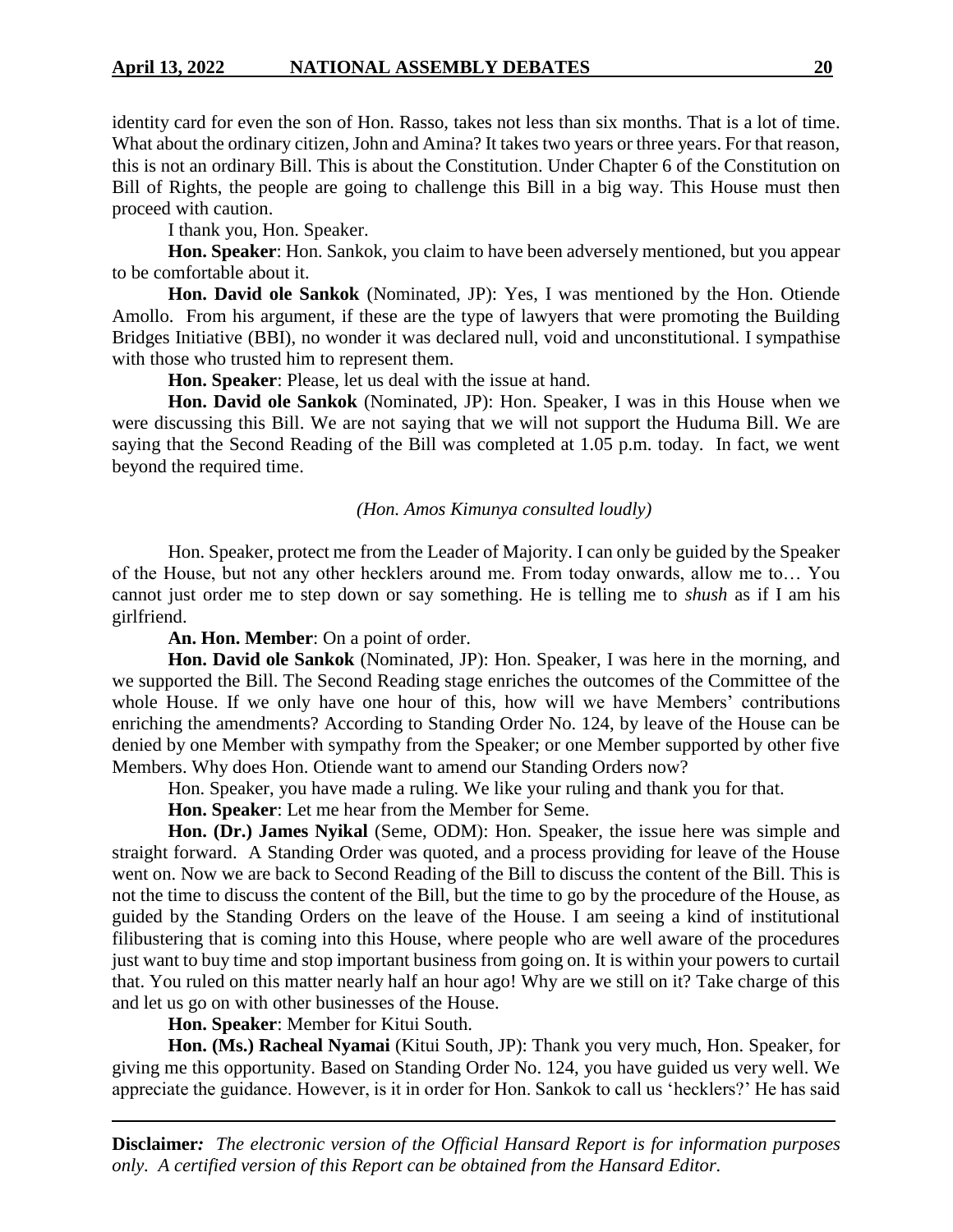identity card for even the son of Hon. Rasso, takes not less than six months. That is a lot of time. What about the ordinary citizen, John and Amina? It takes two years or three years. For that reason, this is not an ordinary Bill. This is about the Constitution. Under Chapter 6 of the Constitution on Bill of Rights, the people are going to challenge this Bill in a big way. This House must then proceed with caution.

I thank you, Hon. Speaker.

**Hon. Speaker**: Hon. Sankok, you claim to have been adversely mentioned, but you appear to be comfortable about it.

**Hon. David ole Sankok** (Nominated, JP): Yes, I was mentioned by the Hon. Otiende Amollo. From his argument, if these are the type of lawyers that were promoting the Building Bridges Initiative (BBI), no wonder it was declared null, void and unconstitutional. I sympathise with those who trusted him to represent them.

**Hon. Speaker**: Please, let us deal with the issue at hand.

**Hon. David ole Sankok** (Nominated, JP): Hon. Speaker, I was in this House when we were discussing this Bill. We are not saying that we will not support the Huduma Bill. We are saying that the Second Reading of the Bill was completed at 1.05 p.m. today. In fact, we went beyond the required time.

*(Hon. Amos Kimunya consulted loudly)*

Hon. Speaker, protect me from the Leader of Majority. I can only be guided by the Speaker of the House, but not any other hecklers around me. From today onwards, allow me to… You cannot just order me to step down or say something. He is telling me to *shush* as if I am his girlfriend.

**An. Hon. Member**: On a point of order.

**Hon. David ole Sankok** (Nominated, JP): Hon. Speaker, I was here in the morning, and we supported the Bill. The Second Reading stage enriches the outcomes of the Committee of the whole House. If we only have one hour of this, how will we have Members' contributions enriching the amendments? According to Standing Order No. 124, by leave of the House can be denied by one Member with sympathy from the Speaker; or one Member supported by other five Members. Why does Hon. Otiende want to amend our Standing Orders now?

Hon. Speaker, you have made a ruling. We like your ruling and thank you for that.

**Hon. Speaker**: Let me hear from the Member for Seme.

**Hon. (Dr.) James Nyikal** (Seme, ODM): Hon. Speaker, the issue here was simple and straight forward. A Standing Order was quoted, and a process providing for leave of the House went on. Now we are back to Second Reading of the Bill to discuss the content of the Bill. This is not the time to discuss the content of the Bill, but the time to go by the procedure of the House, as guided by the Standing Orders on the leave of the House. I am seeing a kind of institutional filibustering that is coming into this House, where people who are well aware of the procedures just want to buy time and stop important business from going on. It is within your powers to curtail that. You ruled on this matter nearly half an hour ago! Why are we still on it? Take charge of this and let us go on with other businesses of the House.

**Hon. Speaker**: Member for Kitui South.

**Hon. (Ms.) Racheal Nyamai** (Kitui South, JP): Thank you very much, Hon. Speaker, for giving me this opportunity. Based on Standing Order No. 124, you have guided us very well. We appreciate the guidance. However, is it in order for Hon. Sankok to call us 'hecklers?' He has said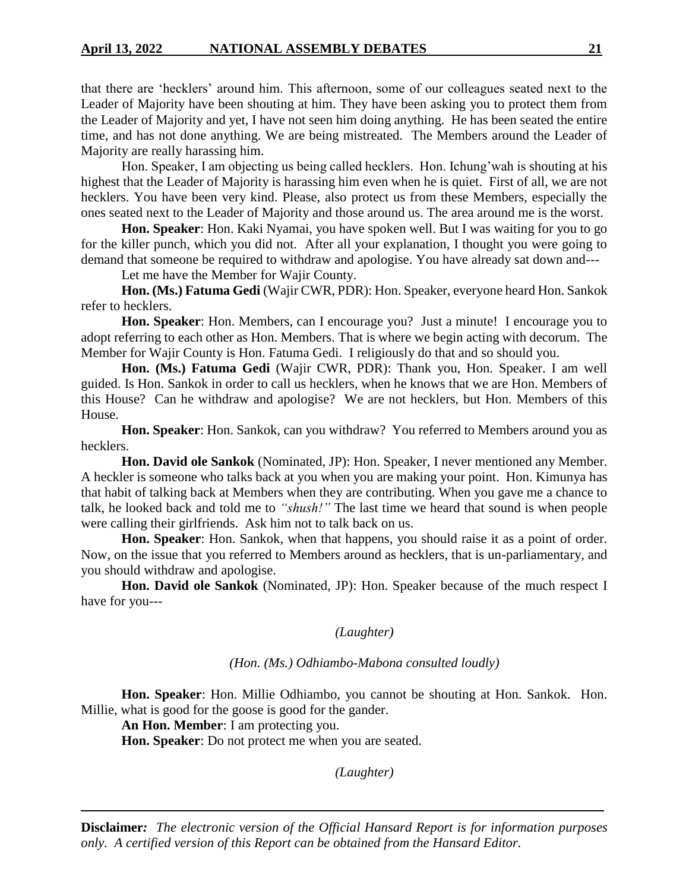that there are 'hecklers' around him. This afternoon, some of our colleagues seated next to the Leader of Majority have been shouting at him. They have been asking you to protect them from the Leader of Majority and yet, I have not seen him doing anything. He has been seated the entire time, and has not done anything. We are being mistreated. The Members around the Leader of Majority are really harassing him.

Hon. Speaker, I am objecting us being called hecklers. Hon. Ichung'wah is shouting at his highest that the Leader of Majority is harassing him even when he is quiet. First of all, we are not hecklers. You have been very kind. Please, also protect us from these Members, especially the ones seated next to the Leader of Majority and those around us. The area around me is the worst.

**Hon. Speaker**: Hon. Kaki Nyamai, you have spoken well. But I was waiting for you to go for the killer punch, which you did not. After all your explanation, I thought you were going to demand that someone be required to withdraw and apologise. You have already sat down and---

Let me have the Member for Wajir County.

**Hon. (Ms.) Fatuma Gedi** (Wajir CWR, PDR): Hon. Speaker, everyone heard Hon. Sankok refer to hecklers.

**Hon. Speaker**: Hon. Members, can I encourage you? Just a minute! I encourage you to adopt referring to each other as Hon. Members. That is where we begin acting with decorum. The Member for Wajir County is Hon. Fatuma Gedi. I religiously do that and so should you.

**Hon. (Ms.) Fatuma Gedi** (Wajir CWR, PDR): Thank you, Hon. Speaker. I am well guided. Is Hon. Sankok in order to call us hecklers, when he knows that we are Hon. Members of this House? Can he withdraw and apologise? We are not hecklers, but Hon. Members of this House.

**Hon. Speaker**: Hon. Sankok, can you withdraw? You referred to Members around you as hecklers.

**Hon. David ole Sankok** (Nominated, JP): Hon. Speaker, I never mentioned any Member. A heckler is someone who talks back at you when you are making your point. Hon. Kimunya has that habit of talking back at Members when they are contributing. When you gave me a chance to talk, he looked back and told me to *"shush!"* The last time we heard that sound is when people were calling their girlfriends. Ask him not to talk back on us.

**Hon. Speaker**: Hon. Sankok, when that happens, you should raise it as a point of order. Now, on the issue that you referred to Members around as hecklers, that is un-parliamentary, and you should withdraw and apologise.

**Hon. David ole Sankok** (Nominated, JP): Hon. Speaker because of the much respect I have for you---

*(Laughter)*

*(Hon. (Ms.) Odhiambo-Mabona consulted loudly)*

**Hon. Speaker**: Hon. Millie Odhiambo, you cannot be shouting at Hon. Sankok. Hon. Millie, what is good for the goose is good for the gander.

**An Hon. Member**: I am protecting you.

**Hon. Speaker**: Do not protect me when you are seated.

*(Laughter)*

**Disclaimer***:* *The electronic version of the Official Hansard Report is for information purposes only. A certified version of this Report can be obtained from the Hansard Editor.*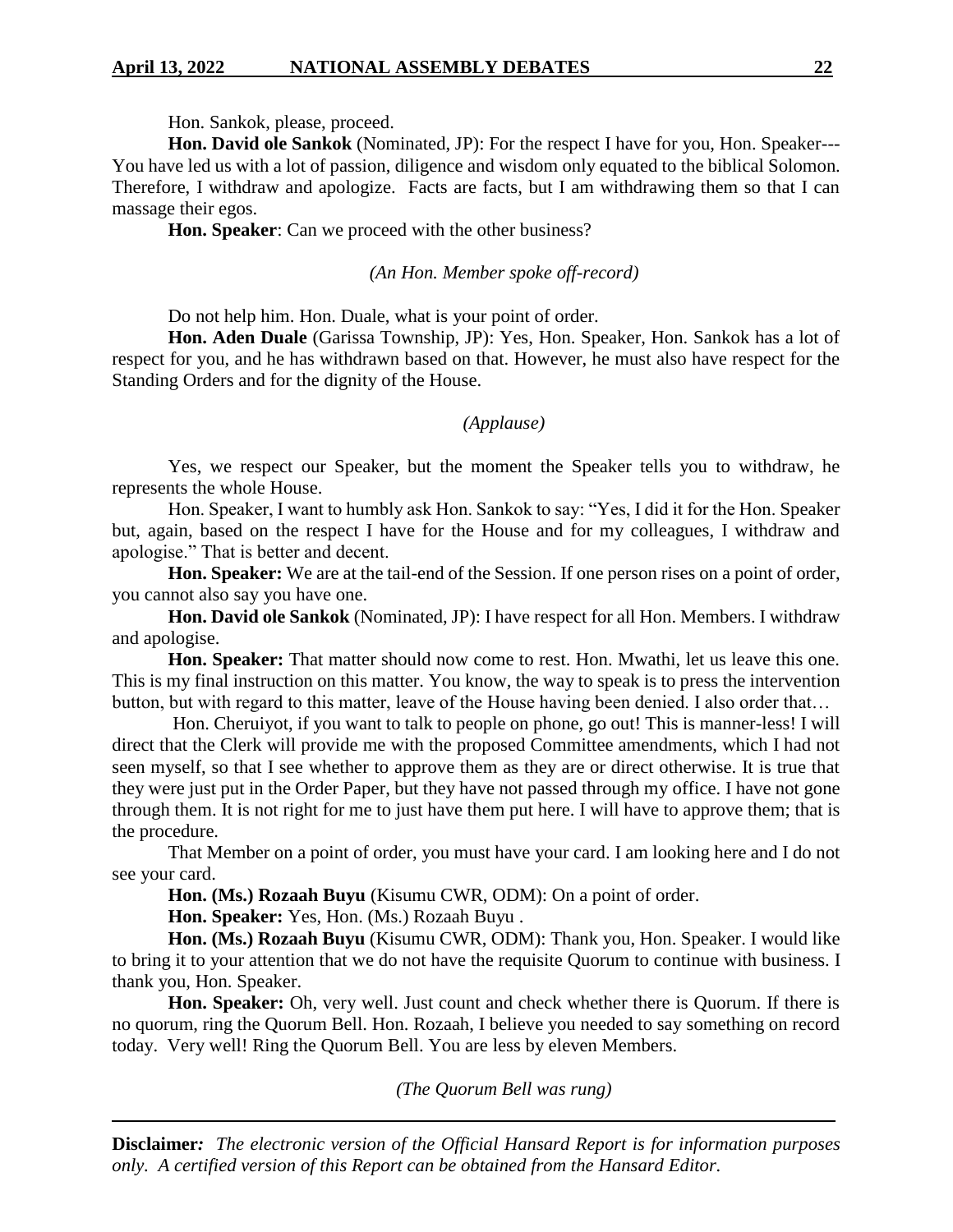Hon. Sankok, please, proceed.

**Hon. David ole Sankok** (Nominated, JP): For the respect I have for you, Hon. Speaker--- You have led us with a lot of passion, diligence and wisdom only equated to the biblical Solomon. Therefore, I withdraw and apologize. Facts are facts, but I am withdrawing them so that I can massage their egos.

**Hon. Speaker**: Can we proceed with the other business?

*(An Hon. Member spoke off-record)*

Do not help him. Hon. Duale, what is your point of order.

**Hon. Aden Duale** (Garissa Township, JP): Yes, Hon. Speaker, Hon. Sankok has a lot of respect for you, and he has withdrawn based on that. However, he must also have respect for the Standing Orders and for the dignity of the House.

*(Applause)*

Yes, we respect our Speaker, but the moment the Speaker tells you to withdraw, he represents the whole House.

Hon. Speaker, I want to humbly ask Hon. Sankok to say: "Yes, I did it for the Hon. Speaker but, again, based on the respect I have for the House and for my colleagues, I withdraw and apologise." That is better and decent.

**Hon. Speaker:** We are at the tail-end of the Session. If one person rises on a point of order, you cannot also say you have one.

**Hon. David ole Sankok** (Nominated, JP): I have respect for all Hon. Members. I withdraw and apologise.

**Hon. Speaker:** That matter should now come to rest. Hon. Mwathi, let us leave this one. This is my final instruction on this matter. You know, the way to speak is to press the intervention button, but with regard to this matter, leave of the House having been denied. I also order that…

Hon. Cheruiyot, if you want to talk to people on phone, go out! This is manner-less! I will direct that the Clerk will provide me with the proposed Committee amendments, which I had not seen myself, so that I see whether to approve them as they are or direct otherwise. It is true that they were just put in the Order Paper, but they have not passed through my office. I have not gone through them. It is not right for me to just have them put here. I will have to approve them; that is the procedure.

That Member on a point of order, you must have your card. I am looking here and I do not see your card.

**Hon. (Ms.) Rozaah Buyu** (Kisumu CWR, ODM): On a point of order.

**Hon. Speaker:** Yes, Hon. (Ms.) Rozaah Buyu .

**Hon. (Ms.) Rozaah Buyu** (Kisumu CWR, ODM): Thank you, Hon. Speaker. I would like to bring it to your attention that we do not have the requisite Quorum to continue with business. I thank you, Hon. Speaker.

**Hon. Speaker:** Oh, very well. Just count and check whether there is Quorum. If there is no quorum, ring the Quorum Bell. Hon. Rozaah, I believe you needed to say something on record today. Very well! Ring the Quorum Bell. You are less by eleven Members.

*(The Quorum Bell was rung)*

**Disclaimer***: The electronic version of the Official Hansard Report is for information purposes only. A certified version of this Report can be obtained from the Hansard Editor.*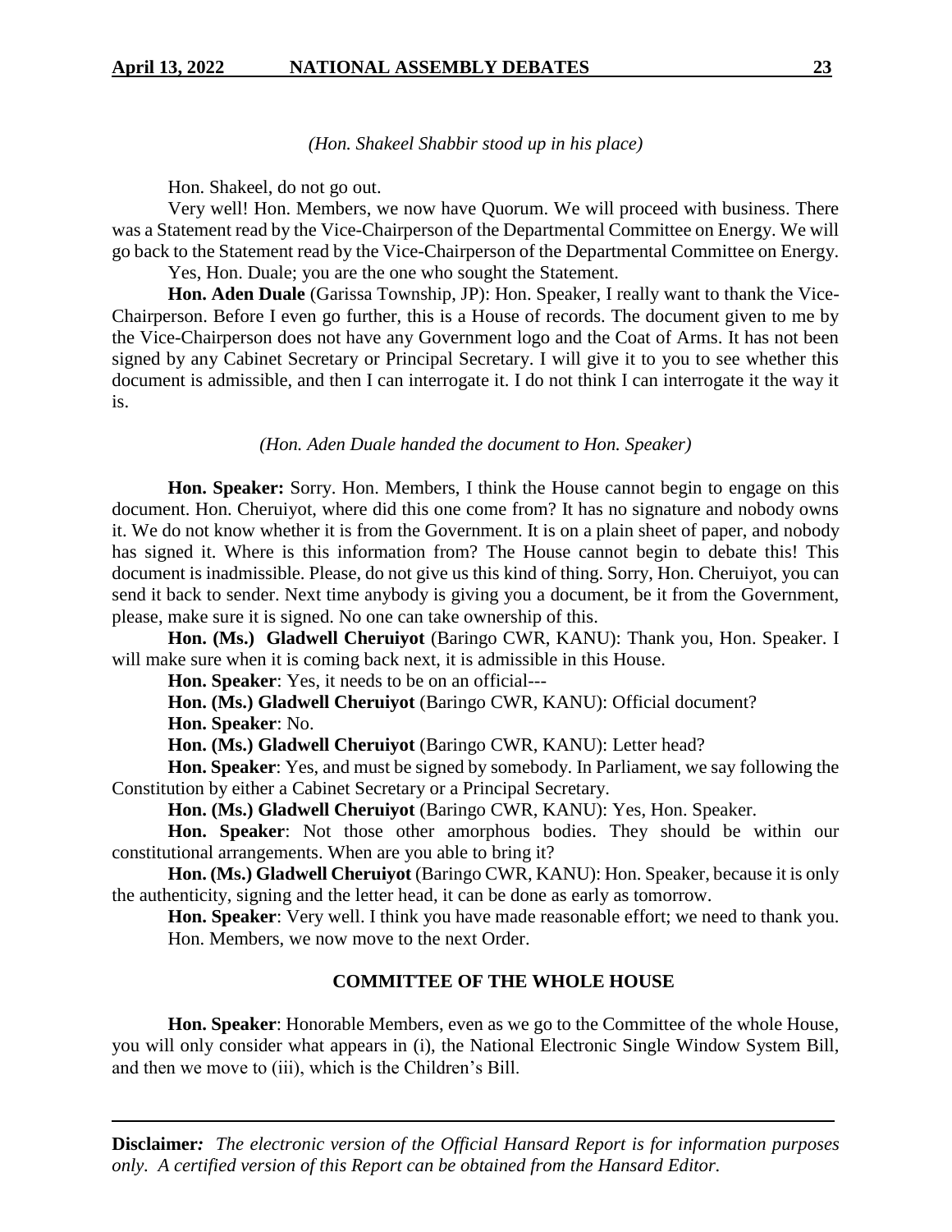*(Hon. Shakeel Shabbir stood up in his place)*

Hon. Shakeel, do not go out.

Very well! Hon. Members, we now have Quorum. We will proceed with business. There was a Statement read by the Vice-Chairperson of the Departmental Committee on Energy. We will go back to the Statement read by the Vice-Chairperson of the Departmental Committee on Energy.

Yes, Hon. Duale; you are the one who sought the Statement.

**Hon. Aden Duale** (Garissa Township, JP): Hon. Speaker, I really want to thank the Vice-Chairperson. Before I even go further, this is a House of records. The document given to me by the Vice-Chairperson does not have any Government logo and the Coat of Arms. It has not been signed by any Cabinet Secretary or Principal Secretary. I will give it to you to see whether this document is admissible, and then I can interrogate it. I do not think I can interrogate it the way it is.

*(Hon. Aden Duale handed the document to Hon. Speaker)*

**Hon. Speaker:** Sorry. Hon. Members, I think the House cannot begin to engage on this document. Hon. Cheruiyot, where did this one come from? It has no signature and nobody owns it. We do not know whether it is from the Government. It is on a plain sheet of paper, and nobody has signed it. Where is this information from? The House cannot begin to debate this! This document is inadmissible. Please, do not give us this kind of thing. Sorry, Hon. Cheruiyot, you can send it back to sender. Next time anybody is giving you a document, be it from the Government, please, make sure it is signed. No one can take ownership of this.

**Hon. (Ms.) Gladwell Cheruiyot** (Baringo CWR, KANU): Thank you, Hon. Speaker. I will make sure when it is coming back next, it is admissible in this House.

**Hon. Speaker**: Yes, it needs to be on an official---

**Hon. (Ms.) Gladwell Cheruiyot** (Baringo CWR, KANU): Official document?

**Hon. Speaker**: No.

**Hon. (Ms.) Gladwell Cheruiyot** (Baringo CWR, KANU): Letter head?

**Hon. Speaker**: Yes, and must be signed by somebody. In Parliament, we say following the Constitution by either a Cabinet Secretary or a Principal Secretary.

**Hon. (Ms.) Gladwell Cheruiyot** (Baringo CWR, KANU): Yes, Hon. Speaker.

**Hon. Speaker**: Not those other amorphous bodies. They should be within our constitutional arrangements. When are you able to bring it?

**Hon. (Ms.) Gladwell Cheruiyot** (Baringo CWR, KANU): Hon. Speaker, because it is only the authenticity, signing and the letter head, it can be done as early as tomorrow.

**Hon. Speaker**: Very well. I think you have made reasonable effort; we need to thank you.

Hon. Members, we now move to the next Order.

## COMMITTEE OF THE WHOLE HOUSE

**Hon. Speaker**: Honorable Members, even as we go to the Committee of the whole House, you will only consider what appears in (i), the National Electronic Single Window System Bill, and then we move to (iii), which is the Children's Bill.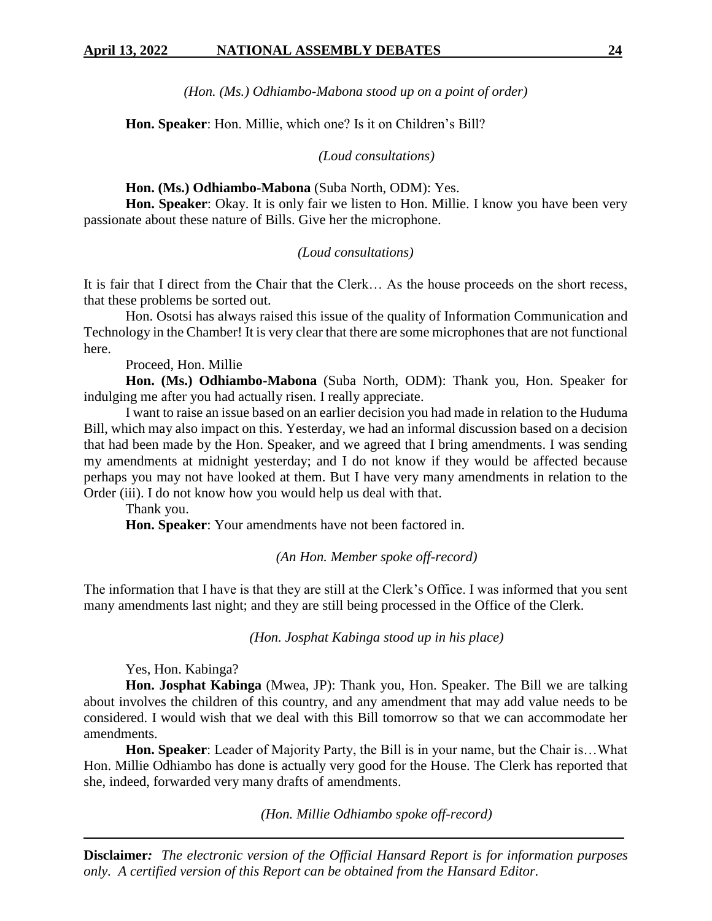*(Hon. (Ms.) Odhiambo-Mabona stood up on a point of order)*

**Hon. Speaker**: Hon. Millie, which one? Is it on Children's Bill?

*(Loud consultations)*

**Hon. (Ms.) Odhiambo-Mabona** (Suba North, ODM): Yes.

**Hon. Speaker**: Okay. It is only fair we listen to Hon. Millie. I know you have been very passionate about these nature of Bills. Give her the microphone.

*(Loud consultations)*

It is fair that I direct from the Chair that the Clerk… As the house proceeds on the short recess, that these problems be sorted out.

Hon. Osotsi has always raised this issue of the quality of Information Communication and Technology in the Chamber! It is very clear that there are some microphones that are not functional here.

Proceed, Hon. Millie

**Hon. (Ms.) Odhiambo-Mabona** (Suba North, ODM): Thank you, Hon. Speaker for indulging me after you had actually risen. I really appreciate.

I want to raise an issue based on an earlier decision you had made in relation to the Huduma Bill, which may also impact on this. Yesterday, we had an informal discussion based on a decision that had been made by the Hon. Speaker, and we agreed that I bring amendments. I was sending my amendments at midnight yesterday; and I do not know if they would be affected because perhaps you may not have looked at them. But I have very many amendments in relation to the Order (iii). I do not know how you would help us deal with that.

Thank you.

**Hon. Speaker**: Your amendments have not been factored in.

*(An Hon. Member spoke off-record)*

The information that I have is that they are still at the Clerk's Office. I was informed that you sent many amendments last night; and they are still being processed in the Office of the Clerk.

*(Hon. Josphat Kabinga stood up in his place)*

Yes, Hon. Kabinga?

**Hon. Josphat Kabinga** (Mwea, JP): Thank you, Hon. Speaker. The Bill we are talking about involves the children of this country, and any amendment that may add value needs to be considered. I would wish that we deal with this Bill tomorrow so that we can accommodate her amendments.

**Hon. Speaker**: Leader of Majority Party, the Bill is in your name, but the Chair is…What Hon. Millie Odhiambo has done is actually very good for the House. The Clerk has reported that she, indeed, forwarded very many drafts of amendments.

*(Hon. Millie Odhiambo spoke off-record)*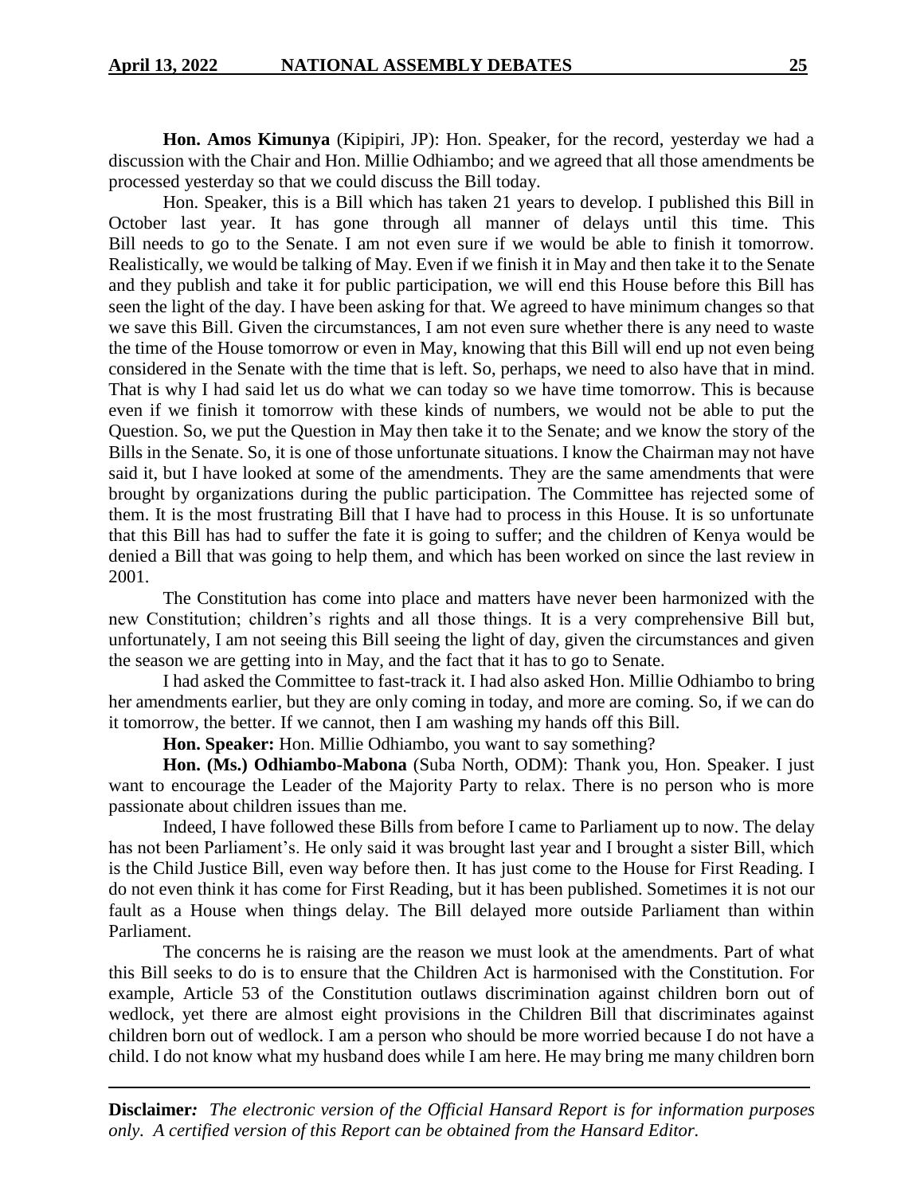**Hon. Amos Kimunya** (Kipipiri, JP): Hon. Speaker, for the record, yesterday we had a discussion with the Chair and Hon. Millie Odhiambo; and we agreed that all those amendments be processed yesterday so that we could discuss the Bill today.

Hon. Speaker, this is a Bill which has taken 21 years to develop. I published this Bill in October last year. It has gone through all manner of delays until this time. This Bill needs to go to the Senate. I am not even sure if we would be able to finish it tomorrow. Realistically, we would be talking of May. Even if we finish it in May and then take it to the Senate and they publish and take it for public participation, we will end this House before this Bill has seen the light of the day. I have been asking for that. We agreed to have minimum changes so that we save this Bill. Given the circumstances, I am not even sure whether there is any need to waste the time of the House tomorrow or even in May, knowing that this Bill will end up not even being considered in the Senate with the time that is left. So, perhaps, we need to also have that in mind. That is why I had said let us do what we can today so we have time tomorrow. This is because even if we finish it tomorrow with these kinds of numbers, we would not be able to put the Question. So, we put the Question in May then take it to the Senate; and we know the story of the Bills in the Senate. So, it is one of those unfortunate situations. I know the Chairman may not have said it, but I have looked at some of the amendments. They are the same amendments that were brought by organizations during the public participation. The Committee has rejected some of them. It is the most frustrating Bill that I have had to process in this House. It is so unfortunate that this Bill has had to suffer the fate it is going to suffer; and the children of Kenya would be denied a Bill that was going to help them, and which has been worked on since the last review in 2001.

The Constitution has come into place and matters have never been harmonized with the new Constitution; children's rights and all those things. It is a very comprehensive Bill but, unfortunately, I am not seeing this Bill seeing the light of day, given the circumstances and given the season we are getting into in May, and the fact that it has to go to Senate.

I had asked the Committee to fast-track it. I had also asked Hon. Millie Odhiambo to bring her amendments earlier, but they are only coming in today, and more are coming. So, if we can do it tomorrow, the better. If we cannot, then I am washing my hands off this Bill.

**Hon. Speaker:** Hon. Millie Odhiambo, you want to say something?

**Hon. (Ms.) Odhiambo-Mabona** (Suba North, ODM): Thank you, Hon. Speaker. I just want to encourage the Leader of the Majority Party to relax. There is no person who is more passionate about children issues than me.

Indeed, I have followed these Bills from before I came to Parliament up to now. The delay has not been Parliament's. He only said it was brought last year and I brought a sister Bill, which is the Child Justice Bill, even way before then. It has just come to the House for First Reading. I do not even think it has come for First Reading, but it has been published. Sometimes it is not our fault as a House when things delay. The Bill delayed more outside Parliament than within Parliament.

The concerns he is raising are the reason we must look at the amendments. Part of what this Bill seeks to do is to ensure that the Children Act is harmonised with the Constitution. For example, Article 53 of the Constitution outlaws discrimination against children born out of wedlock, yet there are almost eight provisions in the Children Bill that discriminates against children born out of wedlock. I am a person who should be more worried because I do not have a child. I do not know what my husband does while I am here. He may bring me many children born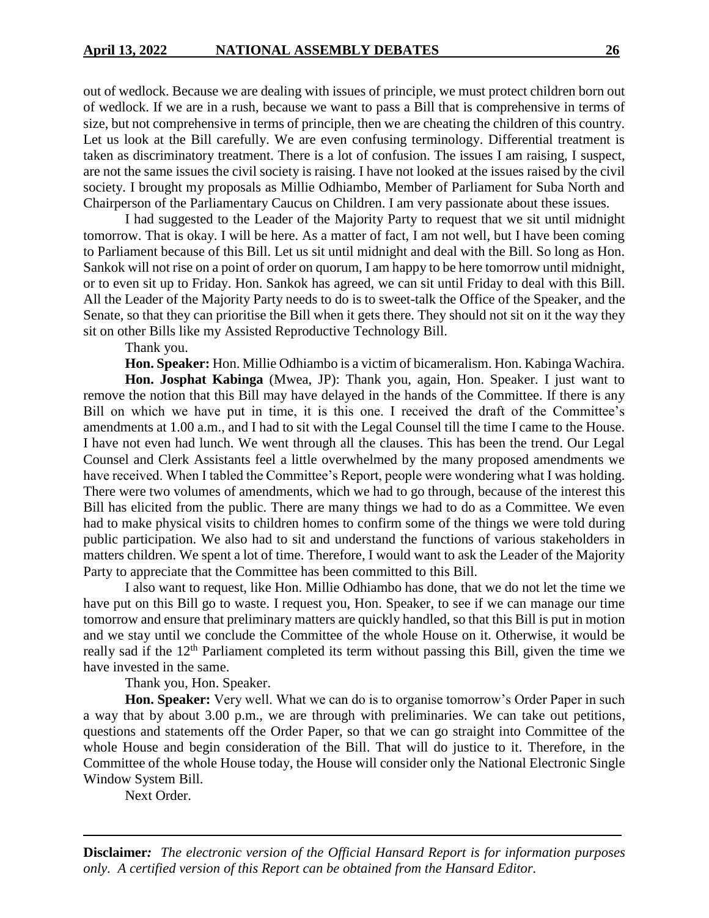out of wedlock. Because we are dealing with issues of principle, we must protect children born out of wedlock. If we are in a rush, because we want to pass a Bill that is comprehensive in terms of size, but not comprehensive in terms of principle, then we are cheating the children of this country. Let us look at the Bill carefully. We are even confusing terminology. Differential treatment is taken as discriminatory treatment. There is a lot of confusion. The issues I am raising, I suspect, are not the same issues the civil society is raising. I have not looked at the issues raised by the civil society. I brought my proposals as Millie Odhiambo, Member of Parliament for Suba North and Chairperson of the Parliamentary Caucus on Children. I am very passionate about these issues.

I had suggested to the Leader of the Majority Party to request that we sit until midnight tomorrow. That is okay. I will be here. As a matter of fact, I am not well, but I have been coming to Parliament because of this Bill. Let us sit until midnight and deal with the Bill. So long as Hon. Sankok will not rise on a point of order on quorum, I am happy to be here tomorrow until midnight, or to even sit up to Friday. Hon. Sankok has agreed, we can sit until Friday to deal with this Bill. All the Leader of the Majority Party needs to do is to sweet-talk the Office of the Speaker, and the Senate, so that they can prioritise the Bill when it gets there. They should not sit on it the way they sit on other Bills like my Assisted Reproductive Technology Bill.

Thank you.

**Hon. Speaker:** Hon. Millie Odhiambo is a victim of bicameralism. Hon. Kabinga Wachira.

**Hon. Josphat Kabinga** (Mwea, JP): Thank you, again, Hon. Speaker. I just want to remove the notion that this Bill may have delayed in the hands of the Committee. If there is any Bill on which we have put in time, it is this one. I received the draft of the Committee's amendments at 1.00 a.m., and I had to sit with the Legal Counsel till the time I came to the House. I have not even had lunch. We went through all the clauses. This has been the trend. Our Legal Counsel and Clerk Assistants feel a little overwhelmed by the many proposed amendments we have received. When I tabled the Committee's Report, people were wondering what I was holding. There were two volumes of amendments, which we had to go through, because of the interest this Bill has elicited from the public. There are many things we had to do as a Committee. We even had to make physical visits to children homes to confirm some of the things we were told during public participation. We also had to sit and understand the functions of various stakeholders in matters children. We spent a lot of time. Therefore, I would want to ask the Leader of the Majority Party to appreciate that the Committee has been committed to this Bill.

I also want to request, like Hon. Millie Odhiambo has done, that we do not let the time we have put on this Bill go to waste. I request you, Hon. Speaker, to see if we can manage our time tomorrow and ensure that preliminary matters are quickly handled, so that this Bill is put in motion and we stay until we conclude the Committee of the whole House on it. Otherwise, it would be really sad if the 12th Parliament completed its term without passing this Bill, given the time we have invested in the same.

Thank you, Hon. Speaker.

**Hon. Speaker:** Very well. What we can do is to organise tomorrow's Order Paper in such a way that by about 3.00 p.m., we are through with preliminaries. We can take out petitions, questions and statements off the Order Paper, so that we can go straight into Committee of the whole House and begin consideration of the Bill. That will do justice to it. Therefore, in the Committee of the whole House today, the House will consider only the National Electronic Single Window System Bill.

Next Order.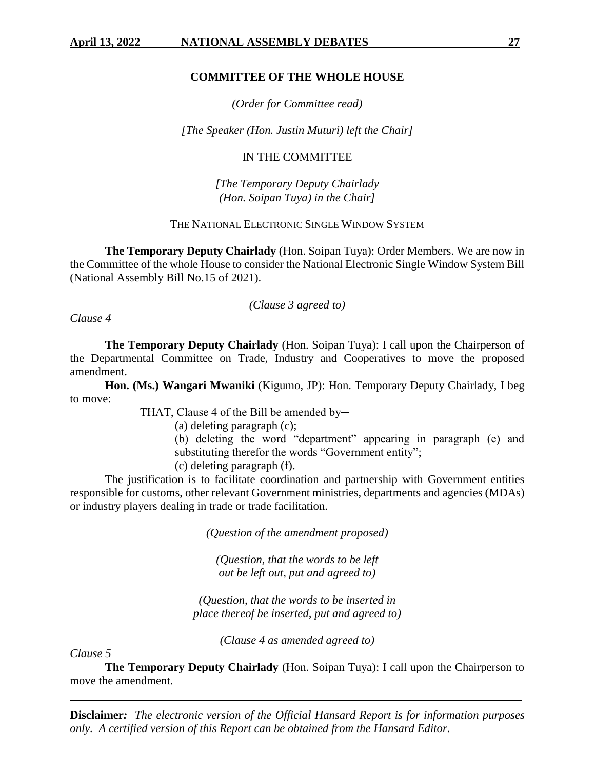## COMMITTEE OF THE WHOLE HOUSE

*(Order for Committee read)*

*[The Speaker (Hon. Justin Muturi) left the Chair]*

IN THE COMMITTEE

*[The Temporary Deputy Chairlady (Hon. Soipan Tuya) in the Chair]*

THE NATIONAL ELECTRONIC SINGLE WINDOW SYSTEM

**The Temporary Deputy Chairlady** (Hon. Soipan Tuya): Order Members. We are now in the Committee of the whole House to consider the National Electronic Single Window System Bill (National Assembly Bill No.15 of 2021).

*(Clause 3 agreed to)*

*Clause 4*

**The Temporary Deputy Chairlady** (Hon. Soipan Tuya): I call upon the Chairperson of the Departmental Committee on Trade, Industry and Cooperatives to move the proposed amendment.

**Hon. (Ms.) Wangari Mwaniki** (Kigumo, JP): Hon. Temporary Deputy Chairlady, I beg to move:

THAT, Clause 4 of the Bill be amended by─

(a) deleting paragraph (c);

(b) deleting the word "department" appearing in paragraph (e) and substituting therefor the words "Government entity";

(c) deleting paragraph (f).

The justification is to facilitate coordination and partnership with Government entities responsible for customs, other relevant Government ministries, departments and agencies (MDAs) or industry players dealing in trade or trade facilitation.

*(Question of the amendment proposed)*

*(Question, that the words to be left out be left out, put and agreed to)*

*(Question, that the words to be inserted in place thereof be inserted, put and agreed to)*

*(Clause 4 as amended agreed to)*

*Clause 5*

**The Temporary Deputy Chairlady** (Hon. Soipan Tuya): I call upon the Chairperson to move the amendment.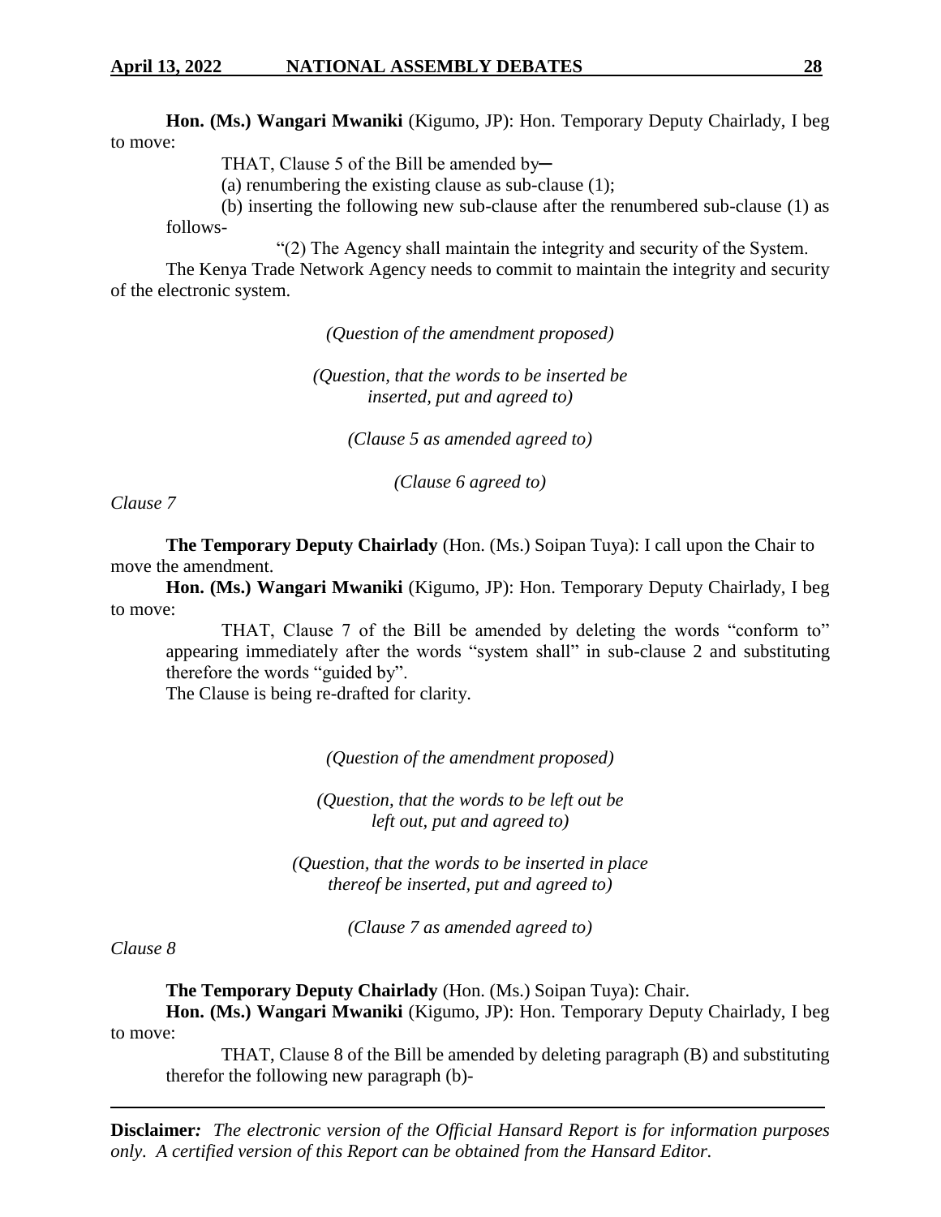**Hon. (Ms.) Wangari Mwaniki** (Kigumo, JP): Hon. Temporary Deputy Chairlady, I beg to move:

THAT, Clause 5 of the Bill be amended by─

(a) renumbering the existing clause as sub-clause (1);

(b) inserting the following new sub-clause after the renumbered sub-clause (1) as follows-

"(2) The Agency shall maintain the integrity and security of the System.

The Kenya Trade Network Agency needs to commit to maintain the integrity and security of the electronic system.

*(Question of the amendment proposed)*

*(Question, that the words to be inserted be inserted, put and agreed to)*

*(Clause 5 as amended agreed to)*

*(Clause 6 agreed to)*

*Clause 7*

**The Temporary Deputy Chairlady** (Hon. (Ms.) Soipan Tuya): I call upon the Chair to move the amendment.

**Hon. (Ms.) Wangari Mwaniki** (Kigumo, JP): Hon. Temporary Deputy Chairlady, I beg to move:

THAT, Clause 7 of the Bill be amended by deleting the words "conform to" appearing immediately after the words "system shall" in sub-clause 2 and substituting therefore the words "guided by".

The Clause is being re-drafted for clarity.

*(Question of the amendment proposed)*

*(Question, that the words to be left out be left out, put and agreed to)*

*(Question, that the words to be inserted in place thereof be inserted, put and agreed to)*

*(Clause 7 as amended agreed to)*

*Clause 8*

**The Temporary Deputy Chairlady** (Hon. (Ms.) Soipan Tuya): Chair.

**Hon. (Ms.) Wangari Mwaniki** (Kigumo, JP): Hon. Temporary Deputy Chairlady, I beg to move:

THAT, Clause 8 of the Bill be amended by deleting paragraph (B) and substituting therefor the following new paragraph (b)-

**Disclaimer***:* *The electronic version of the Official Hansard Report is for information purposes only. A certified version of this Report can be obtained from the Hansard Editor.*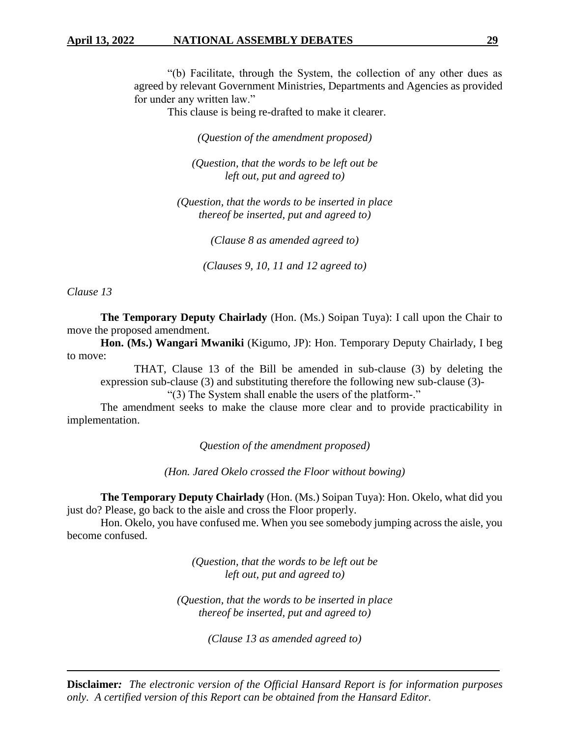"(b) Facilitate, through the System, the collection of any other dues as agreed by relevant Government Ministries, Departments and Agencies as provided for under any written law."

This clause is being re-drafted to make it clearer.

*(Question of the amendment proposed)*

*(Question, that the words to be left out be left out, put and agreed to)*

*(Question, that the words to be inserted in place thereof be inserted, put and agreed to)*

*(Clause 8 as amended agreed to)*

*(Clauses 9, 10, 11 and 12 agreed to)*

*Clause 13*

**The Temporary Deputy Chairlady** (Hon. (Ms.) Soipan Tuya): I call upon the Chair to move the proposed amendment.

**Hon. (Ms.) Wangari Mwaniki** (Kigumo, JP): Hon. Temporary Deputy Chairlady, I beg to move:

THAT, Clause 13 of the Bill be amended in sub-clause (3) by deleting the expression sub-clause (3) and substituting therefore the following new sub-clause (3)-

"(3) The System shall enable the users of the platform-."

The amendment seeks to make the clause more clear and to provide practicability in implementation.

*Question of the amendment proposed)*

*(Hon. Jared Okelo crossed the Floor without bowing)*

**The Temporary Deputy Chairlady** (Hon. (Ms.) Soipan Tuya): Hon. Okelo, what did you just do? Please, go back to the aisle and cross the Floor properly.

Hon. Okelo, you have confused me. When you see somebody jumping across the aisle, you become confused.

*(Question, that the words to be left out be left out, put and agreed to)*

*(Question, that the words to be inserted in place thereof be inserted, put and agreed to)*

*(Clause 13 as amended agreed to)*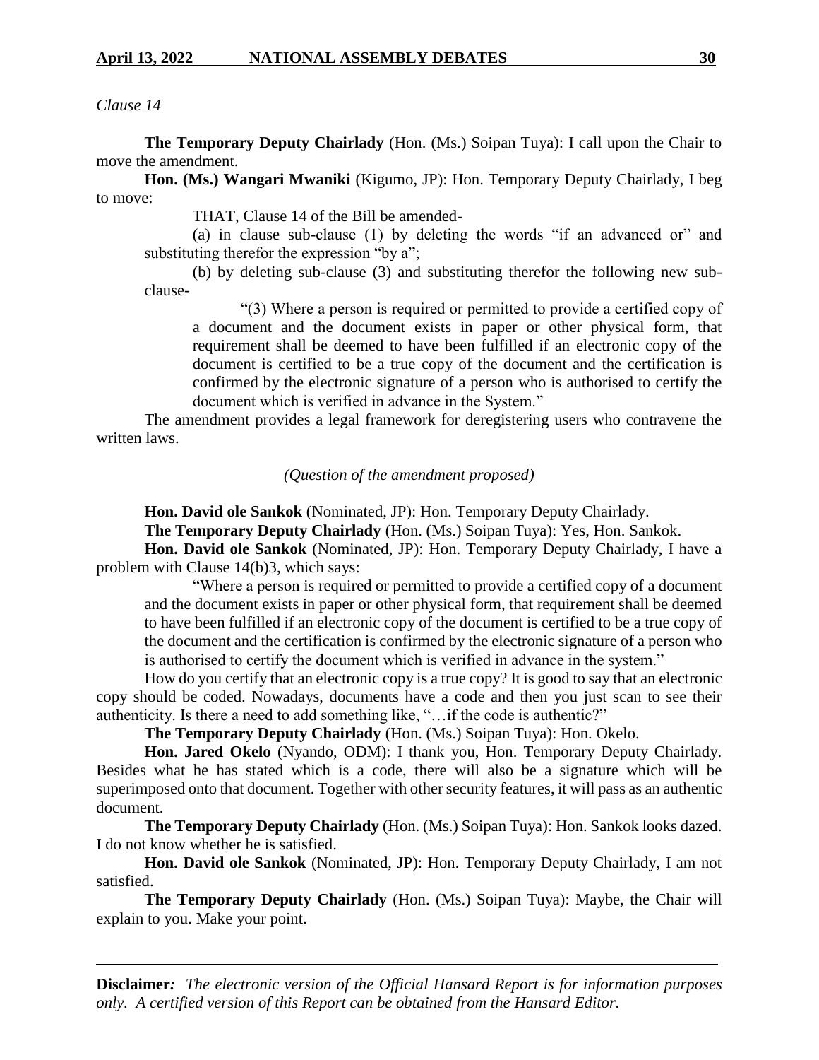*Clause 14*

**The Temporary Deputy Chairlady** (Hon. (Ms.) Soipan Tuya): I call upon the Chair to move the amendment.

**Hon. (Ms.) Wangari Mwaniki** (Kigumo, JP): Hon. Temporary Deputy Chairlady, I beg to move:

THAT, Clause 14 of the Bill be amended-

(a) in clause sub-clause (1) by deleting the words "if an advanced or" and substituting therefor the expression "by a";

(b) by deleting sub-clause (3) and substituting therefor the following new sub-clause-

> "(3) Where a person is required or permitted to provide a certified copy of a document and the document exists in paper or other physical form, that requirement shall be deemed to have been fulfilled if an electronic copy of the document is certified to be a true copy of the document and the certification is confirmed by the electronic signature of a person who is authorised to certify the document which is verified in advance in the System."

The amendment provides a legal framework for deregistering users who contravene the written laws.

*(Question of the amendment proposed)*

**Hon. David ole Sankok** (Nominated, JP): Hon. Temporary Deputy Chairlady.

**The Temporary Deputy Chairlady** (Hon. (Ms.) Soipan Tuya): Yes, Hon. Sankok.

**Hon. David ole Sankok** (Nominated, JP): Hon. Temporary Deputy Chairlady, I have a problem with Clause 14(b)3, which says:

> "Where a person is required or permitted to provide a certified copy of a document and the document exists in paper or other physical form, that requirement shall be deemed to have been fulfilled if an electronic copy of the document is certified to be a true copy of the document and the certification is confirmed by the electronic signature of a person who is authorised to certify the document which is verified in advance in the system."

How do you certify that an electronic copy is a true copy? It is good to say that an electronic copy should be coded. Nowadays, documents have a code and then you just scan to see their authenticity. Is there a need to add something like, "…if the code is authentic?"

**The Temporary Deputy Chairlady** (Hon. (Ms.) Soipan Tuya): Hon. Okelo.

**Hon. Jared Okelo** (Nyando, ODM): I thank you, Hon. Temporary Deputy Chairlady. Besides what he has stated which is a code, there will also be a signature which will be superimposed onto that document. Together with other security features, it will pass as an authentic document.

**The Temporary Deputy Chairlady** (Hon. (Ms.) Soipan Tuya): Hon. Sankok looks dazed. I do not know whether he is satisfied.

**Hon. David ole Sankok** (Nominated, JP): Hon. Temporary Deputy Chairlady, I am not satisfied.

**The Temporary Deputy Chairlady** (Hon. (Ms.) Soipan Tuya): Maybe, the Chair will explain to you. Make your point.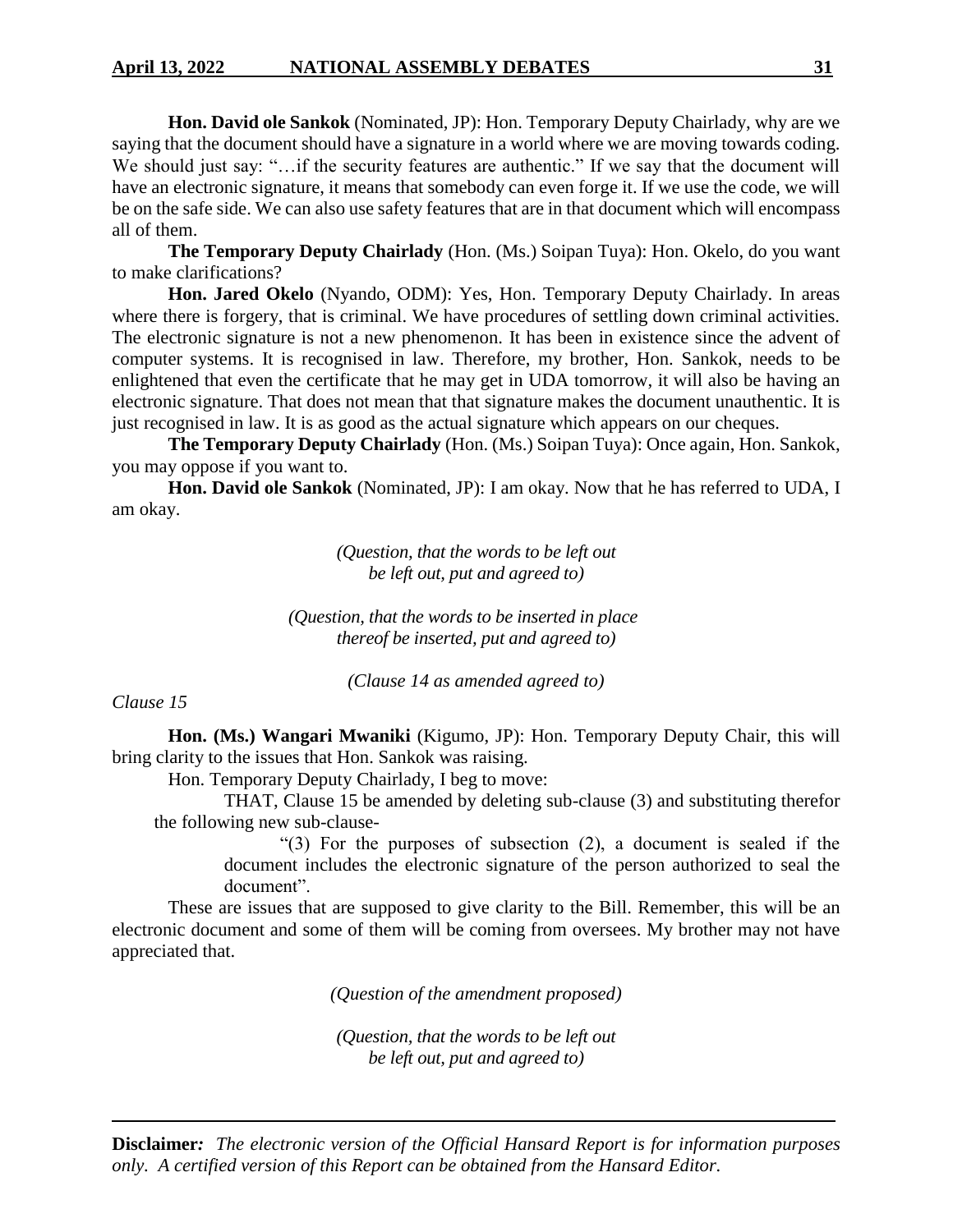**Hon. David ole Sankok** (Nominated, JP): Hon. Temporary Deputy Chairlady, why are we saying that the document should have a signature in a world where we are moving towards coding. We should just say: "…if the security features are authentic." If we say that the document will have an electronic signature, it means that somebody can even forge it. If we use the code, we will be on the safe side. We can also use safety features that are in that document which will encompass all of them.

**The Temporary Deputy Chairlady** (Hon. (Ms.) Soipan Tuya): Hon. Okelo, do you want to make clarifications?

**Hon. Jared Okelo** (Nyando, ODM): Yes, Hon. Temporary Deputy Chairlady. In areas where there is forgery, that is criminal. We have procedures of settling down criminal activities. The electronic signature is not a new phenomenon. It has been in existence since the advent of computer systems. It is recognised in law. Therefore, my brother, Hon. Sankok, needs to be enlightened that even the certificate that he may get in UDA tomorrow, it will also be having an electronic signature. That does not mean that that signature makes the document unauthentic. It is just recognised in law. It is as good as the actual signature which appears on our cheques.

**The Temporary Deputy Chairlady** (Hon. (Ms.) Soipan Tuya): Once again, Hon. Sankok, you may oppose if you want to.

**Hon. David ole Sankok** (Nominated, JP): I am okay. Now that he has referred to UDA, I am okay.

*(Question, that the words to be left out be left out, put and agreed to)*

*(Question, that the words to be inserted in place thereof be inserted, put and agreed to)*

*(Clause 14 as amended agreed to)*

*Clause 15*

**Hon. (Ms.) Wangari Mwaniki** (Kigumo, JP): Hon. Temporary Deputy Chair, this will bring clarity to the issues that Hon. Sankok was raising.

Hon. Temporary Deputy Chairlady, I beg to move:

> THAT, Clause 15 be amended by deleting sub-clause (3) and substituting therefor the following new sub-clause-
>
> "(3) For the purposes of subsection (2), a document is sealed if the document includes the electronic signature of the person authorized to seal the document".

These are issues that are supposed to give clarity to the Bill. Remember, this will be an electronic document and some of them will be coming from oversees. My brother may not have appreciated that.

*(Question of the amendment proposed)*

*(Question, that the words to be left out be left out, put and agreed to)*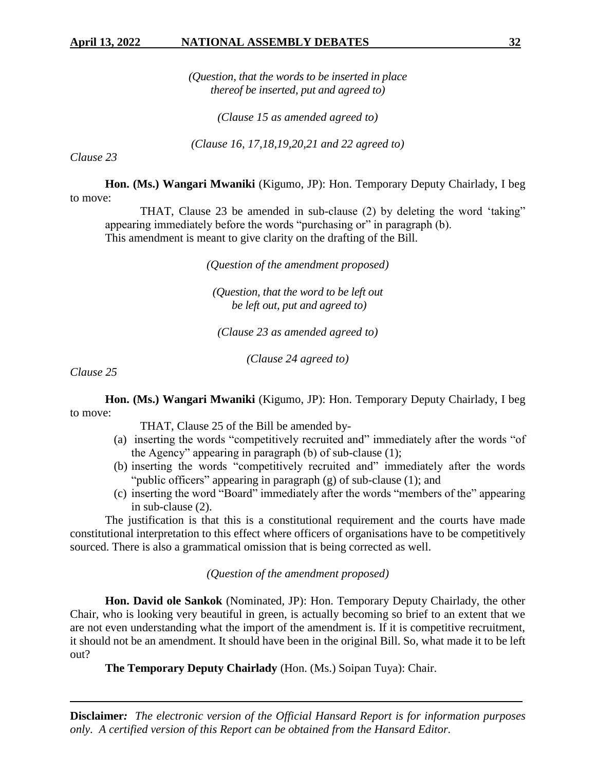*(Question, that the words to be inserted in place thereof be inserted, put and agreed to)*

*(Clause 15 as amended agreed to)*

*(Clause 16, 17,18,19,20,21 and 22 agreed to)*

*Clause 23*

**Hon. (Ms.) Wangari Mwaniki** (Kigumo, JP): Hon. Temporary Deputy Chairlady, I beg to move:

THAT, Clause 23 be amended in sub-clause (2) by deleting the word 'taking" appearing immediately before the words "purchasing or" in paragraph (b).

This amendment is meant to give clarity on the drafting of the Bill.

*(Question of the amendment proposed)*

*(Question, that the word to be left out be left out, put and agreed to)*

*(Clause 23 as amended agreed to)*

*(Clause 24 agreed to)*

*Clause 25*

**Hon. (Ms.) Wangari Mwaniki** (Kigumo, JP): Hon. Temporary Deputy Chairlady, I beg to move:

THAT, Clause 25 of the Bill be amended by-

(a) inserting the words "competitively recruited and" immediately after the words "of the Agency" appearing in paragraph (b) of sub-clause (1);

(b) inserting the words "competitively recruited and" immediately after the words "public officers" appearing in paragraph (g) of sub-clause (1); and

(c) inserting the word "Board" immediately after the words "members of the" appearing in sub-clause (2).

The justification is that this is a constitutional requirement and the courts have made constitutional interpretation to this effect where officers of organisations have to be competitively sourced. There is also a grammatical omission that is being corrected as well.

*(Question of the amendment proposed)*

**Hon. David ole Sankok** (Nominated, JP): Hon. Temporary Deputy Chairlady, the other Chair, who is looking very beautiful in green, is actually becoming so brief to an extent that we are not even understanding what the import of the amendment is. If it is competitive recruitment, it should not be an amendment. It should have been in the original Bill. So, what made it to be left out?

**The Temporary Deputy Chairlady** (Hon. (Ms.) Soipan Tuya): Chair.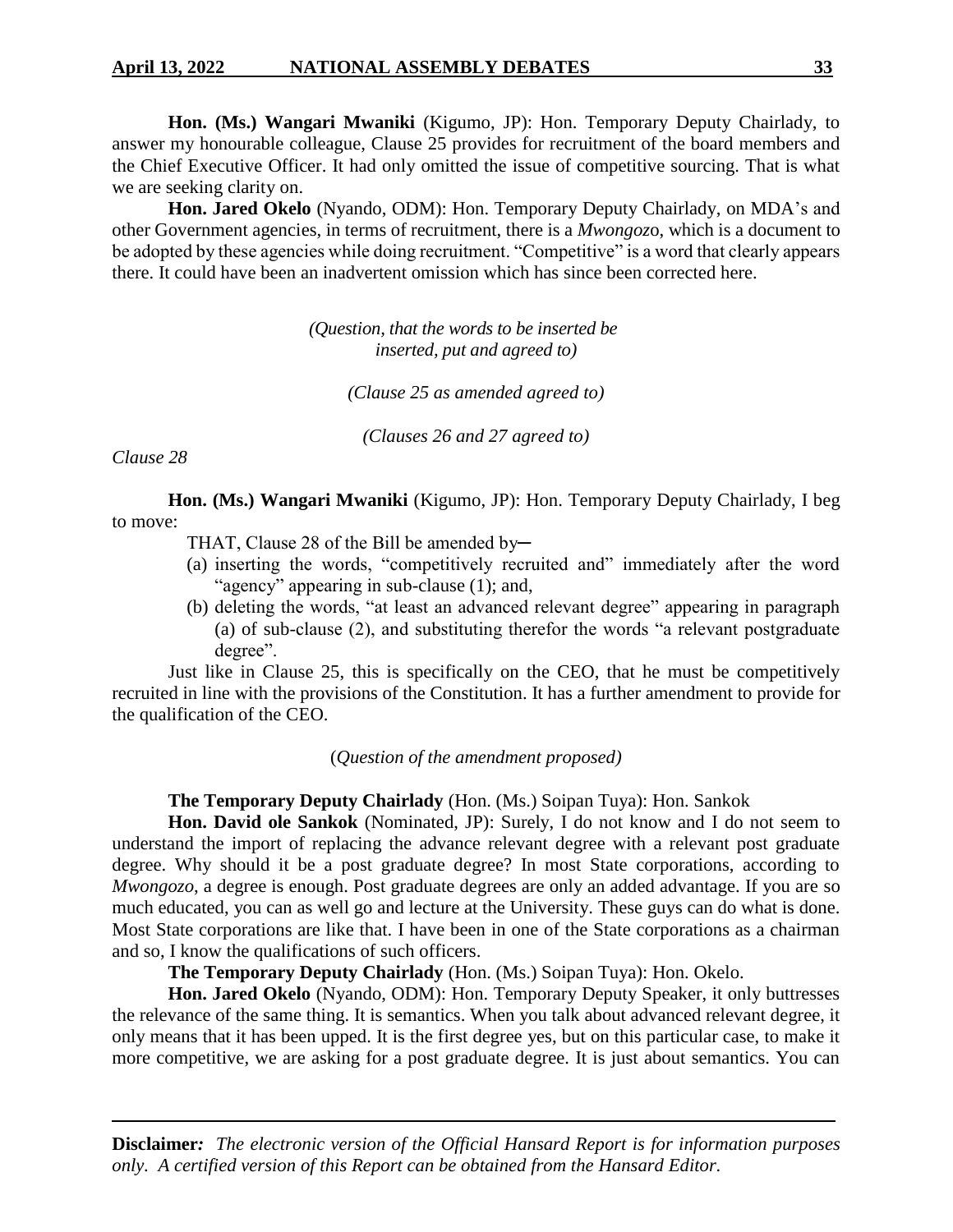**Hon. (Ms.) Wangari Mwaniki** (Kigumo, JP): Hon. Temporary Deputy Chairlady, to answer my honourable colleague, Clause 25 provides for recruitment of the board members and the Chief Executive Officer. It had only omitted the issue of competitive sourcing. That is what we are seeking clarity on.

**Hon. Jared Okelo** (Nyando, ODM): Hon. Temporary Deputy Chairlady, on MDA's and other Government agencies, in terms of recruitment, there is a *Mwongoz*o, which is a document to be adopted by these agencies while doing recruitment. "Competitive" is a word that clearly appears there. It could have been an inadvertent omission which has since been corrected here.

*(Question, that the words to be inserted be inserted, put and agreed to)*

*(Clause 25 as amended agreed to)*

*(Clauses 26 and 27 agreed to)*

*Clause 28*

**Hon. (Ms.) Wangari Mwaniki** (Kigumo, JP): Hon. Temporary Deputy Chairlady, I beg to move:

THAT, Clause 28 of the Bill be amended by─

(a) inserting the words, "competitively recruited and" immediately after the word "agency" appearing in sub-clause (1); and,

(b) deleting the words, "at least an advanced relevant degree" appearing in paragraph (a) of sub-clause (2), and substituting therefor the words "a relevant postgraduate degree".

Just like in Clause 25, this is specifically on the CEO, that he must be competitively recruited in line with the provisions of the Constitution. It has a further amendment to provide for the qualification of the CEO.

(*Question of the amendment proposed)*

**The Temporary Deputy Chairlady** (Hon. (Ms.) Soipan Tuya): Hon. Sankok

**Hon. David ole Sankok** (Nominated, JP): Surely, I do not know and I do not seem to understand the import of replacing the advance relevant degree with a relevant post graduate degree. Why should it be a post graduate degree? In most State corporations, according to *Mwongozo,* a degree is enough. Post graduate degrees are only an added advantage. If you are so much educated, you can as well go and lecture at the University. These guys can do what is done. Most State corporations are like that. I have been in one of the State corporations as a chairman and so, I know the qualifications of such officers.

**The Temporary Deputy Chairlady** (Hon. (Ms.) Soipan Tuya): Hon. Okelo.

**Hon. Jared Okelo** (Nyando, ODM): Hon. Temporary Deputy Speaker, it only buttresses the relevance of the same thing. It is semantics. When you talk about advanced relevant degree, it only means that it has been upped. It is the first degree yes, but on this particular case, to make it more competitive, we are asking for a post graduate degree. It is just about semantics. You can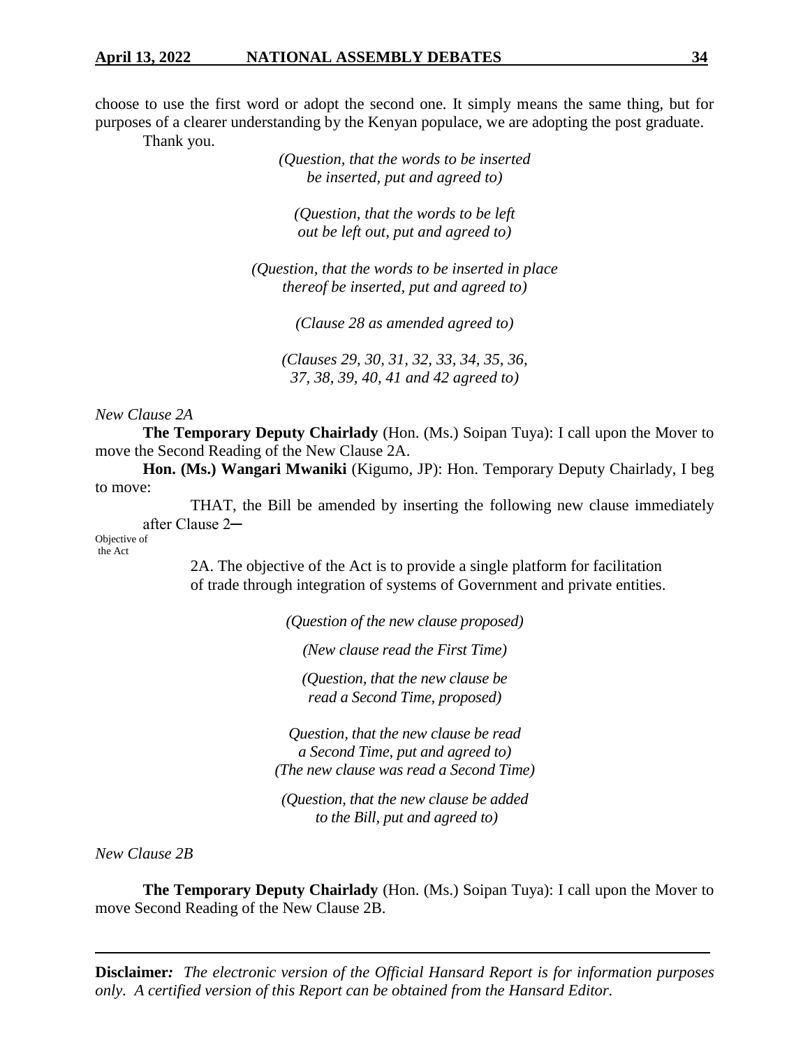choose to use the first word or adopt the second one. It simply means the same thing, but for purposes of a clearer understanding by the Kenyan populace, we are adopting the post graduate.

Thank you.

*(Question, that the words to be inserted be inserted, put and agreed to)*

*(Question, that the words to be left out be left out, put and agreed to)*

*(Question, that the words to be inserted in place thereof be inserted, put and agreed to)*

*(Clause 28 as amended agreed to)*

*(Clauses 29, 30, 31, 32, 33, 34, 35, 36, 37, 38, 39, 40, 41 and 42 agreed to)*

*New Clause 2A*

**The Temporary Deputy Chairlady** (Hon. (Ms.) Soipan Tuya): I call upon the Mover to move the Second Reading of the New Clause 2A.

**Hon. (Ms.) Wangari Mwaniki** (Kigumo, JP): Hon. Temporary Deputy Chairlady, I beg to move:

THAT, the Bill be amended by inserting the following new clause immediately after Clause 2─

Objective of the Act

2A. The objective of the Act is to provide a single platform for facilitation of trade through integration of systems of Government and private entities.

*(Question of the new clause proposed)*

*(New clause read the First Time)*

*(Question, that the new clause be read a Second Time, proposed)*

*Question, that the new clause be read a Second Time, put and agreed to)*
*(The new clause was read a Second Time)*

*(Question, that the new clause be added to the Bill, put and agreed to)*

*New Clause 2B*

**The Temporary Deputy Chairlady** (Hon. (Ms.) Soipan Tuya): I call upon the Mover to move Second Reading of the New Clause 2B.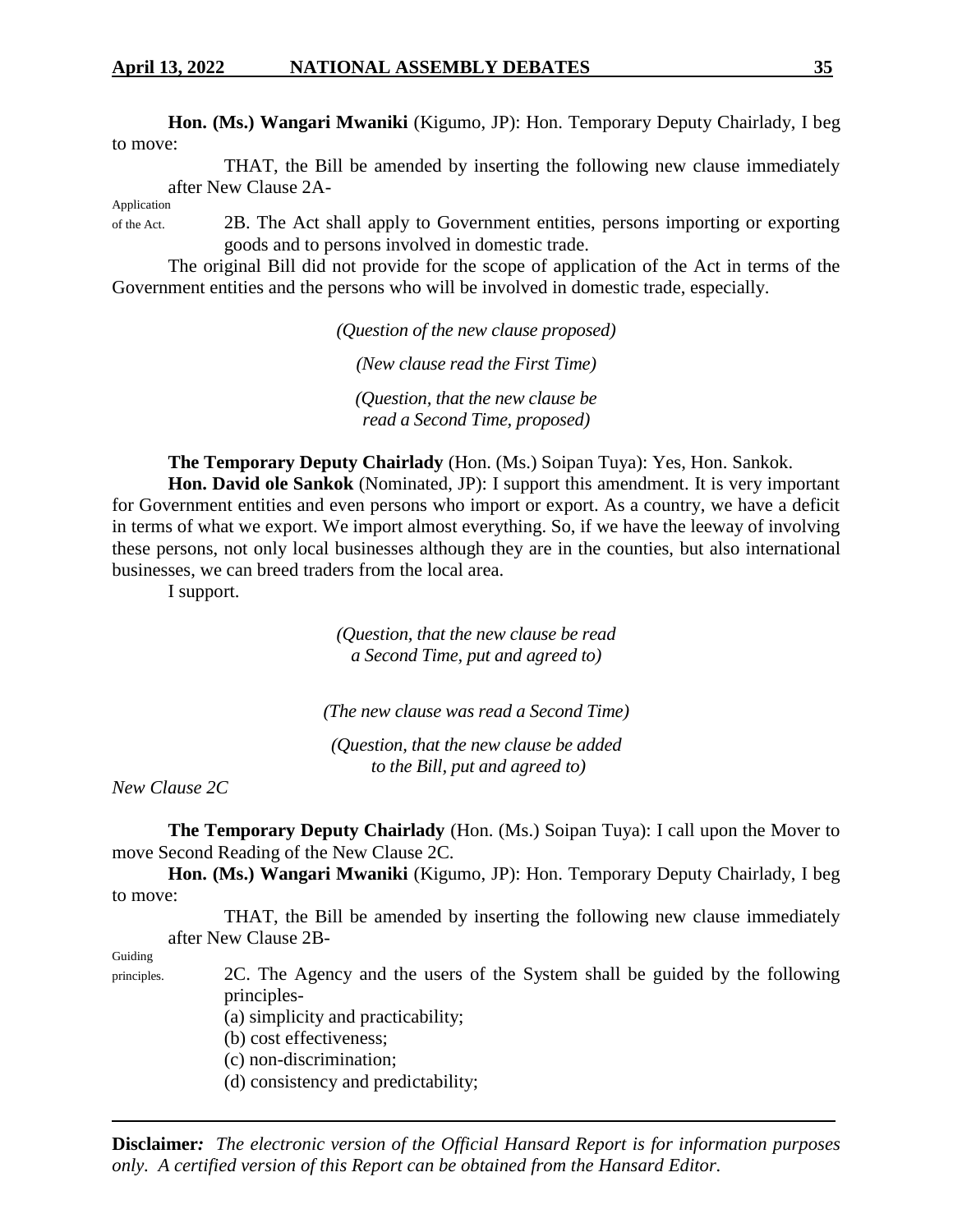**Hon. (Ms.) Wangari Mwaniki** (Kigumo, JP): Hon. Temporary Deputy Chairlady, I beg to move:

THAT, the Bill be amended by inserting the following new clause immediately after New Clause 2A-

Application of the Act.

2B. The Act shall apply to Government entities, persons importing or exporting goods and to persons involved in domestic trade.

The original Bill did not provide for the scope of application of the Act in terms of the Government entities and the persons who will be involved in domestic trade, especially.

*(Question of the new clause proposed)*

*(New clause read the First Time)*

*(Question, that the new clause be read a Second Time, proposed)*

**The Temporary Deputy Chairlady** (Hon. (Ms.) Soipan Tuya): Yes, Hon. Sankok.

**Hon. David ole Sankok** (Nominated, JP): I support this amendment. It is very important for Government entities and even persons who import or export. As a country, we have a deficit in terms of what we export. We import almost everything. So, if we have the leeway of involving these persons, not only local businesses although they are in the counties, but also international businesses, we can breed traders from the local area.

I support.

*(Question, that the new clause be read a Second Time, put and agreed to)*

*(The new clause was read a Second Time)*

*(Question, that the new clause be added to the Bill, put and agreed to)*

*New Clause 2C*

**The Temporary Deputy Chairlady** (Hon. (Ms.) Soipan Tuya): I call upon the Mover to move Second Reading of the New Clause 2C.

**Hon. (Ms.) Wangari Mwaniki** (Kigumo, JP): Hon. Temporary Deputy Chairlady, I beg to move:

THAT, the Bill be amended by inserting the following new clause immediately after New Clause 2B-

Guiding principles.

2C. The Agency and the users of the System shall be guided by the following principles-

(a) simplicity and practicability;
(b) cost effectiveness;
(c) non-discrimination;
(d) consistency and predictability;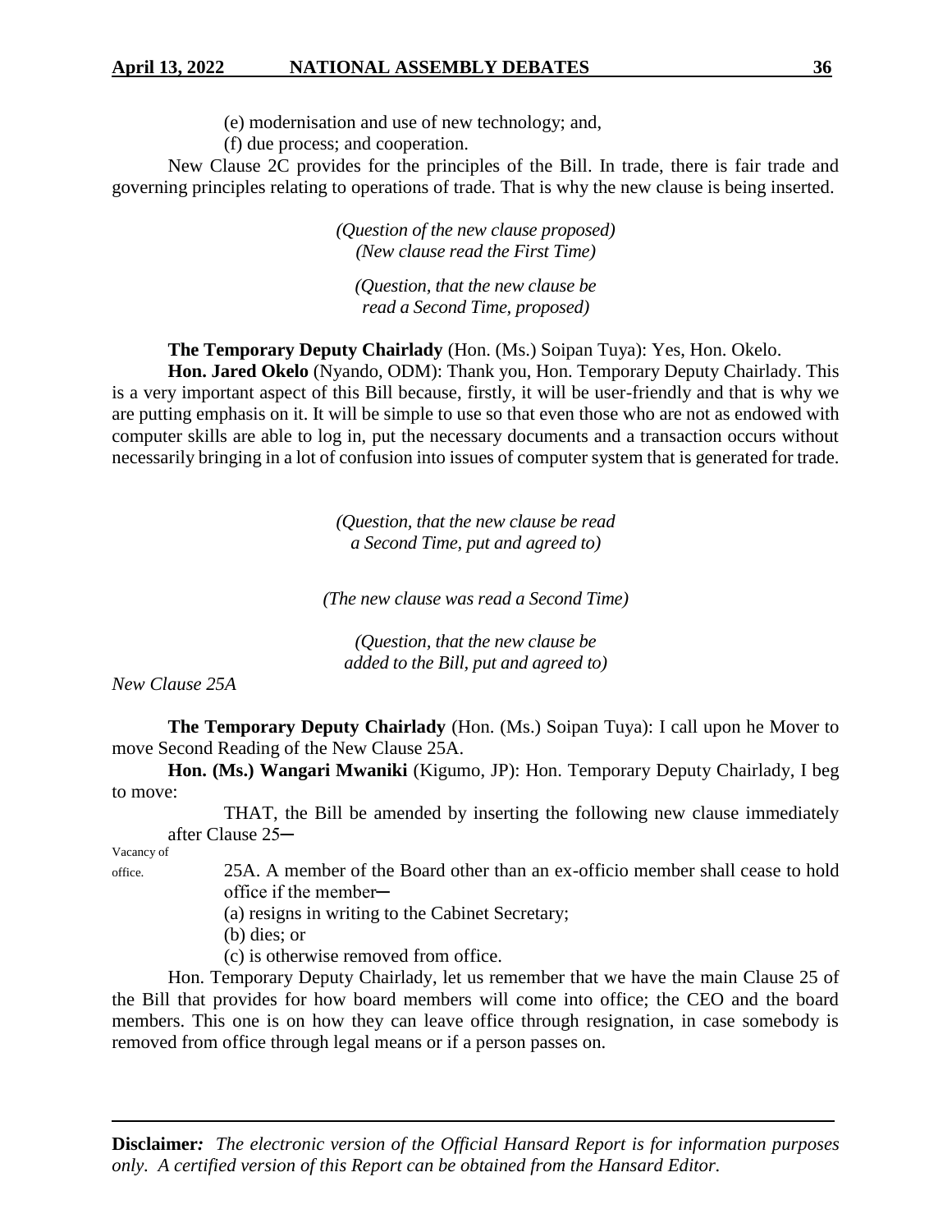(e) modernisation and use of new technology; and,

(f) due process; and cooperation.

New Clause 2C provides for the principles of the Bill. In trade, there is fair trade and governing principles relating to operations of trade. That is why the new clause is being inserted.

*(Question of the new clause proposed)*
*(New clause read the First Time)*

*(Question, that the new clause be read a Second Time, proposed)*

**The Temporary Deputy Chairlady** (Hon. (Ms.) Soipan Tuya): Yes, Hon. Okelo.

**Hon. Jared Okelo** (Nyando, ODM): Thank you, Hon. Temporary Deputy Chairlady. This is a very important aspect of this Bill because, firstly, it will be user-friendly and that is why we are putting emphasis on it. It will be simple to use so that even those who are not as endowed with computer skills are able to log in, put the necessary documents and a transaction occurs without necessarily bringing in a lot of confusion into issues of computer system that is generated for trade.

*(Question, that the new clause be read a Second Time, put and agreed to)*

*(The new clause was read a Second Time)*

*(Question, that the new clause be added to the Bill, put and agreed to)*

*New Clause 25A*

**The Temporary Deputy Chairlady** (Hon. (Ms.) Soipan Tuya): I call upon he Mover to move Second Reading of the New Clause 25A.

**Hon. (Ms.) Wangari Mwaniki** (Kigumo, JP): Hon. Temporary Deputy Chairlady, I beg to move:

THAT, the Bill be amended by inserting the following new clause immediately after Clause 25─

Vacancy of office.

25A. A member of the Board other than an ex-officio member shall cease to hold office if the member─

(a) resigns in writing to the Cabinet Secretary;

(b) dies; or

(c) is otherwise removed from office.

Hon. Temporary Deputy Chairlady, let us remember that we have the main Clause 25 of the Bill that provides for how board members will come into office; the CEO and the board members. This one is on how they can leave office through resignation, in case somebody is removed from office through legal means or if a person passes on.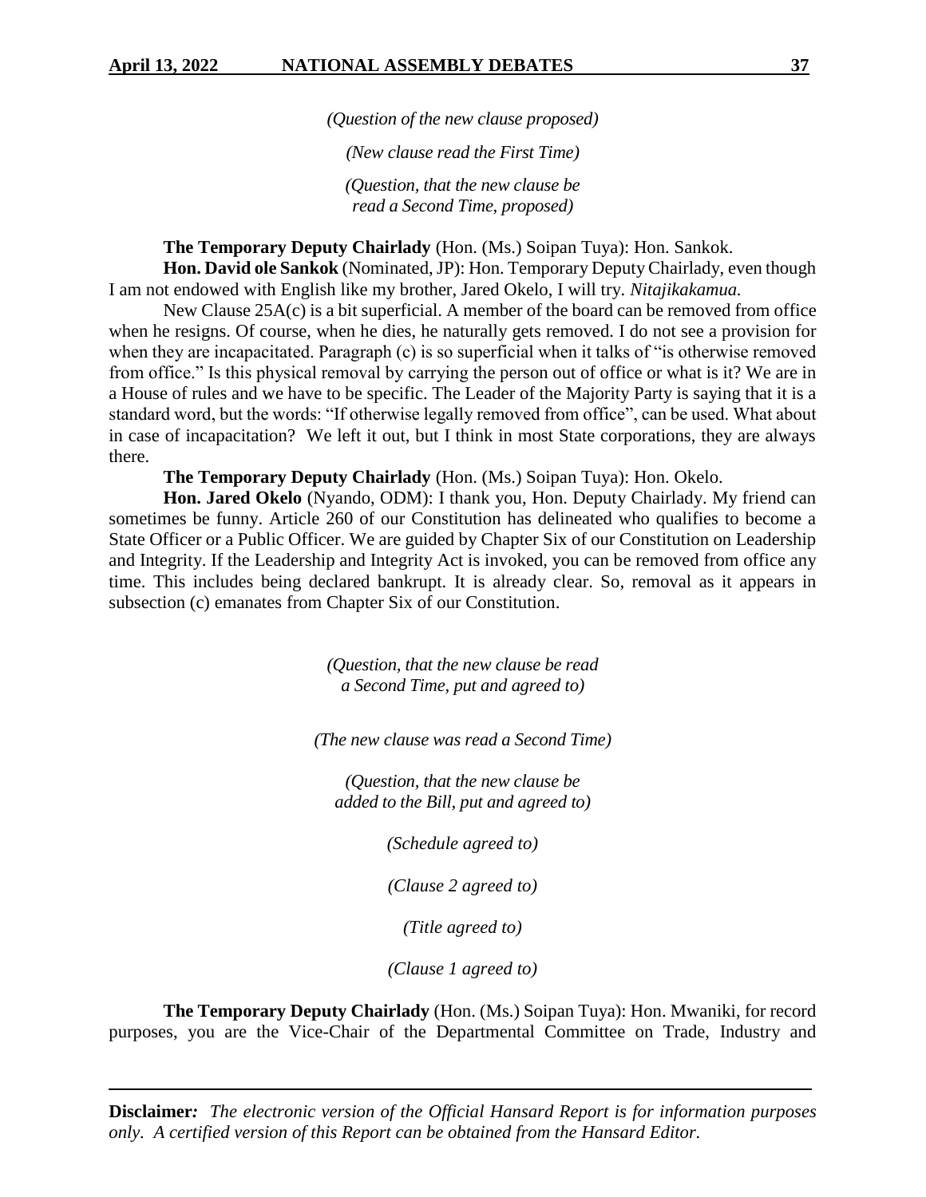*(Question of the new clause proposed)*

*(New clause read the First Time)*

*(Question, that the new clause be read a Second Time, proposed)*

**The Temporary Deputy Chairlady** (Hon. (Ms.) Soipan Tuya): Hon. Sankok.

**Hon. David ole Sankok** (Nominated, JP): Hon. Temporary Deputy Chairlady, even though I am not endowed with English like my brother, Jared Okelo, I will try. *Nitajikakamua.*

New Clause 25A(c) is a bit superficial. A member of the board can be removed from office when he resigns. Of course, when he dies, he naturally gets removed. I do not see a provision for when they are incapacitated. Paragraph (c) is so superficial when it talks of "is otherwise removed from office." Is this physical removal by carrying the person out of office or what is it? We are in a House of rules and we have to be specific. The Leader of the Majority Party is saying that it is a standard word, but the words: "If otherwise legally removed from office", can be used. What about in case of incapacitation? We left it out, but I think in most State corporations, they are always there.

**The Temporary Deputy Chairlady** (Hon. (Ms.) Soipan Tuya): Hon. Okelo.

**Hon. Jared Okelo** (Nyando, ODM): I thank you, Hon. Deputy Chairlady. My friend can sometimes be funny. Article 260 of our Constitution has delineated who qualifies to become a State Officer or a Public Officer. We are guided by Chapter Six of our Constitution on Leadership and Integrity. If the Leadership and Integrity Act is invoked, you can be removed from office any time. This includes being declared bankrupt. It is already clear. So, removal as it appears in subsection (c) emanates from Chapter Six of our Constitution.

*(Question, that the new clause be read a Second Time, put and agreed to)*

*(The new clause was read a Second Time)*

*(Question, that the new clause be added to the Bill, put and agreed to)*

*(Schedule agreed to)*

*(Clause 2 agreed to)*

*(Title agreed to)*

*(Clause 1 agreed to)*

**The Temporary Deputy Chairlady** (Hon. (Ms.) Soipan Tuya): Hon. Mwaniki, for record purposes, you are the Vice-Chair of the Departmental Committee on Trade, Industry and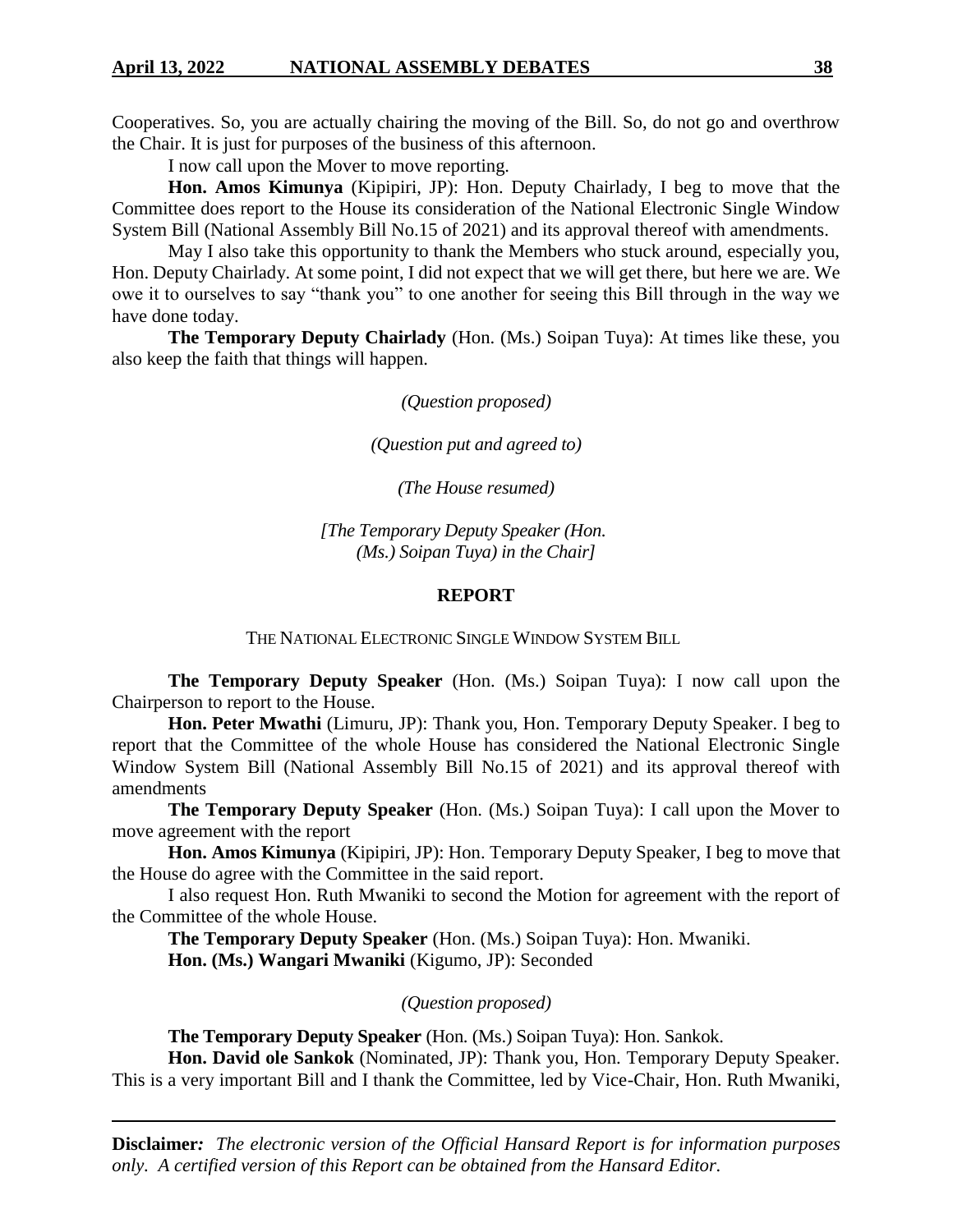Cooperatives. So, you are actually chairing the moving of the Bill. So, do not go and overthrow the Chair. It is just for purposes of the business of this afternoon.

I now call upon the Mover to move reporting.

**Hon. Amos Kimunya** (Kipipiri, JP): Hon. Deputy Chairlady, I beg to move that the Committee does report to the House its consideration of the National Electronic Single Window System Bill (National Assembly Bill No.15 of 2021) and its approval thereof with amendments.

May I also take this opportunity to thank the Members who stuck around, especially you, Hon. Deputy Chairlady. At some point, I did not expect that we will get there, but here we are. We owe it to ourselves to say "thank you" to one another for seeing this Bill through in the way we have done today.

**The Temporary Deputy Chairlady** (Hon. (Ms.) Soipan Tuya): At times like these, you also keep the faith that things will happen.

*(Question proposed)*

*(Question put and agreed to)*

*(The House resumed)*

*[The Temporary Deputy Speaker (Hon. (Ms.) Soipan Tuya) in the Chair]*

## REPORT

THE NATIONAL ELECTRONIC SINGLE WINDOW SYSTEM BILL

**The Temporary Deputy Speaker** (Hon. (Ms.) Soipan Tuya): I now call upon the Chairperson to report to the House.

**Hon. Peter Mwathi** (Limuru, JP): Thank you, Hon. Temporary Deputy Speaker. I beg to report that the Committee of the whole House has considered the National Electronic Single Window System Bill (National Assembly Bill No.15 of 2021) and its approval thereof with amendments

**The Temporary Deputy Speaker** (Hon. (Ms.) Soipan Tuya): I call upon the Mover to move agreement with the report

**Hon. Amos Kimunya** (Kipipiri, JP): Hon. Temporary Deputy Speaker, I beg to move that the House do agree with the Committee in the said report.

I also request Hon. Ruth Mwaniki to second the Motion for agreement with the report of the Committee of the whole House.

**The Temporary Deputy Speaker** (Hon. (Ms.) Soipan Tuya): Hon. Mwaniki.

**Hon. (Ms.) Wangari Mwaniki** (Kigumo, JP): Seconded

*(Question proposed)*

**The Temporary Deputy Speaker** (Hon. (Ms.) Soipan Tuya): Hon. Sankok.

**Hon. David ole Sankok** (Nominated, JP): Thank you, Hon. Temporary Deputy Speaker. This is a very important Bill and I thank the Committee, led by Vice-Chair, Hon. Ruth Mwaniki,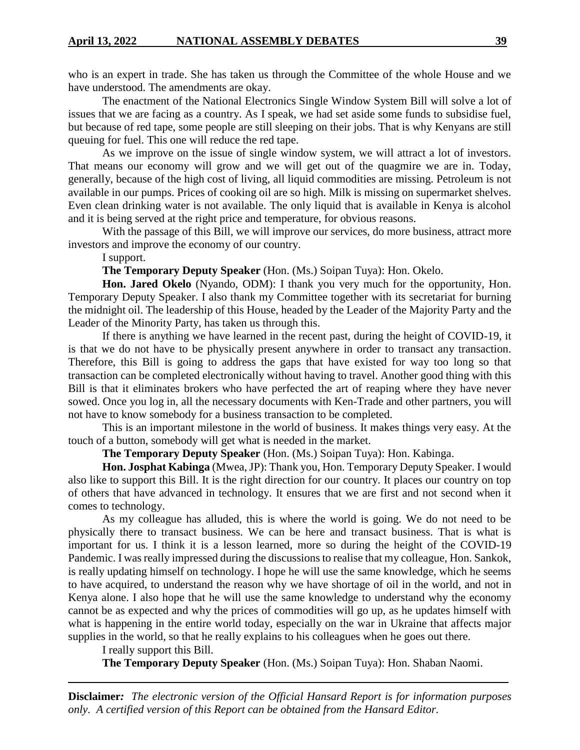who is an expert in trade. She has taken us through the Committee of the whole House and we have understood. The amendments are okay.

The enactment of the National Electronics Single Window System Bill will solve a lot of issues that we are facing as a country. As I speak, we had set aside some funds to subsidise fuel, but because of red tape, some people are still sleeping on their jobs. That is why Kenyans are still queuing for fuel. This one will reduce the red tape.

As we improve on the issue of single window system, we will attract a lot of investors. That means our economy will grow and we will get out of the quagmire we are in. Today, generally, because of the high cost of living, all liquid commodities are missing. Petroleum is not available in our pumps. Prices of cooking oil are so high. Milk is missing on supermarket shelves. Even clean drinking water is not available. The only liquid that is available in Kenya is alcohol and it is being served at the right price and temperature, for obvious reasons.

With the passage of this Bill, we will improve our services, do more business, attract more investors and improve the economy of our country.

I support.

**The Temporary Deputy Speaker** (Hon. (Ms.) Soipan Tuya): Hon. Okelo.

**Hon. Jared Okelo** (Nyando, ODM): I thank you very much for the opportunity, Hon. Temporary Deputy Speaker. I also thank my Committee together with its secretariat for burning the midnight oil. The leadership of this House, headed by the Leader of the Majority Party and the Leader of the Minority Party, has taken us through this.

If there is anything we have learned in the recent past, during the height of COVID-19, it is that we do not have to be physically present anywhere in order to transact any transaction. Therefore, this Bill is going to address the gaps that have existed for way too long so that transaction can be completed electronically without having to travel. Another good thing with this Bill is that it eliminates brokers who have perfected the art of reaping where they have never sowed. Once you log in, all the necessary documents with Ken-Trade and other partners, you will not have to know somebody for a business transaction to be completed.

This is an important milestone in the world of business. It makes things very easy. At the touch of a button, somebody will get what is needed in the market.

**The Temporary Deputy Speaker** (Hon. (Ms.) Soipan Tuya): Hon. Kabinga.

**Hon. Josphat Kabinga** (Mwea, JP): Thank you, Hon. Temporary Deputy Speaker. I would also like to support this Bill. It is the right direction for our country. It places our country on top of others that have advanced in technology. It ensures that we are first and not second when it comes to technology.

As my colleague has alluded, this is where the world is going. We do not need to be physically there to transact business. We can be here and transact business. That is what is important for us. I think it is a lesson learned, more so during the height of the COVID-19 Pandemic. I was really impressed during the discussions to realise that my colleague, Hon. Sankok, is really updating himself on technology. I hope he will use the same knowledge, which he seems to have acquired, to understand the reason why we have shortage of oil in the world, and not in Kenya alone. I also hope that he will use the same knowledge to understand why the economy cannot be as expected and why the prices of commodities will go up, as he updates himself with what is happening in the entire world today, especially on the war in Ukraine that affects major supplies in the world, so that he really explains to his colleagues when he goes out there.

I really support this Bill.

**The Temporary Deputy Speaker** (Hon. (Ms.) Soipan Tuya): Hon. Shaban Naomi.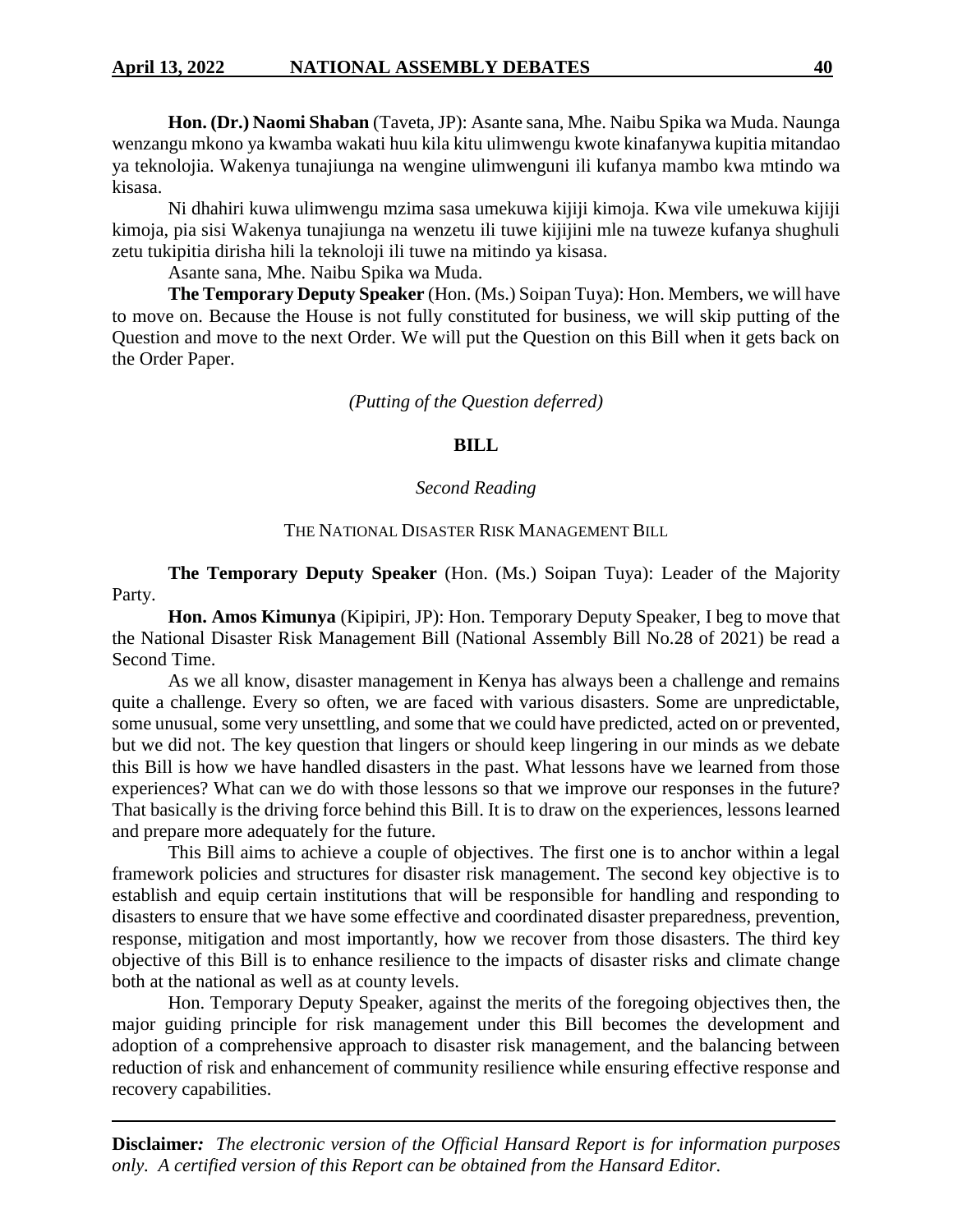**Hon. (Dr.) Naomi Shaban** (Taveta, JP): Asante sana, Mhe. Naibu Spika wa Muda. Naunga wenzangu mkono ya kwamba wakati huu kila kitu ulimwengu kwote kinafanywa kupitia mitandao ya teknolojia. Wakenya tunajiunga na wengine ulimwenguni ili kufanya mambo kwa mtindo wa kisasa.

Ni dhahiri kuwa ulimwengu mzima sasa umekuwa kijiji kimoja. Kwa vile umekuwa kijiji kimoja, pia sisi Wakenya tunajiunga na wenzetu ili tuwe kijijini mle na tuweze kufanya shughuli zetu tukipitia dirisha hili la teknoloji ili tuwe na mitindo ya kisasa.

Asante sana, Mhe. Naibu Spika wa Muda.

**The Temporary Deputy Speaker** (Hon. (Ms.) Soipan Tuya): Hon. Members, we will have to move on. Because the House is not fully constituted for business, we will skip putting of the Question and move to the next Order. We will put the Question on this Bill when it gets back on the Order Paper.

*(Putting of the Question deferred)*

## BILL

*Second Reading*

### THE NATIONAL DISASTER RISK MANAGEMENT BILL

**The Temporary Deputy Speaker** (Hon. (Ms.) Soipan Tuya): Leader of the Majority Party.

**Hon. Amos Kimunya** (Kipipiri, JP): Hon. Temporary Deputy Speaker, I beg to move that the National Disaster Risk Management Bill (National Assembly Bill No.28 of 2021) be read a Second Time.

As we all know, disaster management in Kenya has always been a challenge and remains quite a challenge. Every so often, we are faced with various disasters. Some are unpredictable, some unusual, some very unsettling, and some that we could have predicted, acted on or prevented, but we did not. The key question that lingers or should keep lingering in our minds as we debate this Bill is how we have handled disasters in the past. What lessons have we learned from those experiences? What can we do with those lessons so that we improve our responses in the future? That basically is the driving force behind this Bill. It is to draw on the experiences, lessons learned and prepare more adequately for the future.

This Bill aims to achieve a couple of objectives. The first one is to anchor within a legal framework policies and structures for disaster risk management. The second key objective is to establish and equip certain institutions that will be responsible for handling and responding to disasters to ensure that we have some effective and coordinated disaster preparedness, prevention, response, mitigation and most importantly, how we recover from those disasters. The third key objective of this Bill is to enhance resilience to the impacts of disaster risks and climate change both at the national as well as at county levels.

Hon. Temporary Deputy Speaker, against the merits of the foregoing objectives then, the major guiding principle for risk management under this Bill becomes the development and adoption of a comprehensive approach to disaster risk management, and the balancing between reduction of risk and enhancement of community resilience while ensuring effective response and recovery capabilities.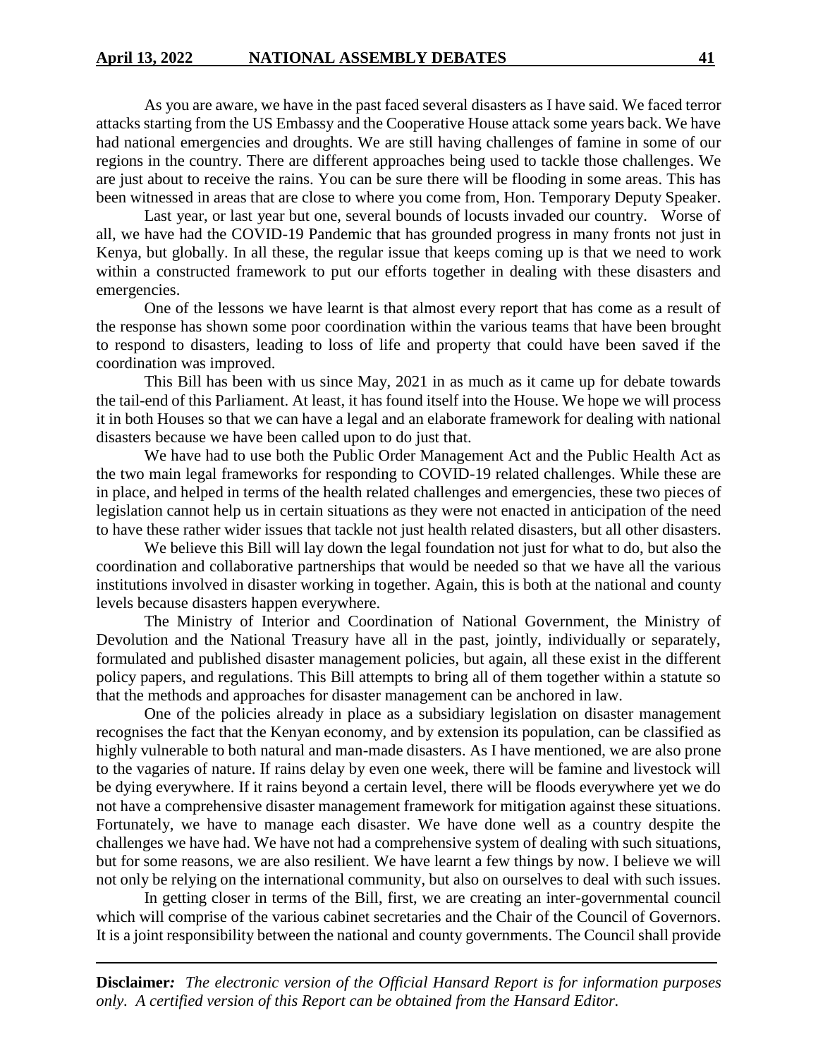As you are aware, we have in the past faced several disasters as I have said. We faced terror attacks starting from the US Embassy and the Cooperative House attack some years back. We have had national emergencies and droughts. We are still having challenges of famine in some of our regions in the country. There are different approaches being used to tackle those challenges. We are just about to receive the rains. You can be sure there will be flooding in some areas. This has been witnessed in areas that are close to where you come from, Hon. Temporary Deputy Speaker.

Last year, or last year but one, several bounds of locusts invaded our country. Worse of all, we have had the COVID-19 Pandemic that has grounded progress in many fronts not just in Kenya, but globally. In all these, the regular issue that keeps coming up is that we need to work within a constructed framework to put our efforts together in dealing with these disasters and emergencies.

One of the lessons we have learnt is that almost every report that has come as a result of the response has shown some poor coordination within the various teams that have been brought to respond to disasters, leading to loss of life and property that could have been saved if the coordination was improved.

This Bill has been with us since May, 2021 in as much as it came up for debate towards the tail-end of this Parliament. At least, it has found itself into the House. We hope we will process it in both Houses so that we can have a legal and an elaborate framework for dealing with national disasters because we have been called upon to do just that.

We have had to use both the Public Order Management Act and the Public Health Act as the two main legal frameworks for responding to COVID-19 related challenges. While these are in place, and helped in terms of the health related challenges and emergencies, these two pieces of legislation cannot help us in certain situations as they were not enacted in anticipation of the need to have these rather wider issues that tackle not just health related disasters, but all other disasters.

We believe this Bill will lay down the legal foundation not just for what to do, but also the coordination and collaborative partnerships that would be needed so that we have all the various institutions involved in disaster working in together. Again, this is both at the national and county levels because disasters happen everywhere.

The Ministry of Interior and Coordination of National Government, the Ministry of Devolution and the National Treasury have all in the past, jointly, individually or separately, formulated and published disaster management policies, but again, all these exist in the different policy papers, and regulations. This Bill attempts to bring all of them together within a statute so that the methods and approaches for disaster management can be anchored in law.

One of the policies already in place as a subsidiary legislation on disaster management recognises the fact that the Kenyan economy, and by extension its population, can be classified as highly vulnerable to both natural and man-made disasters. As I have mentioned, we are also prone to the vagaries of nature. If rains delay by even one week, there will be famine and livestock will be dying everywhere. If it rains beyond a certain level, there will be floods everywhere yet we do not have a comprehensive disaster management framework for mitigation against these situations. Fortunately, we have to manage each disaster. We have done well as a country despite the challenges we have had. We have not had a comprehensive system of dealing with such situations, but for some reasons, we are also resilient. We have learnt a few things by now. I believe we will not only be relying on the international community, but also on ourselves to deal with such issues.

In getting closer in terms of the Bill, first, we are creating an inter-governmental council which will comprise of the various cabinet secretaries and the Chair of the Council of Governors. It is a joint responsibility between the national and county governments. The Council shall provide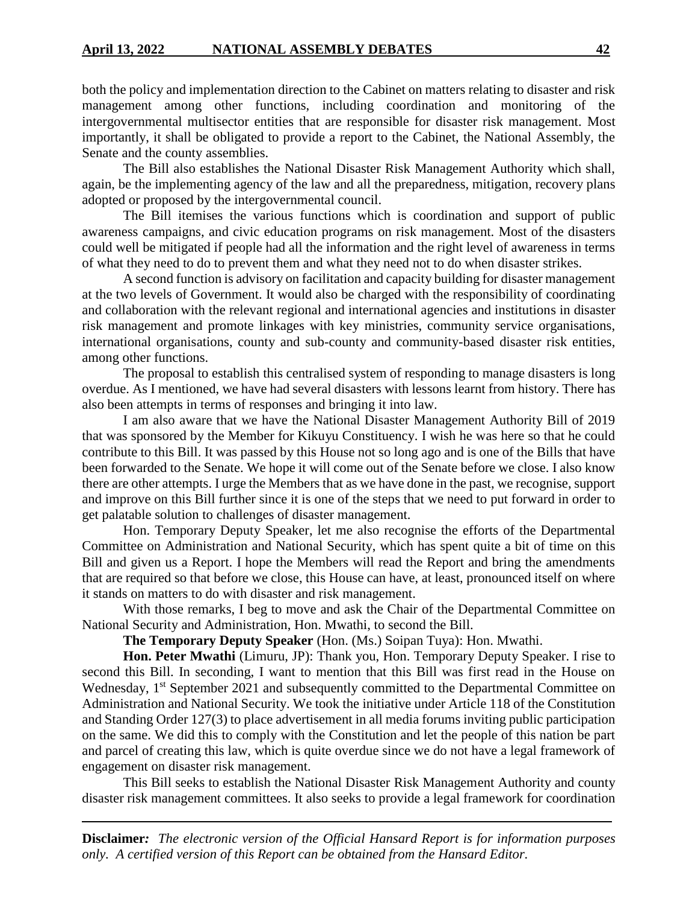both the policy and implementation direction to the Cabinet on matters relating to disaster and risk management among other functions, including coordination and monitoring of the intergovernmental multisector entities that are responsible for disaster risk management. Most importantly, it shall be obligated to provide a report to the Cabinet, the National Assembly, the Senate and the county assemblies.

The Bill also establishes the National Disaster Risk Management Authority which shall, again, be the implementing agency of the law and all the preparedness, mitigation, recovery plans adopted or proposed by the intergovernmental council.

The Bill itemises the various functions which is coordination and support of public awareness campaigns, and civic education programs on risk management. Most of the disasters could well be mitigated if people had all the information and the right level of awareness in terms of what they need to do to prevent them and what they need not to do when disaster strikes.

A second function is advisory on facilitation and capacity building for disaster management at the two levels of Government. It would also be charged with the responsibility of coordinating and collaboration with the relevant regional and international agencies and institutions in disaster risk management and promote linkages with key ministries, community service organisations, international organisations, county and sub-county and community-based disaster risk entities, among other functions.

The proposal to establish this centralised system of responding to manage disasters is long overdue. As I mentioned, we have had several disasters with lessons learnt from history. There has also been attempts in terms of responses and bringing it into law.

I am also aware that we have the National Disaster Management Authority Bill of 2019 that was sponsored by the Member for Kikuyu Constituency. I wish he was here so that he could contribute to this Bill. It was passed by this House not so long ago and is one of the Bills that have been forwarded to the Senate. We hope it will come out of the Senate before we close. I also know there are other attempts. I urge the Members that as we have done in the past, we recognise, support and improve on this Bill further since it is one of the steps that we need to put forward in order to get palatable solution to challenges of disaster management.

Hon. Temporary Deputy Speaker, let me also recognise the efforts of the Departmental Committee on Administration and National Security, which has spent quite a bit of time on this Bill and given us a Report. I hope the Members will read the Report and bring the amendments that are required so that before we close, this House can have, at least, pronounced itself on where it stands on matters to do with disaster and risk management.

With those remarks, I beg to move and ask the Chair of the Departmental Committee on National Security and Administration, Hon. Mwathi, to second the Bill.

**The Temporary Deputy Speaker** (Hon. (Ms.) Soipan Tuya): Hon. Mwathi.

**Hon. Peter Mwathi** (Limuru, JP): Thank you, Hon. Temporary Deputy Speaker. I rise to second this Bill. In seconding, I want to mention that this Bill was first read in the House on Wednesday, 1st September 2021 and subsequently committed to the Departmental Committee on Administration and National Security. We took the initiative under Article 118 of the Constitution and Standing Order 127(3) to place advertisement in all media forums inviting public participation on the same. We did this to comply with the Constitution and let the people of this nation be part and parcel of creating this law, which is quite overdue since we do not have a legal framework of engagement on disaster risk management.

This Bill seeks to establish the National Disaster Risk Management Authority and county disaster risk management committees. It also seeks to provide a legal framework for coordination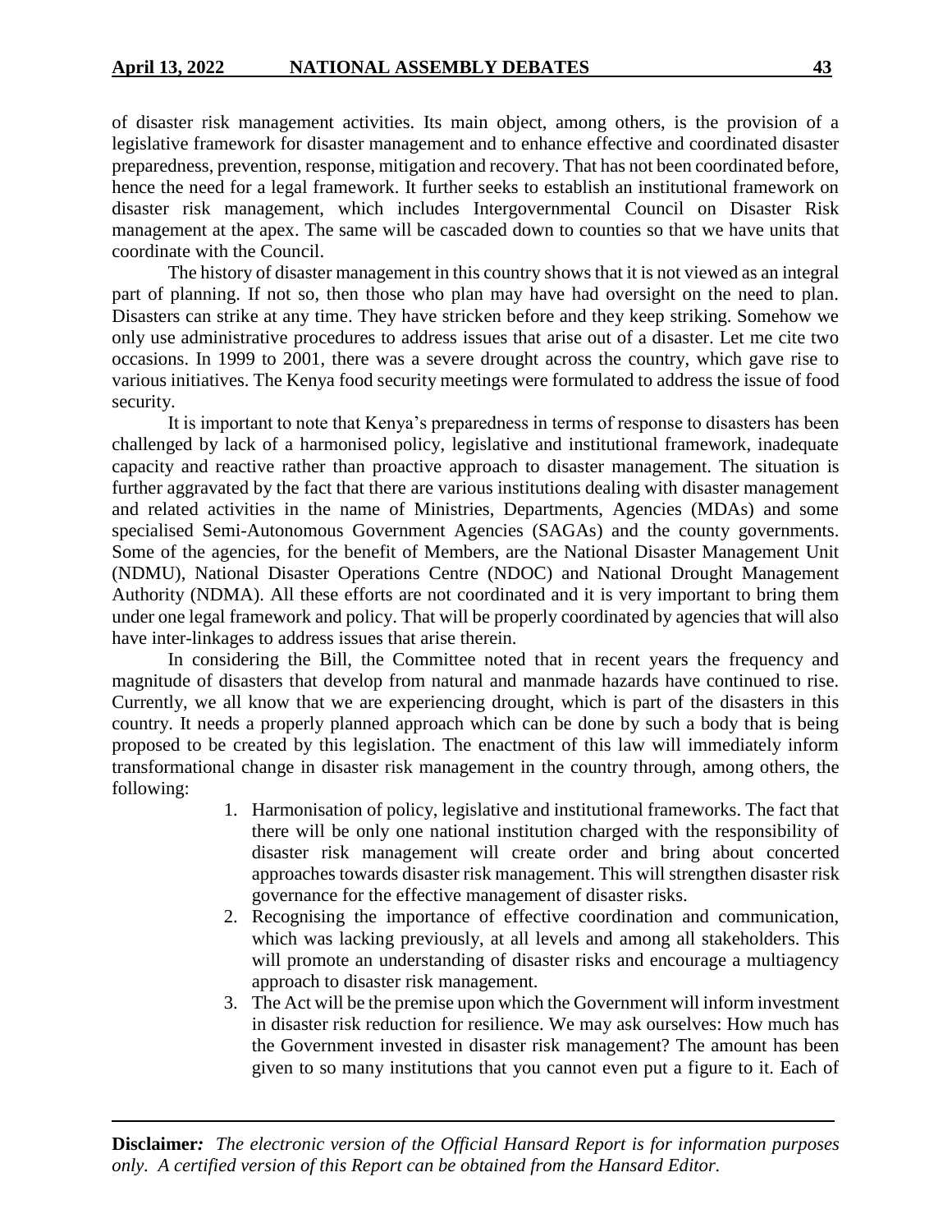of disaster risk management activities. Its main object, among others, is the provision of a legislative framework for disaster management and to enhance effective and coordinated disaster preparedness, prevention, response, mitigation and recovery. That has not been coordinated before, hence the need for a legal framework. It further seeks to establish an institutional framework on disaster risk management, which includes Intergovernmental Council on Disaster Risk management at the apex. The same will be cascaded down to counties so that we have units that coordinate with the Council.

The history of disaster management in this country shows that it is not viewed as an integral part of planning. If not so, then those who plan may have had oversight on the need to plan. Disasters can strike at any time. They have stricken before and they keep striking. Somehow we only use administrative procedures to address issues that arise out of a disaster. Let me cite two occasions. In 1999 to 2001, there was a severe drought across the country, which gave rise to various initiatives. The Kenya food security meetings were formulated to address the issue of food security.

It is important to note that Kenya's preparedness in terms of response to disasters has been challenged by lack of a harmonised policy, legislative and institutional framework, inadequate capacity and reactive rather than proactive approach to disaster management. The situation is further aggravated by the fact that there are various institutions dealing with disaster management and related activities in the name of Ministries, Departments, Agencies (MDAs) and some specialised Semi-Autonomous Government Agencies (SAGAs) and the county governments. Some of the agencies, for the benefit of Members, are the National Disaster Management Unit (NDMU), National Disaster Operations Centre (NDOC) and National Drought Management Authority (NDMA). All these efforts are not coordinated and it is very important to bring them under one legal framework and policy. That will be properly coordinated by agencies that will also have inter-linkages to address issues that arise therein.

In considering the Bill, the Committee noted that in recent years the frequency and magnitude of disasters that develop from natural and manmade hazards have continued to rise. Currently, we all know that we are experiencing drought, which is part of the disasters in this country. It needs a properly planned approach which can be done by such a body that is being proposed to be created by this legislation. The enactment of this law will immediately inform transformational change in disaster risk management in the country through, among others, the following:

1. Harmonisation of policy, legislative and institutional frameworks. The fact that there will be only one national institution charged with the responsibility of disaster risk management will create order and bring about concerted approaches towards disaster risk management. This will strengthen disaster risk governance for the effective management of disaster risks.
2. Recognising the importance of effective coordination and communication, which was lacking previously, at all levels and among all stakeholders. This will promote an understanding of disaster risks and encourage a multiagency approach to disaster risk management.
3. The Act will be the premise upon which the Government will inform investment in disaster risk reduction for resilience. We may ask ourselves: How much has the Government invested in disaster risk management? The amount has been given to so many institutions that you cannot even put a figure to it. Each of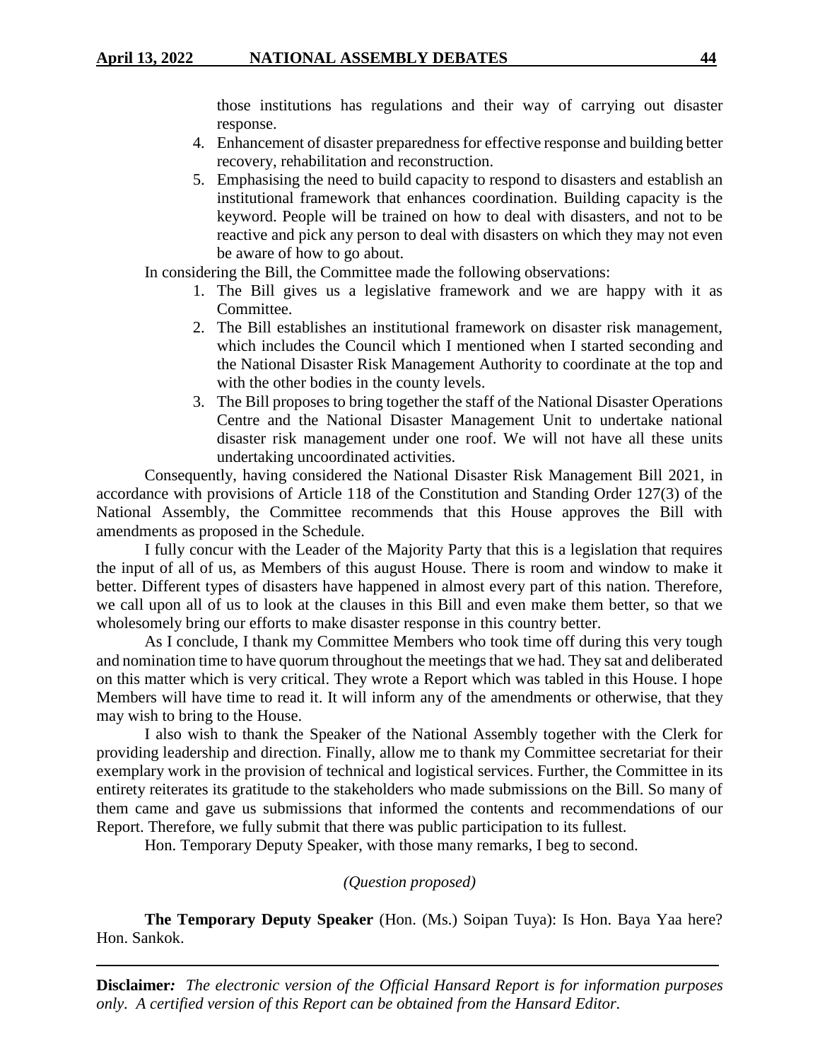those institutions has regulations and their way of carrying out disaster response.

4. Enhancement of disaster preparedness for effective response and building better recovery, rehabilitation and reconstruction.
5. Emphasising the need to build capacity to respond to disasters and establish an institutional framework that enhances coordination. Building capacity is the keyword. People will be trained on how to deal with disasters, and not to be reactive and pick any person to deal with disasters on which they may not even be aware of how to go about.

In considering the Bill, the Committee made the following observations:

1. The Bill gives us a legislative framework and we are happy with it as Committee.
2. The Bill establishes an institutional framework on disaster risk management, which includes the Council which I mentioned when I started seconding and the National Disaster Risk Management Authority to coordinate at the top and with the other bodies in the county levels.
3. The Bill proposes to bring together the staff of the National Disaster Operations Centre and the National Disaster Management Unit to undertake national disaster risk management under one roof. We will not have all these units undertaking uncoordinated activities.

Consequently, having considered the National Disaster Risk Management Bill 2021, in accordance with provisions of Article 118 of the Constitution and Standing Order 127(3) of the National Assembly, the Committee recommends that this House approves the Bill with amendments as proposed in the Schedule.

I fully concur with the Leader of the Majority Party that this is a legislation that requires the input of all of us, as Members of this august House. There is room and window to make it better. Different types of disasters have happened in almost every part of this nation. Therefore, we call upon all of us to look at the clauses in this Bill and even make them better, so that we wholesomely bring our efforts to make disaster response in this country better.

As I conclude, I thank my Committee Members who took time off during this very tough and nomination time to have quorum throughout the meetings that we had. They sat and deliberated on this matter which is very critical. They wrote a Report which was tabled in this House. I hope Members will have time to read it. It will inform any of the amendments or otherwise, that they may wish to bring to the House.

I also wish to thank the Speaker of the National Assembly together with the Clerk for providing leadership and direction. Finally, allow me to thank my Committee secretariat for their exemplary work in the provision of technical and logistical services. Further, the Committee in its entirety reiterates its gratitude to the stakeholders who made submissions on the Bill. So many of them came and gave us submissions that informed the contents and recommendations of our Report. Therefore, we fully submit that there was public participation to its fullest.

Hon. Temporary Deputy Speaker, with those many remarks, I beg to second.

*(Question proposed)*

**The Temporary Deputy Speaker** (Hon. (Ms.) Soipan Tuya): Is Hon. Baya Yaa here? Hon. Sankok.

**Disclaimer***:* *The electronic version of the Official Hansard Report is for information purposes only. A certified version of this Report can be obtained from the Hansard Editor.*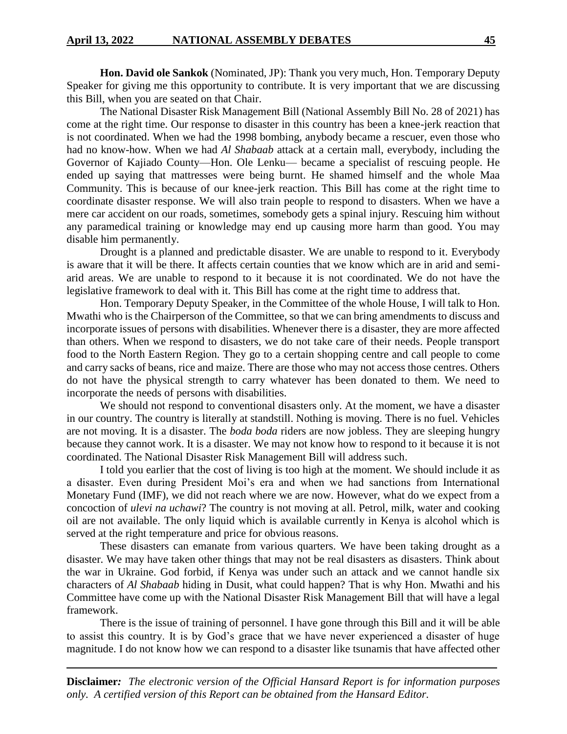**Hon. David ole Sankok** (Nominated, JP): Thank you very much, Hon. Temporary Deputy Speaker for giving me this opportunity to contribute. It is very important that we are discussing this Bill, when you are seated on that Chair.

The National Disaster Risk Management Bill (National Assembly Bill No. 28 of 2021) has come at the right time. Our response to disaster in this country has been a knee-jerk reaction that is not coordinated. When we had the 1998 bombing, anybody became a rescuer, even those who had no know-how. When we had *Al Shabaab* attack at a certain mall, everybody, including the Governor of Kajiado County—Hon. Ole Lenku— became a specialist of rescuing people. He ended up saying that mattresses were being burnt. He shamed himself and the whole Maa Community. This is because of our knee-jerk reaction. This Bill has come at the right time to coordinate disaster response. We will also train people to respond to disasters. When we have a mere car accident on our roads, sometimes, somebody gets a spinal injury. Rescuing him without any paramedical training or knowledge may end up causing more harm than good. You may disable him permanently.

Drought is a planned and predictable disaster. We are unable to respond to it. Everybody is aware that it will be there. It affects certain counties that we know which are in arid and semi-arid areas. We are unable to respond to it because it is not coordinated. We do not have the legislative framework to deal with it. This Bill has come at the right time to address that.

Hon. Temporary Deputy Speaker, in the Committee of the whole House, I will talk to Hon. Mwathi who is the Chairperson of the Committee, so that we can bring amendments to discuss and incorporate issues of persons with disabilities. Whenever there is a disaster, they are more affected than others. When we respond to disasters, we do not take care of their needs. People transport food to the North Eastern Region. They go to a certain shopping centre and call people to come and carry sacks of beans, rice and maize. There are those who may not access those centres. Others do not have the physical strength to carry whatever has been donated to them. We need to incorporate the needs of persons with disabilities.

We should not respond to conventional disasters only. At the moment, we have a disaster in our country. The country is literally at standstill. Nothing is moving. There is no fuel. Vehicles are not moving. It is a disaster. The *boda boda* riders are now jobless. They are sleeping hungry because they cannot work. It is a disaster. We may not know how to respond to it because it is not coordinated. The National Disaster Risk Management Bill will address such.

I told you earlier that the cost of living is too high at the moment. We should include it as a disaster. Even during President Moi's era and when we had sanctions from International Monetary Fund (IMF), we did not reach where we are now. However, what do we expect from a concoction of *ulevi na uchawi*? The country is not moving at all. Petrol, milk, water and cooking oil are not available. The only liquid which is available currently in Kenya is alcohol which is served at the right temperature and price for obvious reasons.

These disasters can emanate from various quarters. We have been taking drought as a disaster. We may have taken other things that may not be real disasters as disasters. Think about the war in Ukraine. God forbid, if Kenya was under such an attack and we cannot handle six characters of *Al Shabaab* hiding in Dusit, what could happen? That is why Hon. Mwathi and his Committee have come up with the National Disaster Risk Management Bill that will have a legal framework.

There is the issue of training of personnel. I have gone through this Bill and it will be able to assist this country. It is by God's grace that we have never experienced a disaster of huge magnitude. I do not know how we can respond to a disaster like tsunamis that have affected other

**Disclaimer***: The electronic version of the Official Hansard Report is for information purposes only. A certified version of this Report can be obtained from the Hansard Editor.*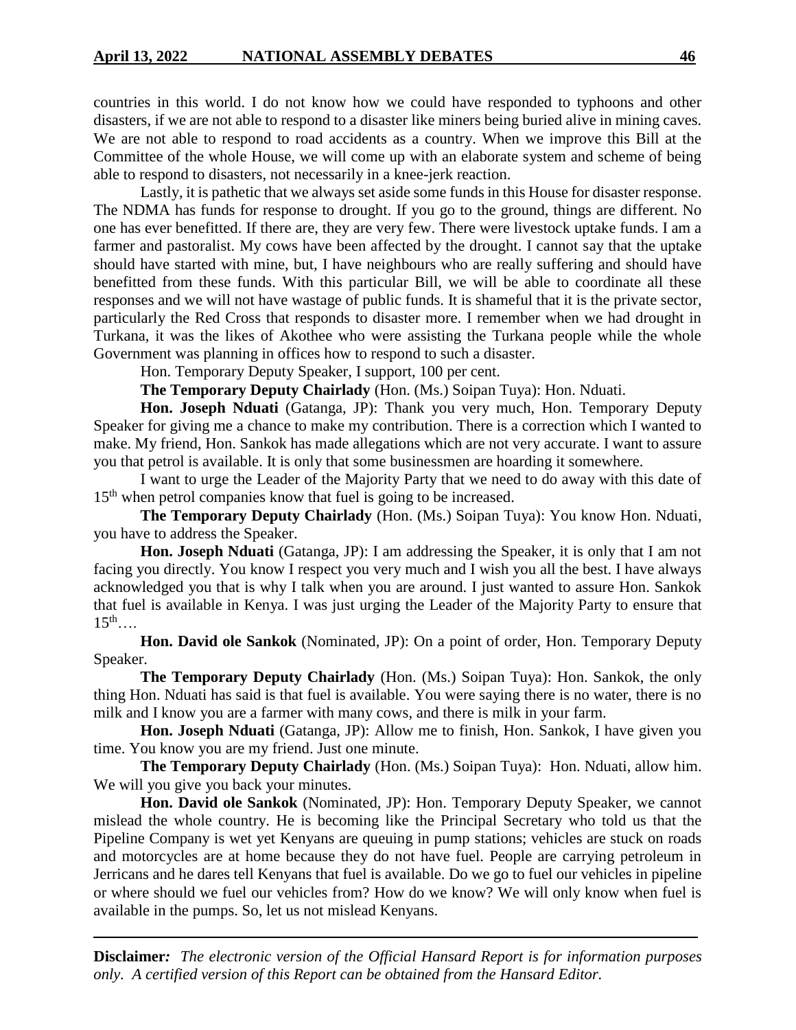countries in this world. I do not know how we could have responded to typhoons and other disasters, if we are not able to respond to a disaster like miners being buried alive in mining caves. We are not able to respond to road accidents as a country. When we improve this Bill at the Committee of the whole House, we will come up with an elaborate system and scheme of being able to respond to disasters, not necessarily in a knee-jerk reaction.

Lastly, it is pathetic that we always set aside some funds in this House for disaster response. The NDMA has funds for response to drought. If you go to the ground, things are different. No one has ever benefitted. If there are, they are very few. There were livestock uptake funds. I am a farmer and pastoralist. My cows have been affected by the drought. I cannot say that the uptake should have started with mine, but, I have neighbours who are really suffering and should have benefitted from these funds. With this particular Bill, we will be able to coordinate all these responses and we will not have wastage of public funds. It is shameful that it is the private sector, particularly the Red Cross that responds to disaster more. I remember when we had drought in Turkana, it was the likes of Akothee who were assisting the Turkana people while the whole Government was planning in offices how to respond to such a disaster.

Hon. Temporary Deputy Speaker, I support, 100 per cent.

**The Temporary Deputy Chairlady** (Hon. (Ms.) Soipan Tuya): Hon. Nduati.

**Hon. Joseph Nduati** (Gatanga, JP): Thank you very much, Hon. Temporary Deputy Speaker for giving me a chance to make my contribution. There is a correction which I wanted to make. My friend, Hon. Sankok has made allegations which are not very accurate. I want to assure you that petrol is available. It is only that some businessmen are hoarding it somewhere.

I want to urge the Leader of the Majority Party that we need to do away with this date of 15th when petrol companies know that fuel is going to be increased.

**The Temporary Deputy Chairlady** (Hon. (Ms.) Soipan Tuya): You know Hon. Nduati, you have to address the Speaker.

**Hon. Joseph Nduati** (Gatanga, JP): I am addressing the Speaker, it is only that I am not facing you directly. You know I respect you very much and I wish you all the best. I have always acknowledged you that is why I talk when you are around. I just wanted to assure Hon. Sankok that fuel is available in Kenya. I was just urging the Leader of the Majority Party to ensure that 15th….

**Hon. David ole Sankok** (Nominated, JP): On a point of order, Hon. Temporary Deputy Speaker.

**The Temporary Deputy Chairlady** (Hon. (Ms.) Soipan Tuya): Hon. Sankok, the only thing Hon. Nduati has said is that fuel is available. You were saying there is no water, there is no milk and I know you are a farmer with many cows, and there is milk in your farm.

**Hon. Joseph Nduati** (Gatanga, JP): Allow me to finish, Hon. Sankok, I have given you time. You know you are my friend. Just one minute.

**The Temporary Deputy Chairlady** (Hon. (Ms.) Soipan Tuya): Hon. Nduati, allow him. We will you give you back your minutes.

**Hon. David ole Sankok** (Nominated, JP): Hon. Temporary Deputy Speaker, we cannot mislead the whole country. He is becoming like the Principal Secretary who told us that the Pipeline Company is wet yet Kenyans are queuing in pump stations; vehicles are stuck on roads and motorcycles are at home because they do not have fuel. People are carrying petroleum in Jerricans and he dares tell Kenyans that fuel is available. Do we go to fuel our vehicles in pipeline or where should we fuel our vehicles from? How do we know? We will only know when fuel is available in the pumps. So, let us not mislead Kenyans.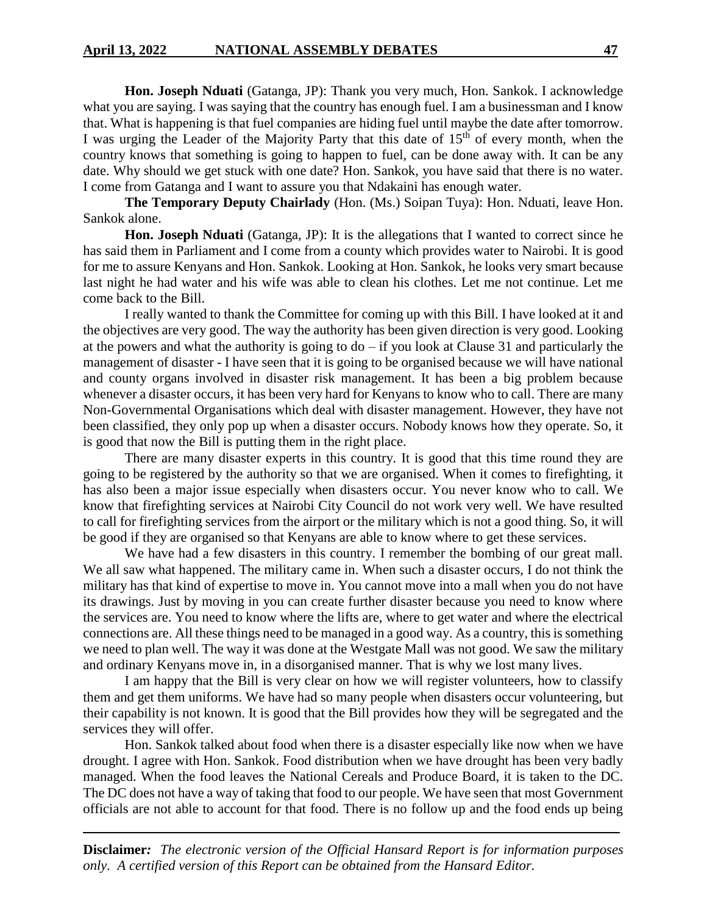**Hon. Joseph Nduati** (Gatanga, JP): Thank you very much, Hon. Sankok. I acknowledge what you are saying. I was saying that the country has enough fuel. I am a businessman and I know that. What is happening is that fuel companies are hiding fuel until maybe the date after tomorrow. I was urging the Leader of the Majority Party that this date of 15th of every month, when the country knows that something is going to happen to fuel, can be done away with. It can be any date. Why should we get stuck with one date? Hon. Sankok, you have said that there is no water. I come from Gatanga and I want to assure you that Ndakaini has enough water.

**The Temporary Deputy Chairlady** (Hon. (Ms.) Soipan Tuya): Hon. Nduati, leave Hon. Sankok alone.

**Hon. Joseph Nduati** (Gatanga, JP): It is the allegations that I wanted to correct since he has said them in Parliament and I come from a county which provides water to Nairobi. It is good for me to assure Kenyans and Hon. Sankok. Looking at Hon. Sankok, he looks very smart because last night he had water and his wife was able to clean his clothes. Let me not continue. Let me come back to the Bill.

I really wanted to thank the Committee for coming up with this Bill. I have looked at it and the objectives are very good. The way the authority has been given direction is very good. Looking at the powers and what the authority is going to do – if you look at Clause 31 and particularly the management of disaster - I have seen that it is going to be organised because we will have national and county organs involved in disaster risk management. It has been a big problem because whenever a disaster occurs, it has been very hard for Kenyans to know who to call. There are many Non-Governmental Organisations which deal with disaster management. However, they have not been classified, they only pop up when a disaster occurs. Nobody knows how they operate. So, it is good that now the Bill is putting them in the right place.

There are many disaster experts in this country. It is good that this time round they are going to be registered by the authority so that we are organised. When it comes to firefighting, it has also been a major issue especially when disasters occur. You never know who to call. We know that firefighting services at Nairobi City Council do not work very well. We have resulted to call for firefighting services from the airport or the military which is not a good thing. So, it will be good if they are organised so that Kenyans are able to know where to get these services.

We have had a few disasters in this country. I remember the bombing of our great mall. We all saw what happened. The military came in. When such a disaster occurs, I do not think the military has that kind of expertise to move in. You cannot move into a mall when you do not have its drawings. Just by moving in you can create further disaster because you need to know where the services are. You need to know where the lifts are, where to get water and where the electrical connections are. All these things need to be managed in a good way. As a country, this is something we need to plan well. The way it was done at the Westgate Mall was not good. We saw the military and ordinary Kenyans move in, in a disorganised manner. That is why we lost many lives.

I am happy that the Bill is very clear on how we will register volunteers, how to classify them and get them uniforms. We have had so many people when disasters occur volunteering, but their capability is not known. It is good that the Bill provides how they will be segregated and the services they will offer.

Hon. Sankok talked about food when there is a disaster especially like now when we have drought. I agree with Hon. Sankok. Food distribution when we have drought has been very badly managed. When the food leaves the National Cereals and Produce Board, it is taken to the DC. The DC does not have a way of taking that food to our people. We have seen that most Government officials are not able to account for that food. There is no follow up and the food ends up being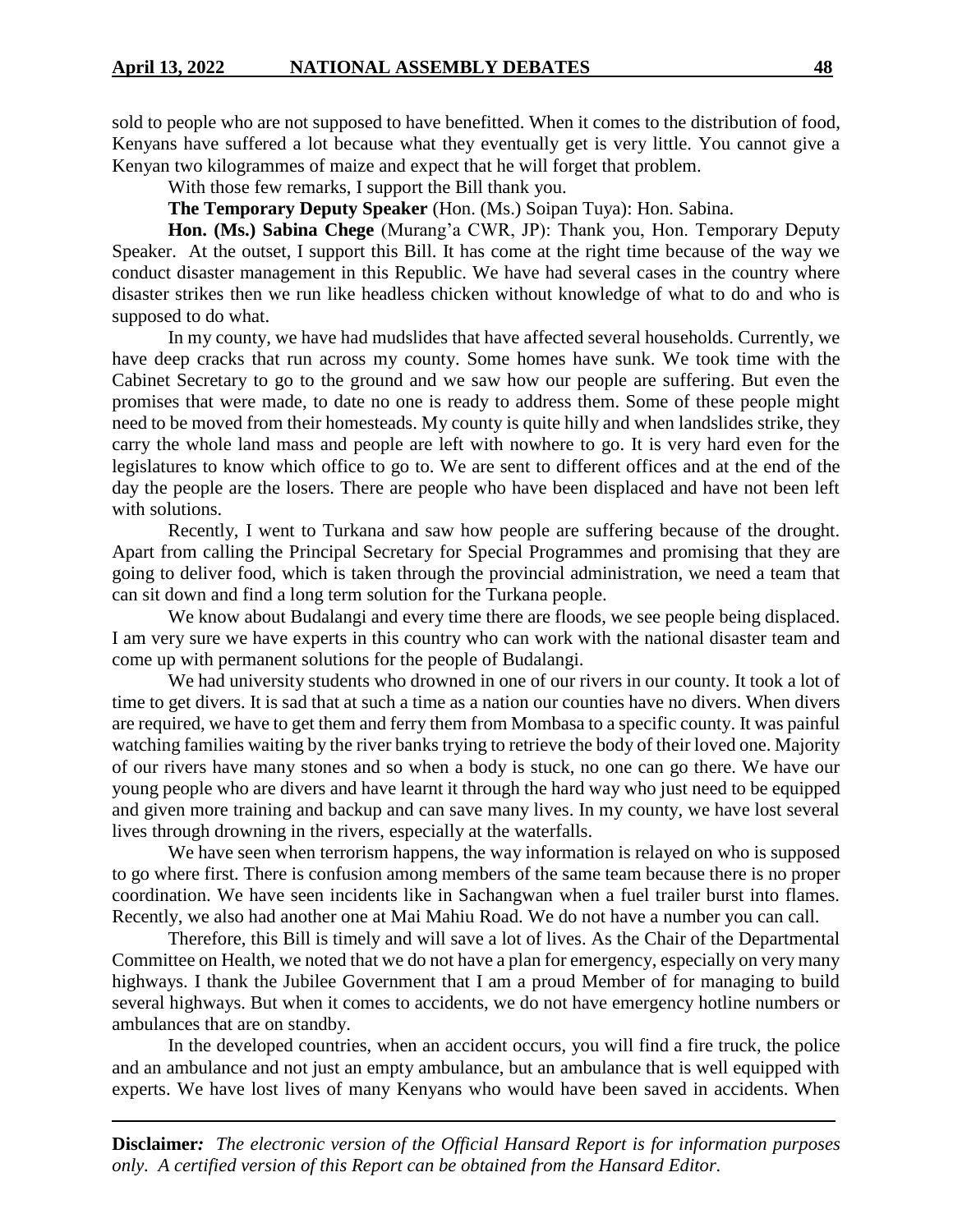sold to people who are not supposed to have benefitted. When it comes to the distribution of food, Kenyans have suffered a lot because what they eventually get is very little. You cannot give a Kenyan two kilogrammes of maize and expect that he will forget that problem.

With those few remarks, I support the Bill thank you.

**The Temporary Deputy Speaker** (Hon. (Ms.) Soipan Tuya): Hon. Sabina.

**Hon. (Ms.) Sabina Chege** (Murang'a CWR, JP): Thank you, Hon. Temporary Deputy Speaker. At the outset, I support this Bill. It has come at the right time because of the way we conduct disaster management in this Republic. We have had several cases in the country where disaster strikes then we run like headless chicken without knowledge of what to do and who is supposed to do what.

In my county, we have had mudslides that have affected several households. Currently, we have deep cracks that run across my county. Some homes have sunk. We took time with the Cabinet Secretary to go to the ground and we saw how our people are suffering. But even the promises that were made, to date no one is ready to address them. Some of these people might need to be moved from their homesteads. My county is quite hilly and when landslides strike, they carry the whole land mass and people are left with nowhere to go. It is very hard even for the legislatures to know which office to go to. We are sent to different offices and at the end of the day the people are the losers. There are people who have been displaced and have not been left with solutions.

Recently, I went to Turkana and saw how people are suffering because of the drought. Apart from calling the Principal Secretary for Special Programmes and promising that they are going to deliver food, which is taken through the provincial administration, we need a team that can sit down and find a long term solution for the Turkana people.

We know about Budalangi and every time there are floods, we see people being displaced. I am very sure we have experts in this country who can work with the national disaster team and come up with permanent solutions for the people of Budalangi.

We had university students who drowned in one of our rivers in our county. It took a lot of time to get divers. It is sad that at such a time as a nation our counties have no divers. When divers are required, we have to get them and ferry them from Mombasa to a specific county. It was painful watching families waiting by the river banks trying to retrieve the body of their loved one. Majority of our rivers have many stones and so when a body is stuck, no one can go there. We have our young people who are divers and have learnt it through the hard way who just need to be equipped and given more training and backup and can save many lives. In my county, we have lost several lives through drowning in the rivers, especially at the waterfalls.

We have seen when terrorism happens, the way information is relayed on who is supposed to go where first. There is confusion among members of the same team because there is no proper coordination. We have seen incidents like in Sachangwan when a fuel trailer burst into flames. Recently, we also had another one at Mai Mahiu Road. We do not have a number you can call.

Therefore, this Bill is timely and will save a lot of lives. As the Chair of the Departmental Committee on Health, we noted that we do not have a plan for emergency, especially on very many highways. I thank the Jubilee Government that I am a proud Member of for managing to build several highways. But when it comes to accidents, we do not have emergency hotline numbers or ambulances that are on standby.

In the developed countries, when an accident occurs, you will find a fire truck, the police and an ambulance and not just an empty ambulance, but an ambulance that is well equipped with experts. We have lost lives of many Kenyans who would have been saved in accidents. When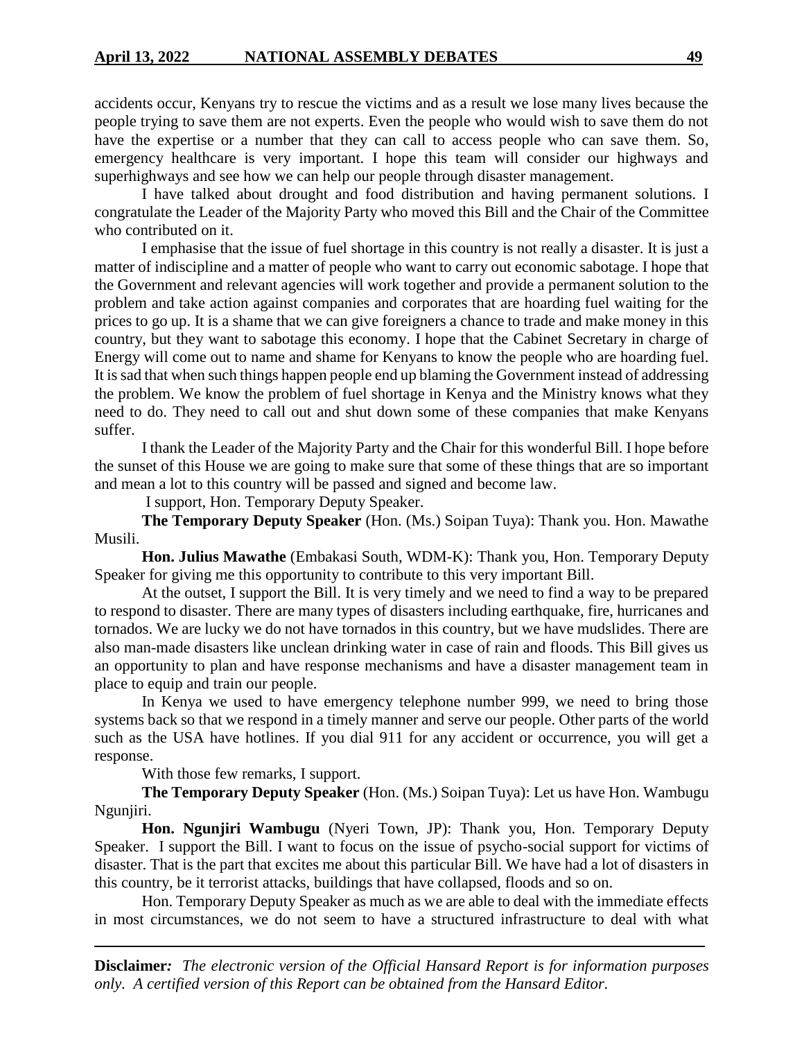accidents occur, Kenyans try to rescue the victims and as a result we lose many lives because the people trying to save them are not experts. Even the people who would wish to save them do not have the expertise or a number that they can call to access people who can save them. So, emergency healthcare is very important. I hope this team will consider our highways and superhighways and see how we can help our people through disaster management.

I have talked about drought and food distribution and having permanent solutions. I congratulate the Leader of the Majority Party who moved this Bill and the Chair of the Committee who contributed on it.

I emphasise that the issue of fuel shortage in this country is not really a disaster. It is just a matter of indiscipline and a matter of people who want to carry out economic sabotage. I hope that the Government and relevant agencies will work together and provide a permanent solution to the problem and take action against companies and corporates that are hoarding fuel waiting for the prices to go up. It is a shame that we can give foreigners a chance to trade and make money in this country, but they want to sabotage this economy. I hope that the Cabinet Secretary in charge of Energy will come out to name and shame for Kenyans to know the people who are hoarding fuel. It is sad that when such things happen people end up blaming the Government instead of addressing the problem. We know the problem of fuel shortage in Kenya and the Ministry knows what they need to do. They need to call out and shut down some of these companies that make Kenyans suffer.

I thank the Leader of the Majority Party and the Chair for this wonderful Bill. I hope before the sunset of this House we are going to make sure that some of these things that are so important and mean a lot to this country will be passed and signed and become law.

I support, Hon. Temporary Deputy Speaker.

**The Temporary Deputy Speaker** (Hon. (Ms.) Soipan Tuya): Thank you. Hon. Mawathe Musili.

**Hon. Julius Mawathe** (Embakasi South, WDM-K): Thank you, Hon. Temporary Deputy Speaker for giving me this opportunity to contribute to this very important Bill.

At the outset, I support the Bill. It is very timely and we need to find a way to be prepared to respond to disaster. There are many types of disasters including earthquake, fire, hurricanes and tornados. We are lucky we do not have tornados in this country, but we have mudslides. There are also man-made disasters like unclean drinking water in case of rain and floods. This Bill gives us an opportunity to plan and have response mechanisms and have a disaster management team in place to equip and train our people.

In Kenya we used to have emergency telephone number 999, we need to bring those systems back so that we respond in a timely manner and serve our people. Other parts of the world such as the USA have hotlines. If you dial 911 for any accident or occurrence, you will get a response.

With those few remarks, I support.

**The Temporary Deputy Speaker** (Hon. (Ms.) Soipan Tuya): Let us have Hon. Wambugu Ngunjiri.

**Hon. Ngunjiri Wambugu** (Nyeri Town, JP): Thank you, Hon. Temporary Deputy Speaker. I support the Bill. I want to focus on the issue of psycho-social support for victims of disaster. That is the part that excites me about this particular Bill. We have had a lot of disasters in this country, be it terrorist attacks, buildings that have collapsed, floods and so on.

Hon. Temporary Deputy Speaker as much as we are able to deal with the immediate effects in most circumstances, we do not seem to have a structured infrastructure to deal with what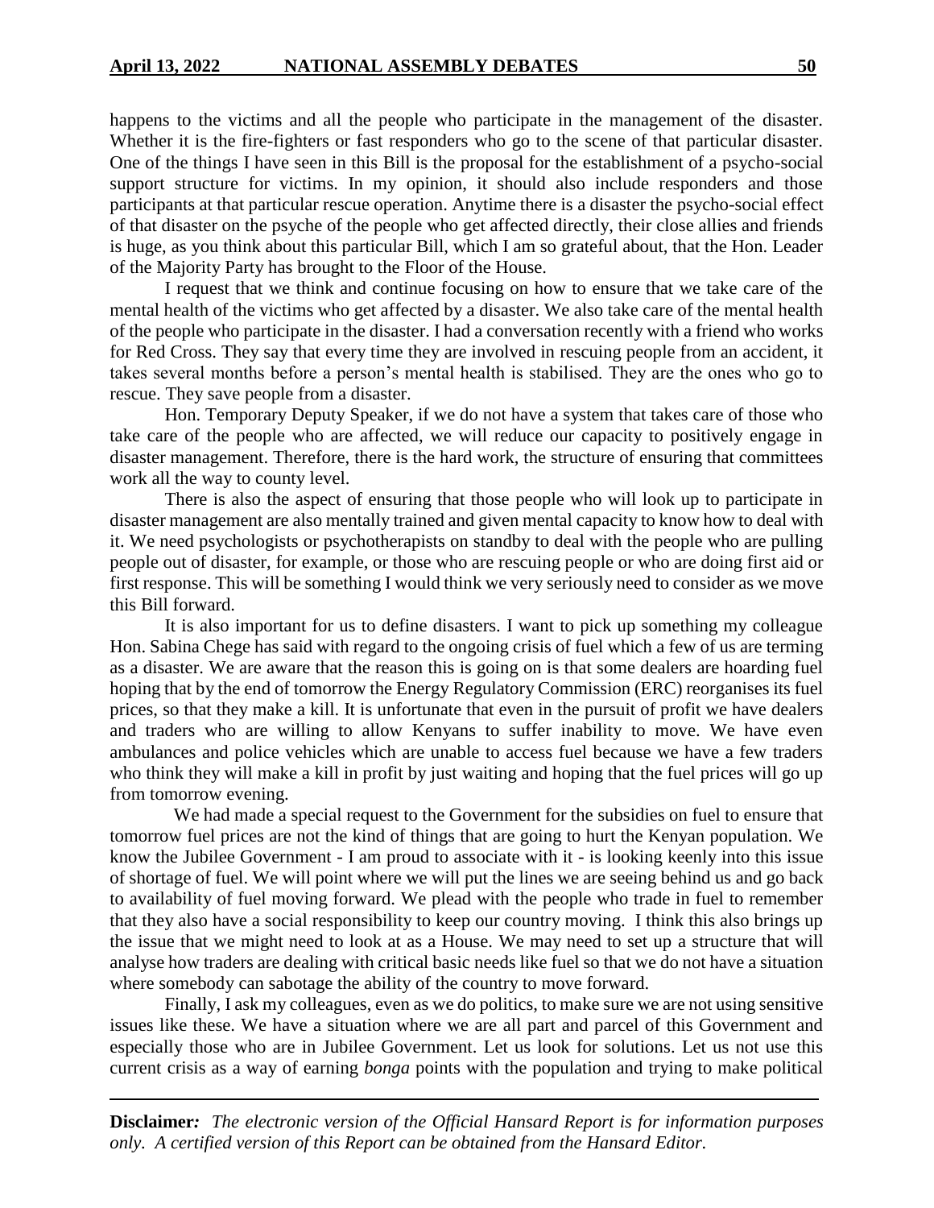happens to the victims and all the people who participate in the management of the disaster. Whether it is the fire-fighters or fast responders who go to the scene of that particular disaster. One of the things I have seen in this Bill is the proposal for the establishment of a psycho-social support structure for victims. In my opinion, it should also include responders and those participants at that particular rescue operation. Anytime there is a disaster the psycho-social effect of that disaster on the psyche of the people who get affected directly, their close allies and friends is huge, as you think about this particular Bill, which I am so grateful about, that the Hon. Leader of the Majority Party has brought to the Floor of the House.

I request that we think and continue focusing on how to ensure that we take care of the mental health of the victims who get affected by a disaster. We also take care of the mental health of the people who participate in the disaster. I had a conversation recently with a friend who works for Red Cross. They say that every time they are involved in rescuing people from an accident, it takes several months before a person's mental health is stabilised. They are the ones who go to rescue. They save people from a disaster.

Hon. Temporary Deputy Speaker, if we do not have a system that takes care of those who take care of the people who are affected, we will reduce our capacity to positively engage in disaster management. Therefore, there is the hard work, the structure of ensuring that committees work all the way to county level.

There is also the aspect of ensuring that those people who will look up to participate in disaster management are also mentally trained and given mental capacity to know how to deal with it. We need psychologists or psychotherapists on standby to deal with the people who are pulling people out of disaster, for example, or those who are rescuing people or who are doing first aid or first response. This will be something I would think we very seriously need to consider as we move this Bill forward.

It is also important for us to define disasters. I want to pick up something my colleague Hon. Sabina Chege has said with regard to the ongoing crisis of fuel which a few of us are terming as a disaster. We are aware that the reason this is going on is that some dealers are hoarding fuel hoping that by the end of tomorrow the Energy Regulatory Commission (ERC) reorganises its fuel prices, so that they make a kill. It is unfortunate that even in the pursuit of profit we have dealers and traders who are willing to allow Kenyans to suffer inability to move. We have even ambulances and police vehicles which are unable to access fuel because we have a few traders who think they will make a kill in profit by just waiting and hoping that the fuel prices will go up from tomorrow evening.

We had made a special request to the Government for the subsidies on fuel to ensure that tomorrow fuel prices are not the kind of things that are going to hurt the Kenyan population. We know the Jubilee Government - I am proud to associate with it - is looking keenly into this issue of shortage of fuel. We will point where we will put the lines we are seeing behind us and go back to availability of fuel moving forward. We plead with the people who trade in fuel to remember that they also have a social responsibility to keep our country moving. I think this also brings up the issue that we might need to look at as a House. We may need to set up a structure that will analyse how traders are dealing with critical basic needs like fuel so that we do not have a situation where somebody can sabotage the ability of the country to move forward.

Finally, I ask my colleagues, even as we do politics, to make sure we are not using sensitive issues like these. We have a situation where we are all part and parcel of this Government and especially those who are in Jubilee Government. Let us look for solutions. Let us not use this current crisis as a way of earning *bonga* points with the population and trying to make political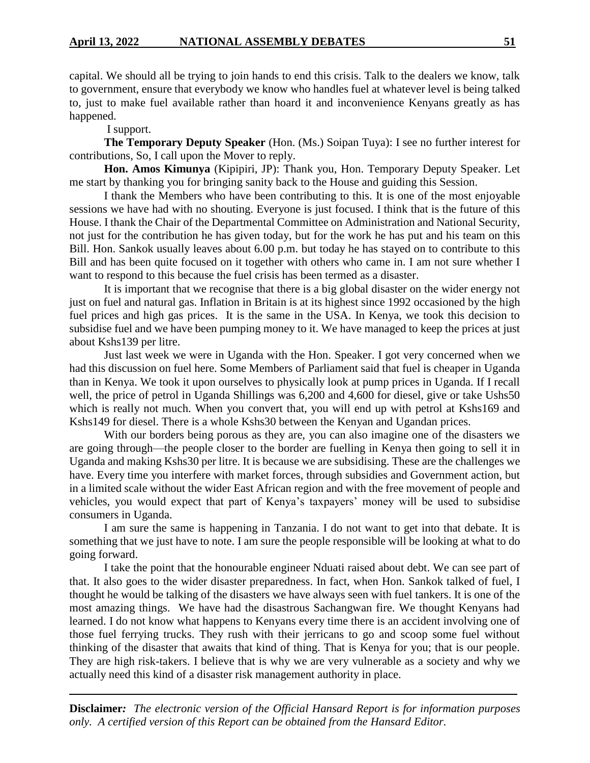capital. We should all be trying to join hands to end this crisis. Talk to the dealers we know, talk to government, ensure that everybody we know who handles fuel at whatever level is being talked to, just to make fuel available rather than hoard it and inconvenience Kenyans greatly as has happened.

I support.

**The Temporary Deputy Speaker** (Hon. (Ms.) Soipan Tuya): I see no further interest for contributions, So, I call upon the Mover to reply.

**Hon. Amos Kimunya** (Kipipiri, JP): Thank you, Hon. Temporary Deputy Speaker. Let me start by thanking you for bringing sanity back to the House and guiding this Session.

I thank the Members who have been contributing to this. It is one of the most enjoyable sessions we have had with no shouting. Everyone is just focused. I think that is the future of this House. I thank the Chair of the Departmental Committee on Administration and National Security, not just for the contribution he has given today, but for the work he has put and his team on this Bill. Hon. Sankok usually leaves about 6.00 p.m. but today he has stayed on to contribute to this Bill and has been quite focused on it together with others who came in. I am not sure whether I want to respond to this because the fuel crisis has been termed as a disaster.

It is important that we recognise that there is a big global disaster on the wider energy not just on fuel and natural gas. Inflation in Britain is at its highest since 1992 occasioned by the high fuel prices and high gas prices. It is the same in the USA. In Kenya, we took this decision to subsidise fuel and we have been pumping money to it. We have managed to keep the prices at just about Kshs139 per litre.

Just last week we were in Uganda with the Hon. Speaker. I got very concerned when we had this discussion on fuel here. Some Members of Parliament said that fuel is cheaper in Uganda than in Kenya. We took it upon ourselves to physically look at pump prices in Uganda. If I recall well, the price of petrol in Uganda Shillings was 6,200 and 4,600 for diesel, give or take Ushs50 which is really not much. When you convert that, you will end up with petrol at Kshs169 and Kshs149 for diesel. There is a whole Kshs30 between the Kenyan and Ugandan prices.

With our borders being porous as they are, you can also imagine one of the disasters we are going through—the people closer to the border are fuelling in Kenya then going to sell it in Uganda and making Kshs30 per litre. It is because we are subsidising. These are the challenges we have. Every time you interfere with market forces, through subsidies and Government action, but in a limited scale without the wider East African region and with the free movement of people and vehicles, you would expect that part of Kenya's taxpayers' money will be used to subsidise consumers in Uganda.

I am sure the same is happening in Tanzania. I do not want to get into that debate. It is something that we just have to note. I am sure the people responsible will be looking at what to do going forward.

I take the point that the honourable engineer Nduati raised about debt. We can see part of that. It also goes to the wider disaster preparedness. In fact, when Hon. Sankok talked of fuel, I thought he would be talking of the disasters we have always seen with fuel tankers. It is one of the most amazing things. We have had the disastrous Sachangwan fire. We thought Kenyans had learned. I do not know what happens to Kenyans every time there is an accident involving one of those fuel ferrying trucks. They rush with their jerricans to go and scoop some fuel without thinking of the disaster that awaits that kind of thing. That is Kenya for you; that is our people. They are high risk-takers. I believe that is why we are very vulnerable as a society and why we actually need this kind of a disaster risk management authority in place.

**Disclaimer***: The electronic version of the Official Hansard Report is for information purposes only. A certified version of this Report can be obtained from the Hansard Editor.*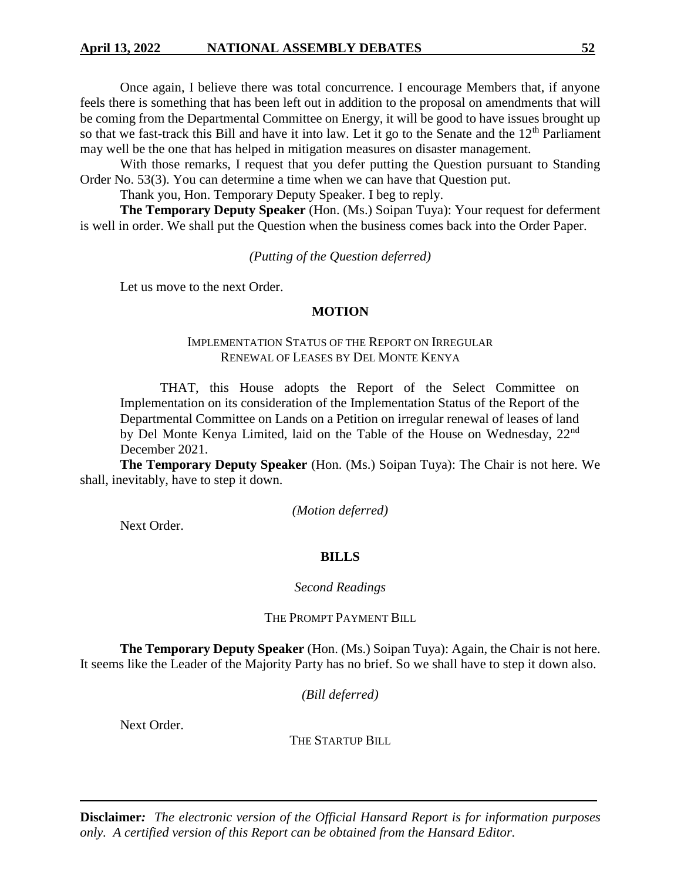Once again, I believe there was total concurrence. I encourage Members that, if anyone feels there is something that has been left out in addition to the proposal on amendments that will be coming from the Departmental Committee on Energy, it will be good to have issues brought up so that we fast-track this Bill and have it into law. Let it go to the Senate and the 12th Parliament may well be the one that has helped in mitigation measures on disaster management.

With those remarks, I request that you defer putting the Question pursuant to Standing Order No. 53(3). You can determine a time when we can have that Question put.

Thank you, Hon. Temporary Deputy Speaker. I beg to reply.

**The Temporary Deputy Speaker** (Hon. (Ms.) Soipan Tuya): Your request for deferment is well in order. We shall put the Question when the business comes back into the Order Paper.

*(Putting of the Question deferred)*

Let us move to the next Order.

## MOTION

### IMPLEMENTATION STATUS OF THE REPORT ON IRREGULAR RENEWAL OF LEASES BY DEL MONTE KENYA

> THAT, this House adopts the Report of the Select Committee on Implementation on its consideration of the Implementation Status of the Report of the Departmental Committee on Lands on a Petition on irregular renewal of leases of land by Del Monte Kenya Limited, laid on the Table of the House on Wednesday, 22nd December 2021.

**The Temporary Deputy Speaker** (Hon. (Ms.) Soipan Tuya): The Chair is not here. We shall, inevitably, have to step it down.

*(Motion deferred)*

Next Order.

## BILLS

*Second Readings*

### THE PROMPT PAYMENT BILL

**The Temporary Deputy Speaker** (Hon. (Ms.) Soipan Tuya): Again, the Chair is not here. It seems like the Leader of the Majority Party has no brief. So we shall have to step it down also.

*(Bill deferred)*

Next Order.

### THE STARTUP BILL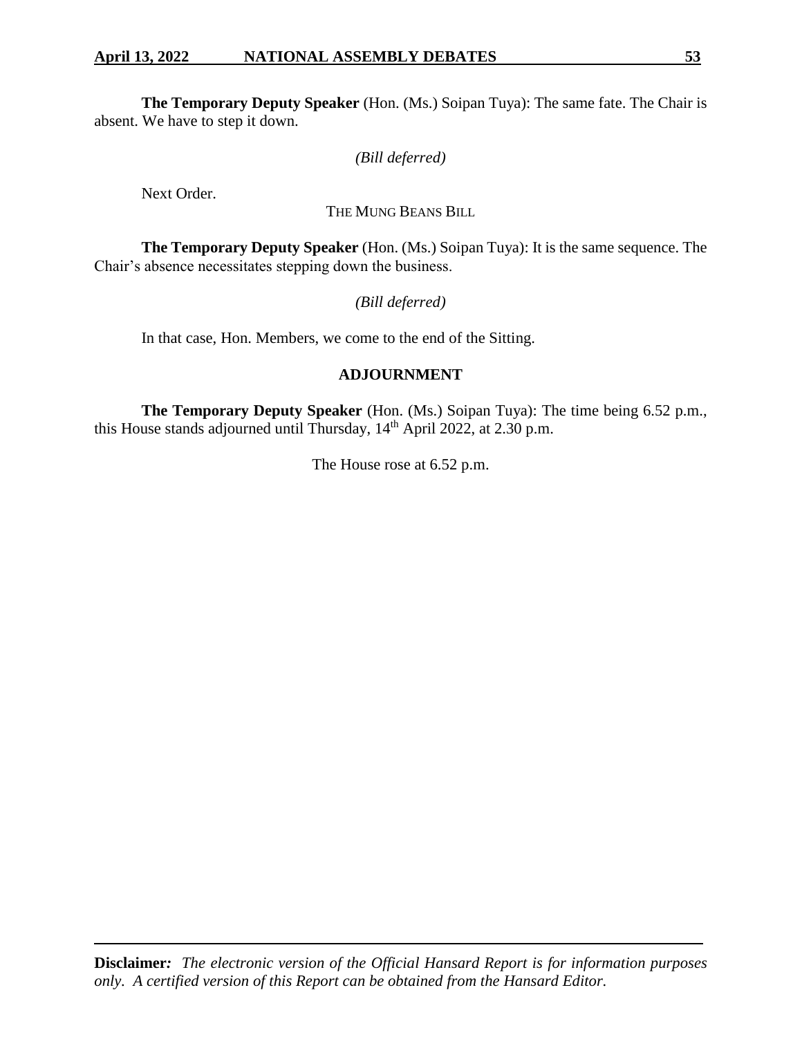**The Temporary Deputy Speaker** (Hon. (Ms.) Soipan Tuya): The same fate. The Chair is absent. We have to step it down.

*(Bill deferred)*

Next Order.

THE MUNG BEANS BILL

**The Temporary Deputy Speaker** (Hon. (Ms.) Soipan Tuya): It is the same sequence. The Chair's absence necessitates stepping down the business.

*(Bill deferred)*

In that case, Hon. Members, we come to the end of the Sitting.

## ADJOURNMENT

**The Temporary Deputy Speaker** (Hon. (Ms.) Soipan Tuya): The time being 6.52 p.m., this House stands adjourned until Thursday, 14th April 2022, at 2.30 p.m.

The House rose at 6.52 p.m.

**Disclaimer:** *The electronic version of the Official Hansard Report is for information purposes only. A certified version of this Report can be obtained from the Hansard Editor.*